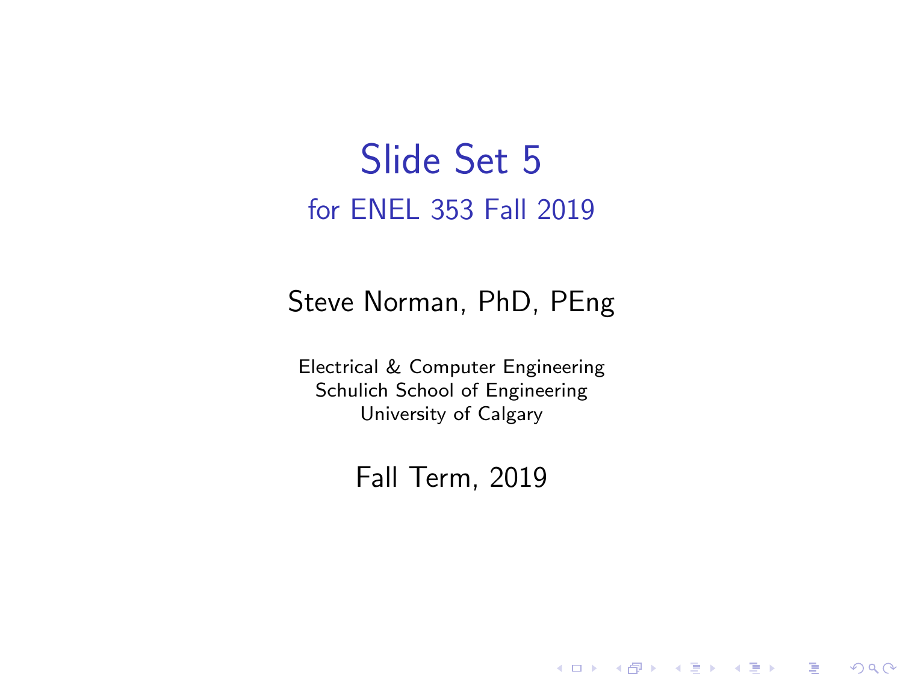# Slide Set 5

## for ENEL 353 Fall 2019

Steve Norman, PhD, PEng

Electrical & Computer Engineering
Schulich School of Engineering
University of Calgary

Fall Term, 2019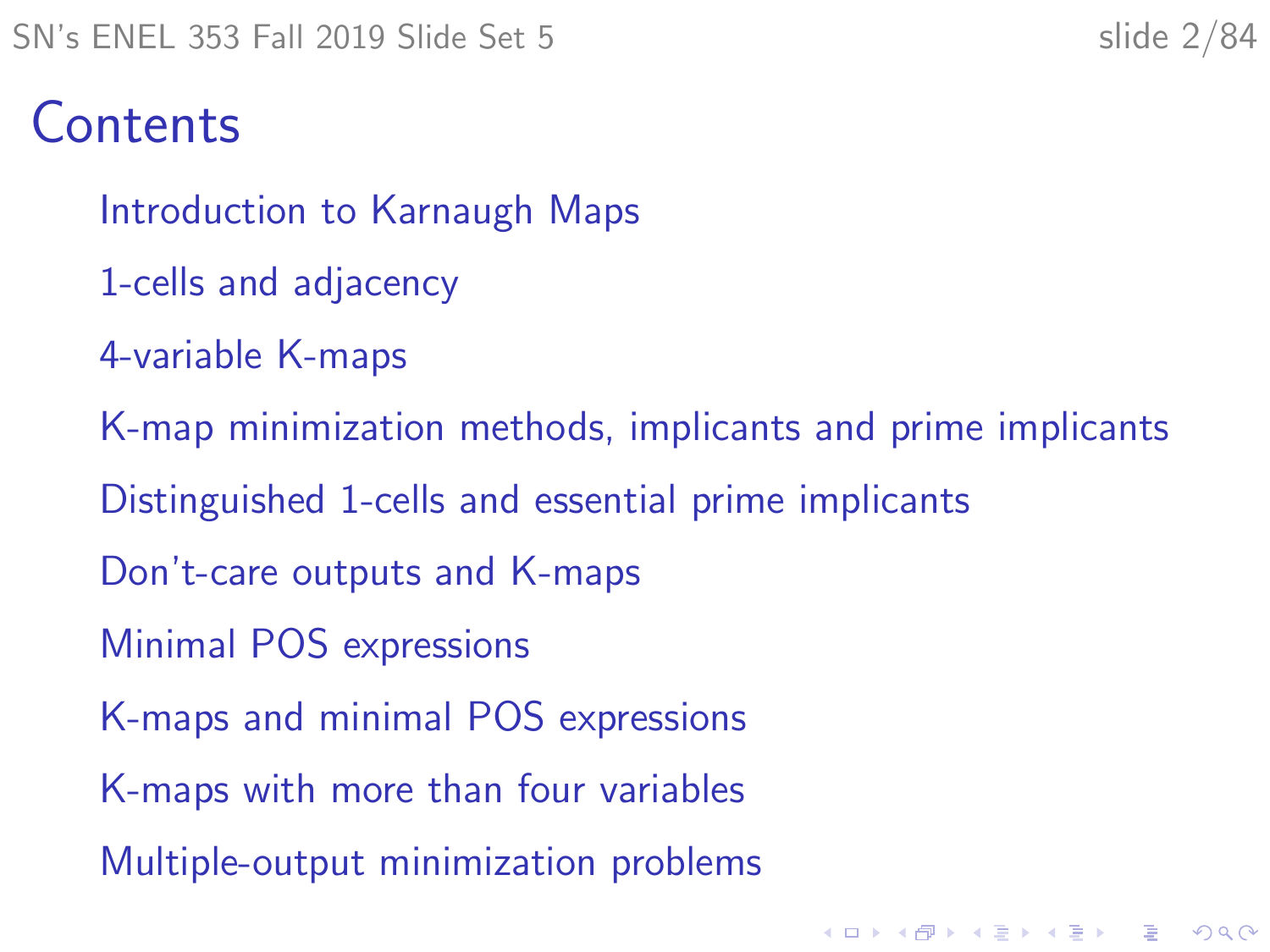# Contents

- Introduction to Karnaugh Maps
- 1-cells and adjacency
- 4-variable K-maps
- K-map minimization methods, implicants and prime implicants
- Distinguished 1-cells and essential prime implicants
- Don't-care outputs and K-maps
- Minimal POS expressions
- K-maps and minimal POS expressions
- K-maps with more than four variables
- Multiple-output minimization problems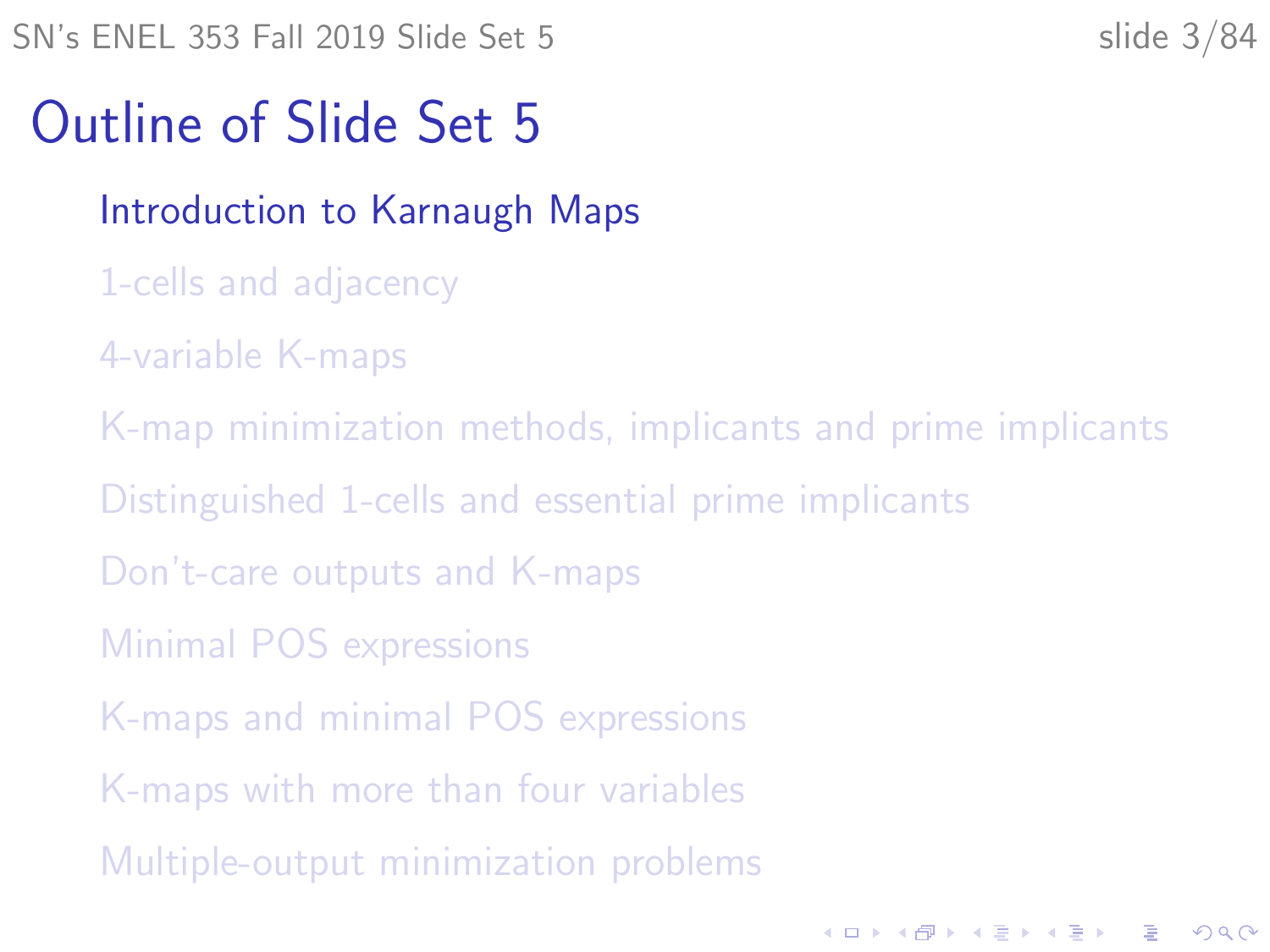# Outline of Slide Set 5

- Introduction to Karnaugh Maps
- 1-cells and adjacency
- 4-variable K-maps
- K-map minimization methods, implicants and prime implicants
- Distinguished 1-cells and essential prime implicants
- Don't-care outputs and K-maps
- Minimal POS expressions
- K-maps and minimal POS expressions
- K-maps with more than four variables
- Multiple-output minimization problems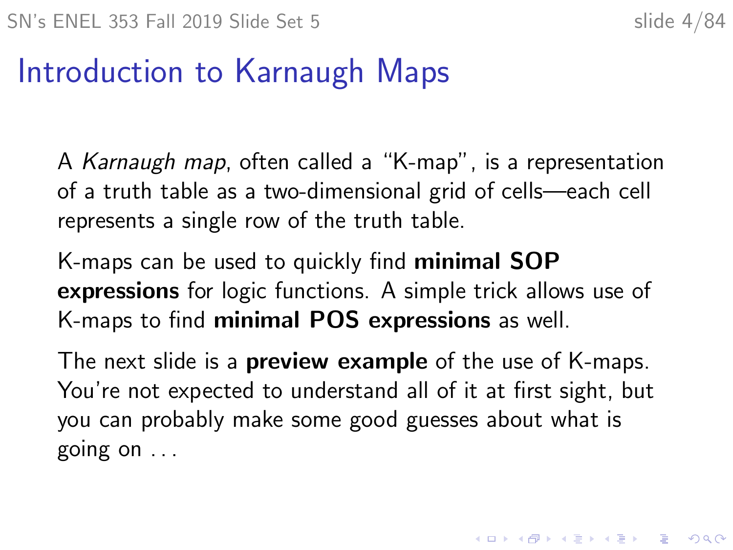# Introduction to Karnaugh Maps

A *Karnaugh map*, often called a "K-map", is a representation of a truth table as a two-dimensional grid of cells—each cell represents a single row of the truth table.

K-maps can be used to quickly find **minimal SOP expressions** for logic functions. A simple trick allows use of K-maps to find **minimal POS expressions** as well.

The next slide is a **preview example** of the use of K-maps. You're not expected to understand all of it at first sight, but you can probably make some good guesses about what is going on . . .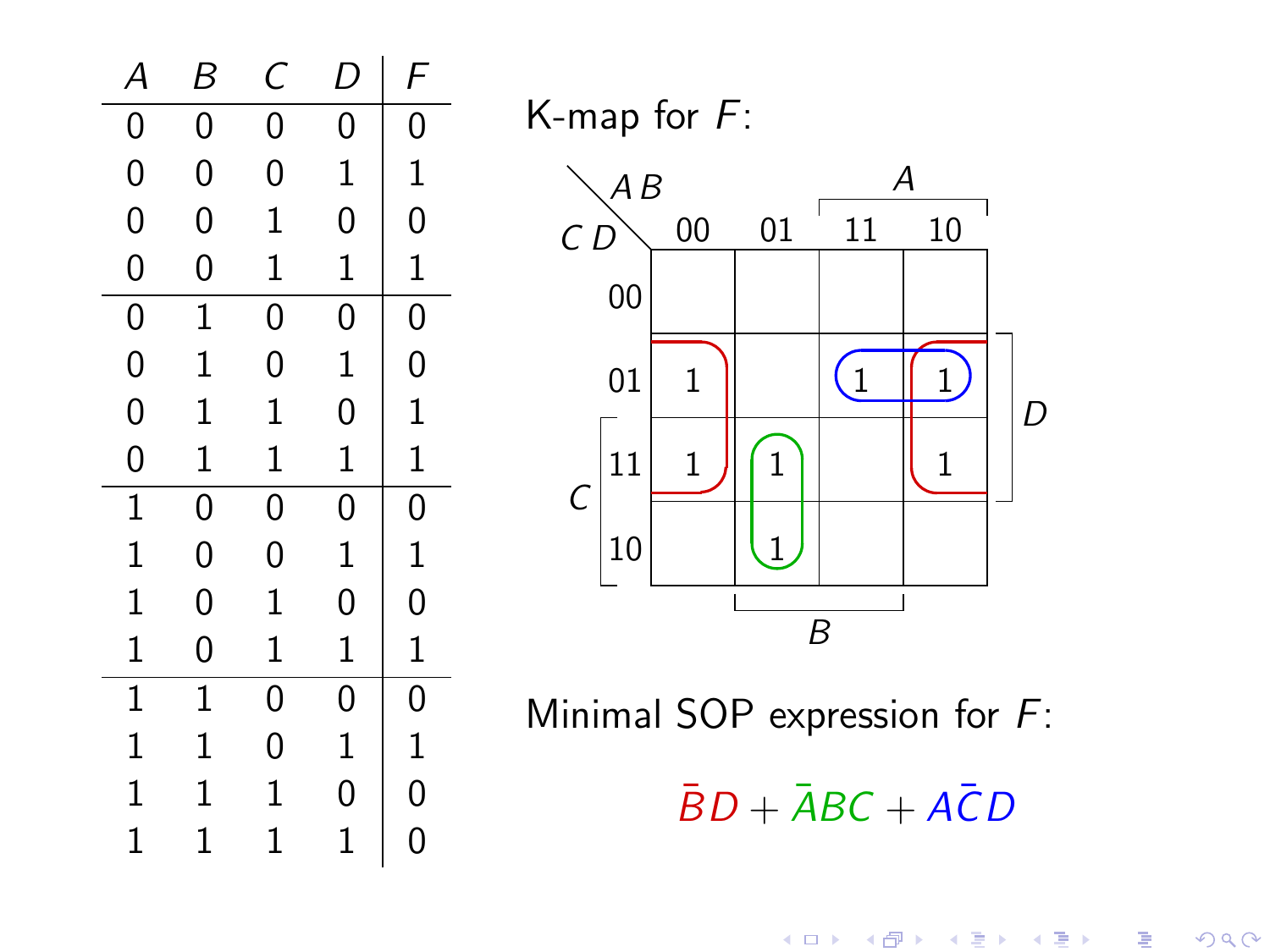| $A$ | $B$ | $C$ | $D$ | $F$ |
|---|---|---|---|---|
| 0 | 0 | 0 | 0 | 0 |
| 0 | 0 | 0 | 1 | 1 |
| 0 | 0 | 1 | 0 | 0 |
| 0 | 0 | 1 | 1 | 1 |
| 0 | 1 | 0 | 0 | 0 |
| 0 | 1 | 0 | 1 | 0 |
| 0 | 1 | 1 | 0 | 1 |
| 0 | 1 | 1 | 1 | 1 |
| 1 | 0 | 0 | 0 | 0 |
| 1 | 0 | 0 | 1 | 1 |
| 1 | 0 | 1 | 0 | 0 |
| 1 | 0 | 1 | 1 | 1 |
| 1 | 1 | 0 | 0 | 0 |
| 1 | 1 | 0 | 1 | 1 |
| 1 | 1 | 1 | 0 | 0 |
| 1 | 1 | 1 | 1 | 0 |

K-map for $F$:

| $CD$ \ $AB$ | 00 | 01 | 11 | 10 |
|---|---|---|---|---|
| 00 | | | | |
| 01 | 1 | | 1 | 1 |
| 11 | 1 | 1 | | 1 |
| 10 | | 1 | | |

Minimal SOP expression for $F$:

$$\bar{B}D + \bar{A}BC + A\bar{C}D$$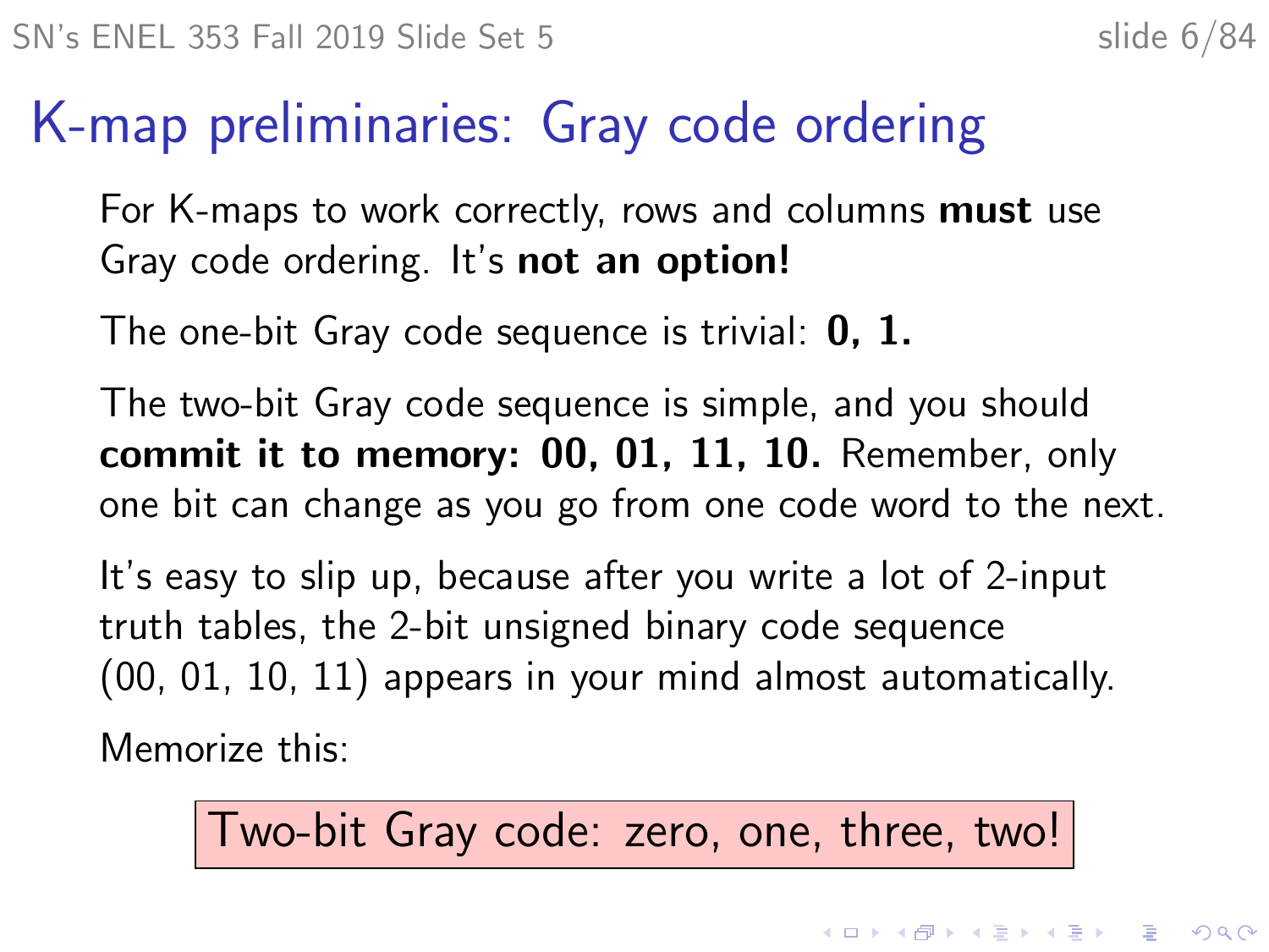# K-map preliminaries: Gray code ordering

For K-maps to work correctly, rows and columns **must** use Gray code ordering. It's **not an option!**

The one-bit Gray code sequence is trivial: **0, 1.**

The two-bit Gray code sequence is simple, and you should **commit it to memory: 00, 01, 11, 10.** Remember, only one bit can change as you go from one code word to the next.

It's easy to slip up, because after you write a lot of 2-input truth tables, the 2-bit unsigned binary code sequence (00, 01, 10, 11) appears in your mind almost automatically.

Memorize this:

> Two-bit Gray code: zero, one, three, two!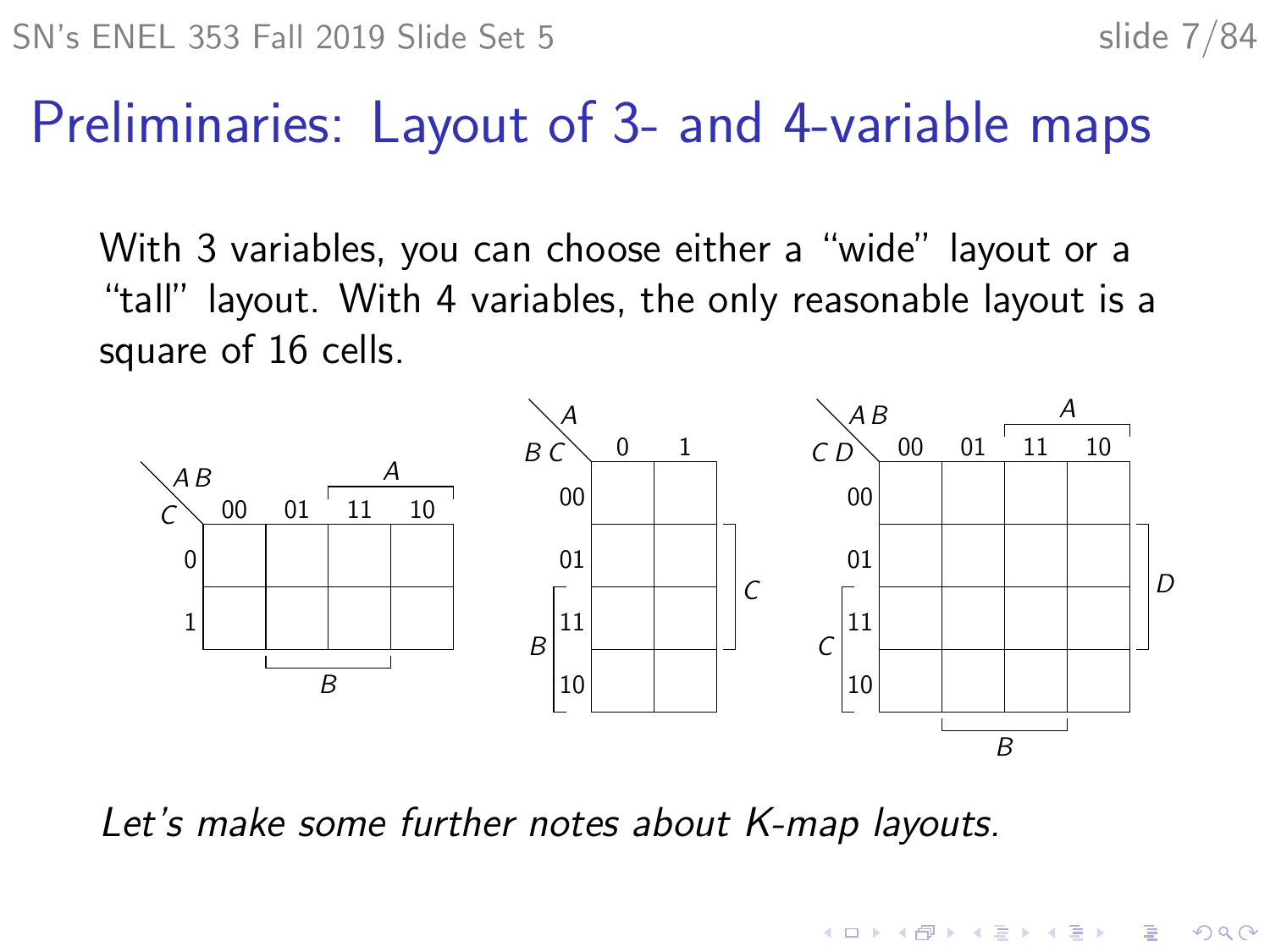# Preliminaries: Layout of 3- and 4-variable maps

With 3 variables, you can choose either a "wide" layout or a "tall" layout. With 4 variables, the only reasonable layout is a square of 16 cells.

| $C$ \ $AB$ | 00 | 01 | 11 | 10 |
|---|---|---|---|---|
| 0 | | | | |
| 1 | | | | |

| $BC$ \ $A$ | 0 | 1 |
|---|---|---|
| 00 | | |
| 01 | | |
| 11 | | |
| 10 | | |

| $CD$ \ $AB$ | 00 | 01 | 11 | 10 |
|---|---|---|---|---|
| 00 | | | | |
| 01 | | | | |
| 11 | | | | |
| 10 | | | | |

*Let's make some further notes about K-map layouts.*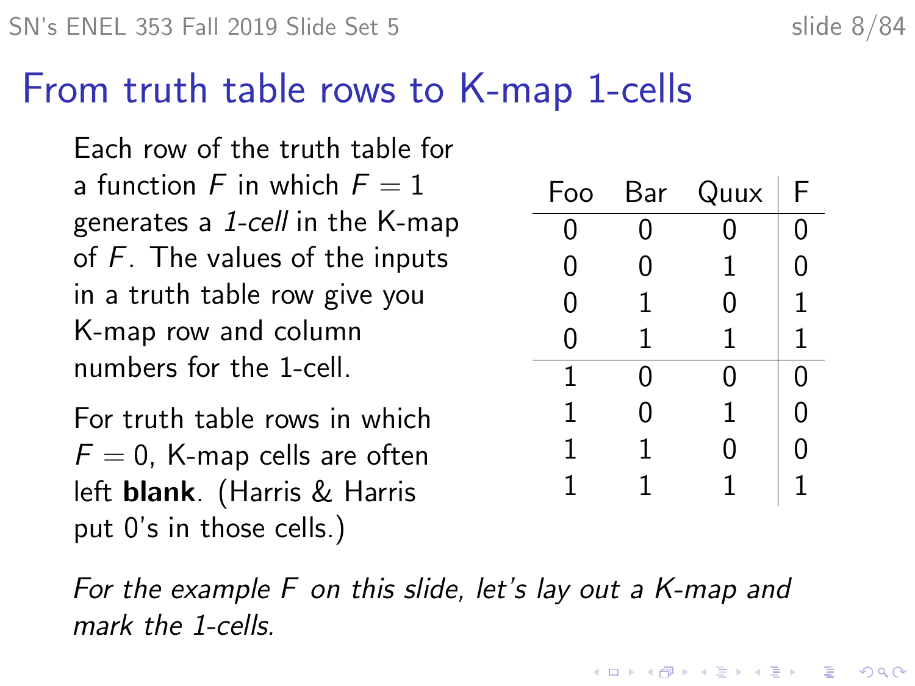# From truth table rows to K-map 1-cells

Each row of the truth table for a function $F$ in which $F = 1$ generates a *1-cell* in the K-map of $F$. The values of the inputs in a truth table row give you K-map row and column numbers for the 1-cell.

For truth table rows in which $F = 0$, K-map cells are often left **blank**. (Harris & Harris put 0's in those cells.)

| Foo | Bar | Quux | F |
|---|---|---|---|
| 0 | 0 | 0 | 0 |
| 0 | 0 | 1 | 0 |
| 0 | 1 | 0 | 1 |
| 0 | 1 | 1 | 1 |
| 1 | 0 | 0 | 0 |
| 1 | 0 | 1 | 0 |
| 1 | 1 | 0 | 0 |
| 1 | 1 | 1 | 1 |

*For the example F on this slide, let's lay out a K-map and mark the 1-cells.*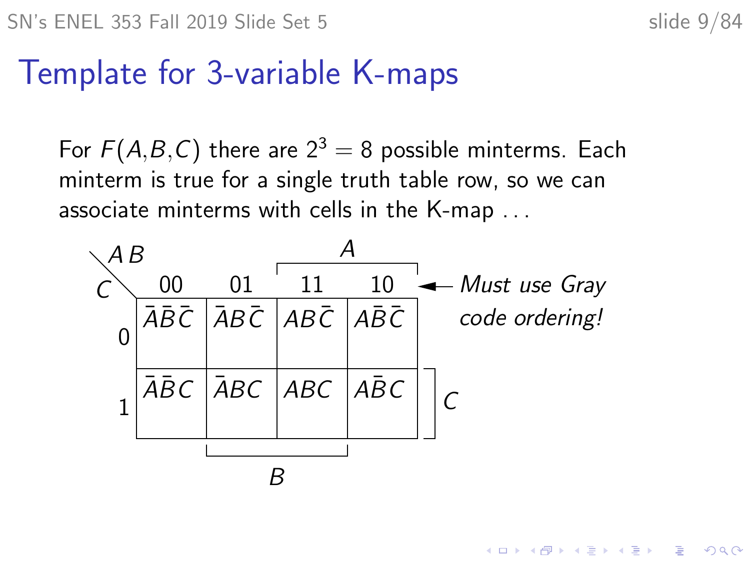# Template for 3-variable K-maps

For $F(A,B,C)$ there are $2^3 = 8$ possible minterms. Each minterm is true for a single truth table row, so we can associate minterms with cells in the K-map . . .

| C \ AB | 00 | 01 | 11 | 10 |
|---|---|---|---|---|
| 0 | $\bar{A}\bar{B}\bar{C}$ | $\bar{A}B\bar{C}$ | $AB\bar{C}$ | $A\bar{B}\bar{C}$ |
| 1 | $\bar{A}\bar{B}C$ | $\bar{A}BC$ | $ABC$ | $A\bar{B}C$ |

*Must use Gray code ordering!*

(Brackets: $A$ spans columns 11 and 10; $B$ spans columns 01 and 11; $C$ spans row 1.)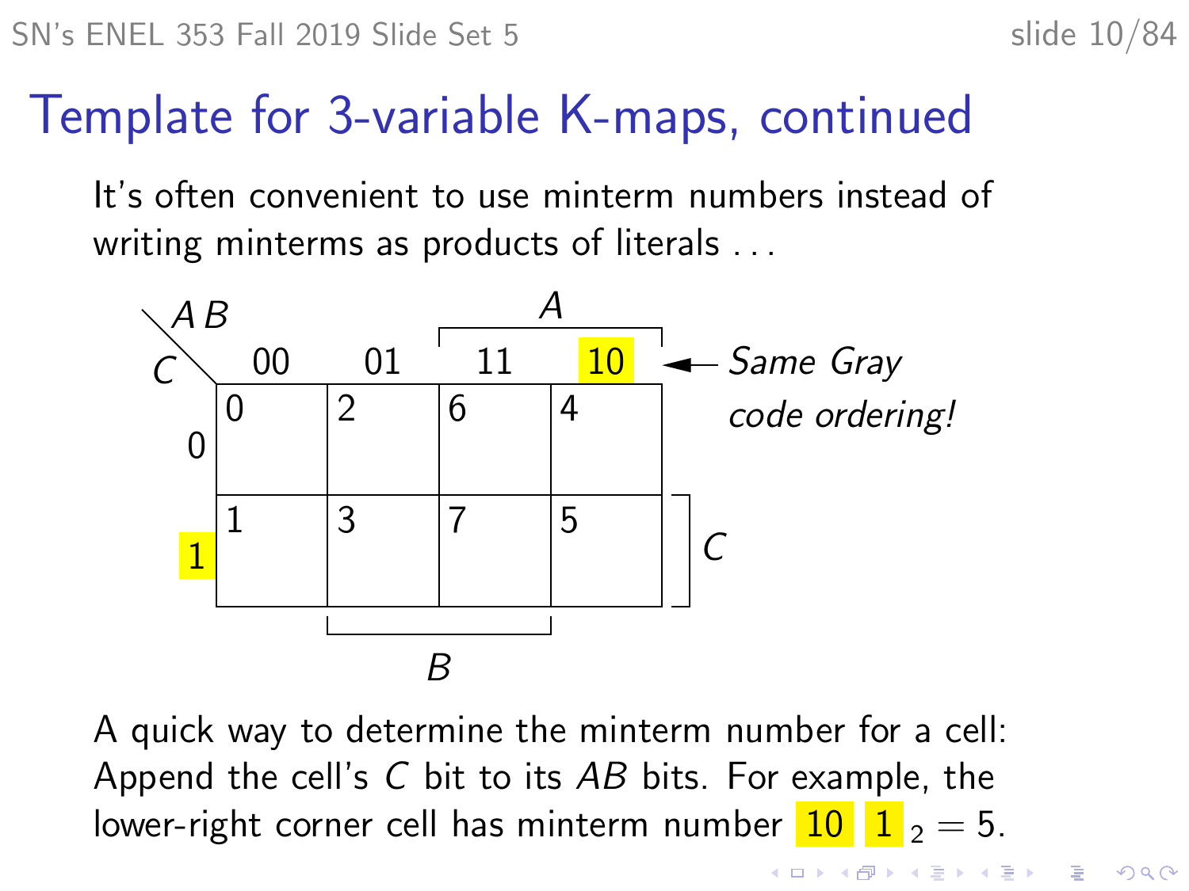# Template for 3-variable K-maps, continued

It's often convenient to use minterm numbers instead of writing minterms as products of literals . . .

| C \ AB | 00 | 01 | 11 | 10 |
|---|---|---|---|---|
| 0 | 0 | 2 | 6 | 4 |
| 1 | 1 | 3 | 7 | 5 |

*Same Gray code ordering!*

A quick way to determine the minterm number for a cell: Append the cell's $C$ bit to its $AB$ bits. For example, the lower-right corner cell has minterm number $101_2 = 5$.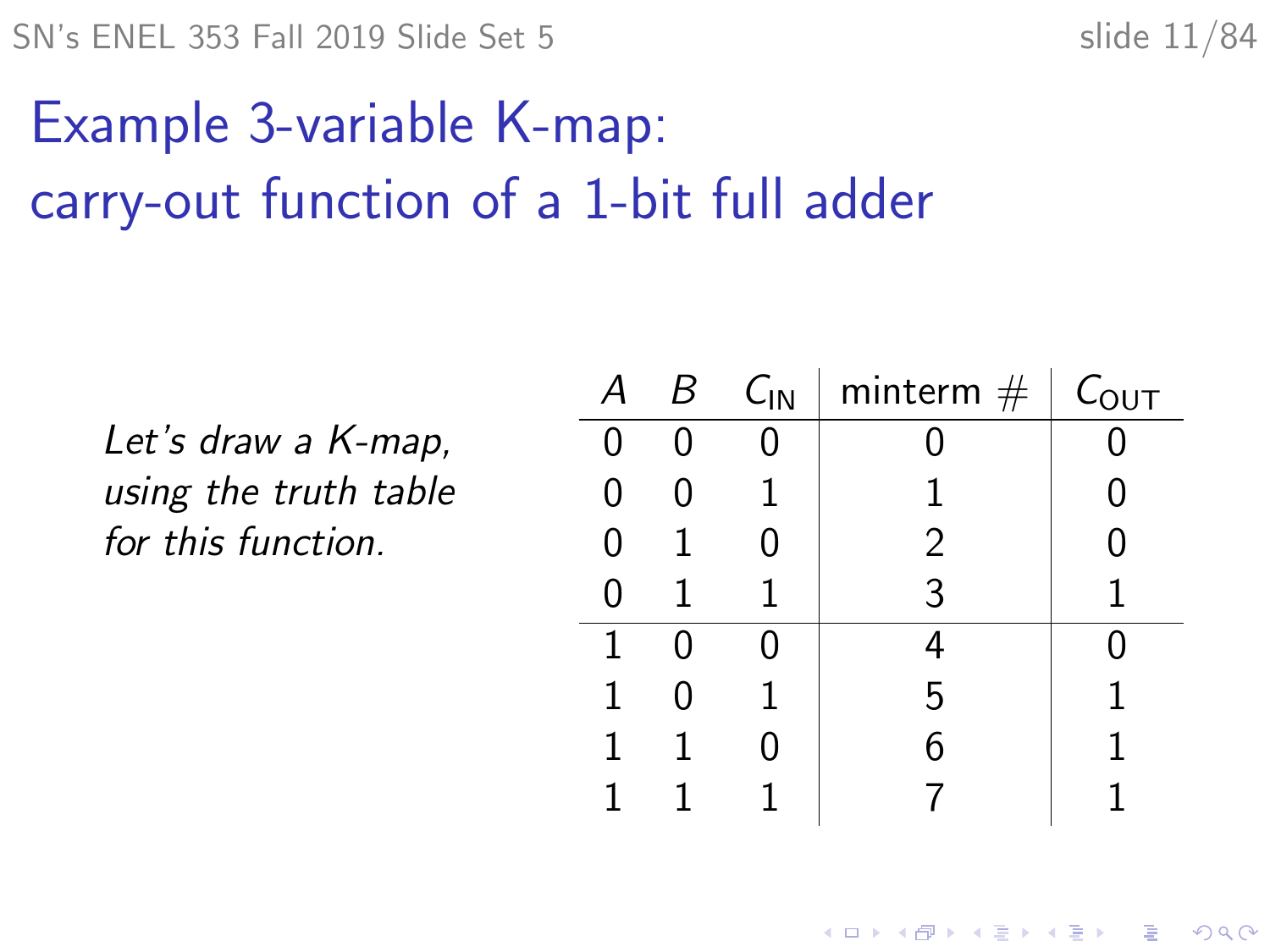# Example 3-variable K-map: carry-out function of a 1-bit full adder

*Let's draw a K-map, using the truth table for this function.*

| $A$ | $B$ | $C_{\mathrm{IN}}$ | minterm # | $C_{\mathrm{OUT}}$ |
|---|---|---|---|---|
| 0 | 0 | 0 | 0 | 0 |
| 0 | 0 | 1 | 1 | 0 |
| 0 | 1 | 0 | 2 | 0 |
| 0 | 1 | 1 | 3 | 1 |
| 1 | 0 | 0 | 4 | 0 |
| 1 | 0 | 1 | 5 | 1 |
| 1 | 1 | 0 | 6 | 1 |
| 1 | 1 | 1 | 7 | 1 |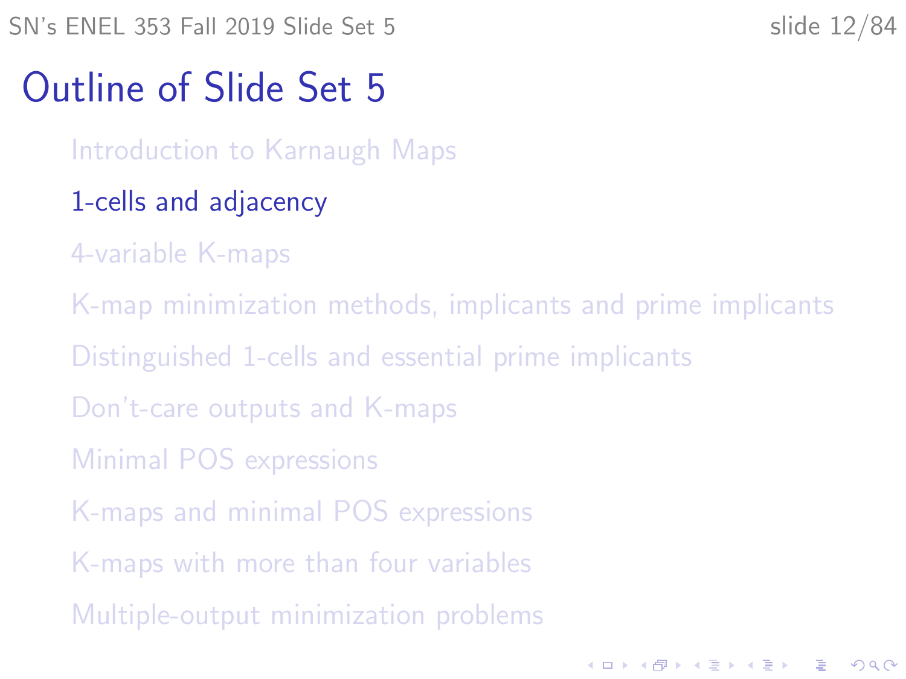# Outline of Slide Set 5

- Introduction to Karnaugh Maps
- 1-cells and adjacency
- 4-variable K-maps
- K-map minimization methods, implicants and prime implicants
- Distinguished 1-cells and essential prime implicants
- Don't-care outputs and K-maps
- Minimal POS expressions
- K-maps and minimal POS expressions
- K-maps with more than four variables
- Multiple-output minimization problems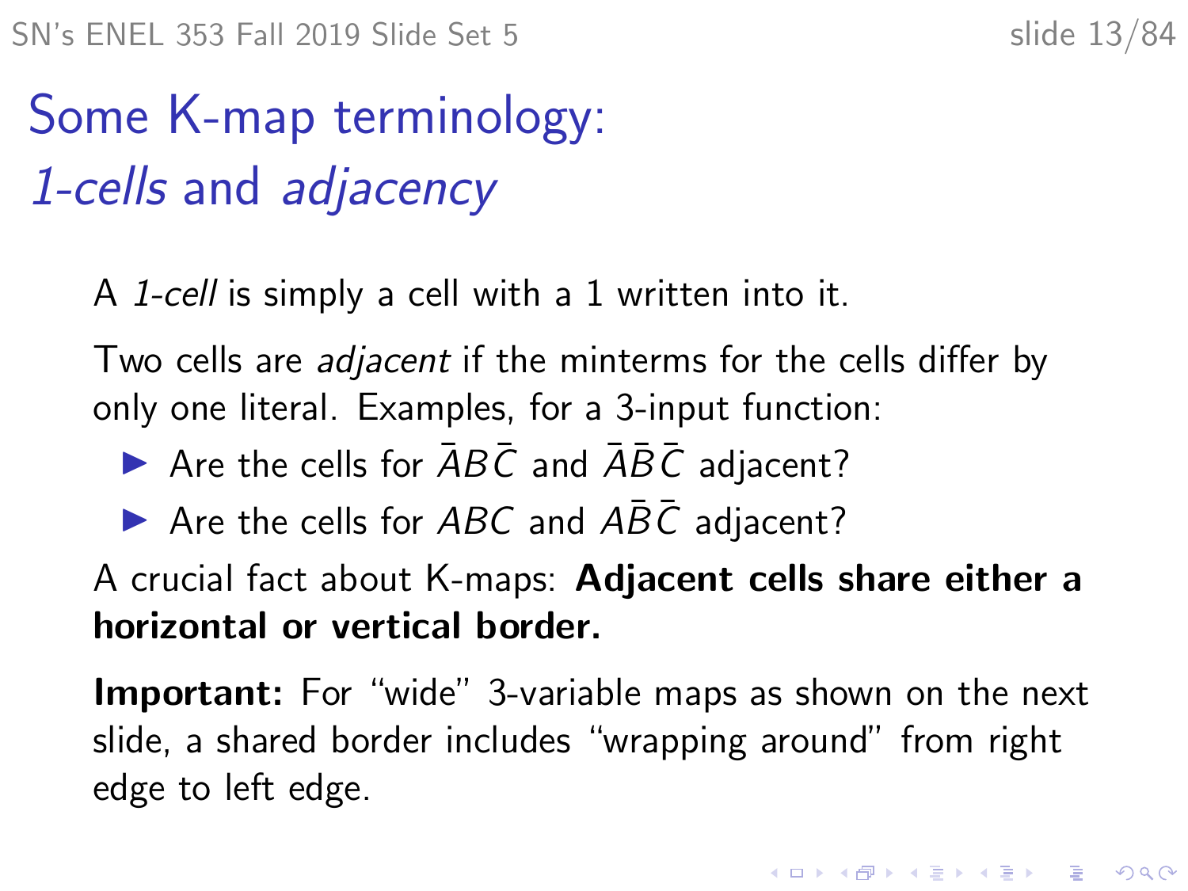# Some K-map terminology: *1-cells* and *adjacency*

A *1-cell* is simply a cell with a 1 written into it.

Two cells are *adjacent* if the minterms for the cells differ by only one literal. Examples, for a 3-input function:

- Are the cells for $\bar{A}B\bar{C}$ and $\bar{A}\bar{B}\bar{C}$ adjacent?
- Are the cells for $ABC$ and $A\bar{B}\bar{C}$ adjacent?

A crucial fact about K-maps: **Adjacent cells share either a horizontal or vertical border.**

**Important:** For "wide" 3-variable maps as shown on the next slide, a shared border includes "wrapping around" from right edge to left edge.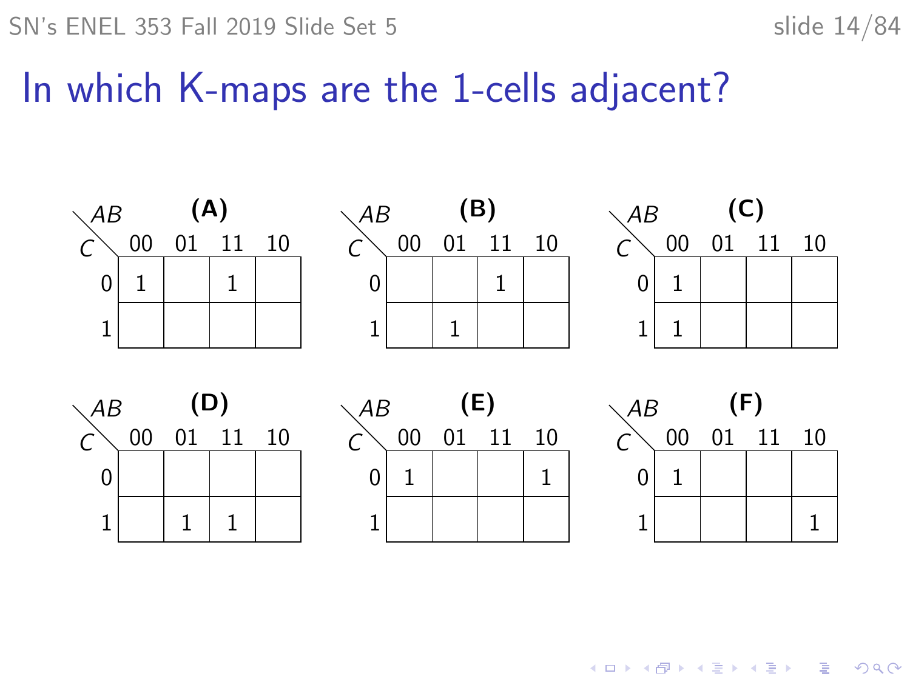# In which K-maps are the 1-cells adjacent?

**(A)**

| C \ AB | 00 | 01 | 11 | 10 |
|---|---|---|---|---|
| 0 | 1 | | 1 | |
| 1 | | | | |

**(B)**

| C \ AB | 00 | 01 | 11 | 10 |
|---|---|---|---|---|
| 0 | | | 1 | |
| 1 | | 1 | | |

**(C)**

| C \ AB | 00 | 01 | 11 | 10 |
|---|---|---|---|---|
| 0 | 1 | | | |
| 1 | 1 | | | |

**(D)**

| C \ AB | 00 | 01 | 11 | 10 |
|---|---|---|---|---|
| 0 | | | | |
| 1 | | 1 | 1 | |

**(E)**

| C \ AB | 00 | 01 | 11 | 10 |
|---|---|---|---|---|
| 0 | 1 | | | 1 |
| 1 | | | | |

**(F)**

| C \ AB | 00 | 01 | 11 | 10 |
|---|---|---|---|---|
| 0 | 1 | | | |
| 1 | | | | 1 |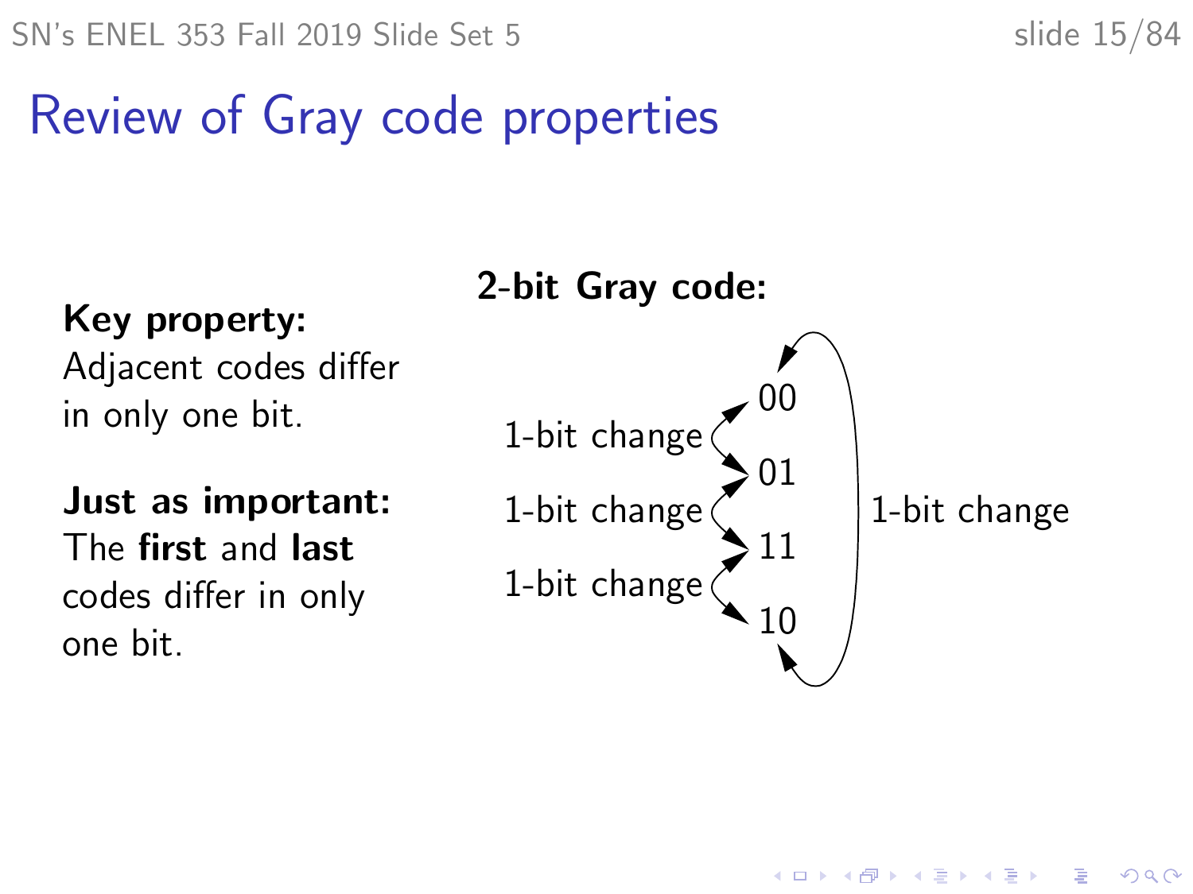# Review of Gray code properties

**Key property:**
Adjacent codes differ in only one bit.

**Just as important:**
The **first** and **last** codes differ in only one bit.

**2-bit Gray code:**

00
01
11
10

1-bit change
1-bit change
1-bit change

1-bit change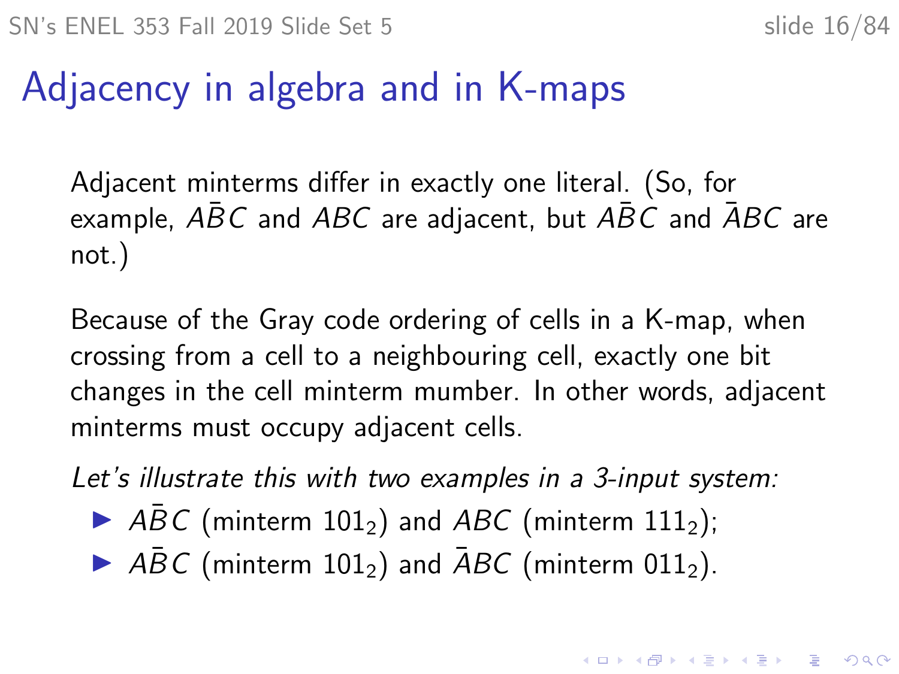# Adjacency in algebra and in K-maps

Adjacent minterms differ in exactly one literal. (So, for example, $A\bar{B}C$ and $ABC$ are adjacent, but $A\bar{B}C$ and $\bar{A}BC$ are not.)

Because of the Gray code ordering of cells in a K-map, when crossing from a cell to a neighbouring cell, exactly one bit changes in the cell minterm mumber. In other words, adjacent minterms must occupy adjacent cells.

*Let's illustrate this with two examples in a 3-input system:*

- $A\bar{B}C$ (minterm $101_2$) and $ABC$ (minterm $111_2$);
- $A\bar{B}C$ (minterm $101_2$) and $\bar{A}BC$ (minterm $011_2$).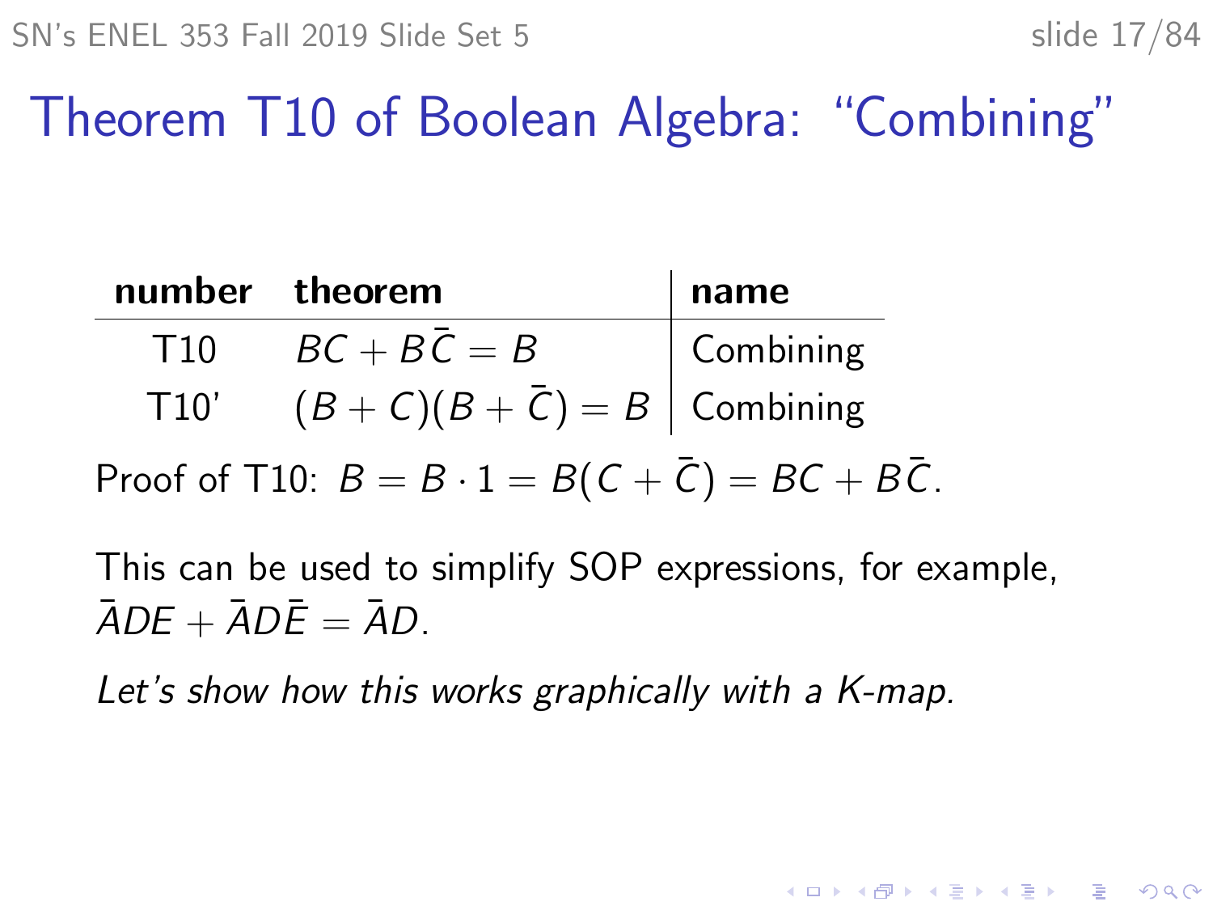# Theorem T10 of Boolean Algebra: "Combining"

| number | theorem | name |
|---|---|---|
| T10 | $BC + B\bar{C} = B$ | Combining |
| T10' | $(B + C)(B + \bar{C}) = B$ | Combining |

Proof of T10: $B = B \cdot 1 = B(C + \bar{C}) = BC + B\bar{C}$.

This can be used to simplify SOP expressions, for example, $\bar{A}DE + \bar{A}D\bar{E} = \bar{A}D$.

*Let's show how this works graphically with a K-map.*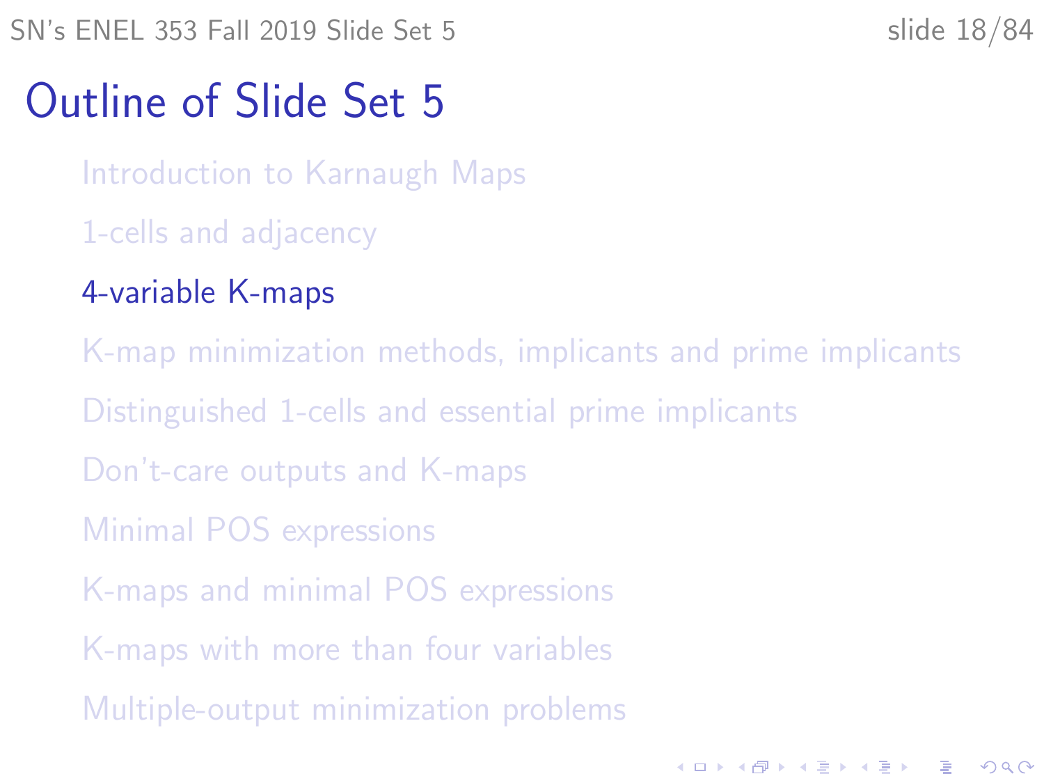# Outline of Slide Set 5

- Introduction to Karnaugh Maps
- 1-cells and adjacency
- 4-variable K-maps
- K-map minimization methods, implicants and prime implicants
- Distinguished 1-cells and essential prime implicants
- Don't-care outputs and K-maps
- Minimal POS expressions
- K-maps and minimal POS expressions
- K-maps with more than four variables
- Multiple-output minimization problems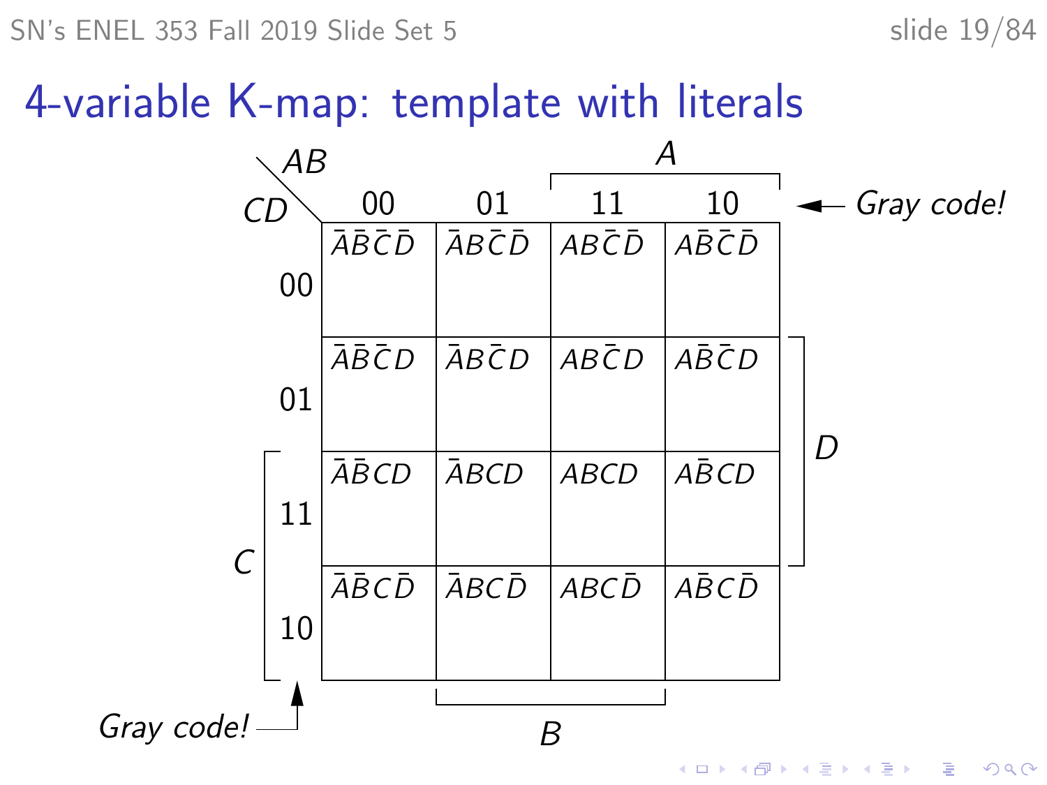# 4-variable K-map: template with literals

| CD \ AB | 00 | 01 | 11 | 10 |
|---|---|---|---|---|
| 00 | $\bar{A}\bar{B}\bar{C}\bar{D}$ | $\bar{A}B\bar{C}\bar{D}$ | $AB\bar{C}\bar{D}$ | $A\bar{B}\bar{C}\bar{D}$ |
| 01 | $\bar{A}\bar{B}\bar{C}D$ | $\bar{A}B\bar{C}D$ | $AB\bar{C}D$ | $A\bar{B}\bar{C}D$ |
| 11 | $\bar{A}\bar{B}CD$ | $\bar{A}BCD$ | $ABCD$ | $A\bar{B}CD$ |
| 10 | $\bar{A}\bar{B}C\bar{D}$ | $\bar{A}BC\bar{D}$ | $ABC\bar{D}$ | $A\bar{B}C\bar{D}$ |

- Columns 11 and 10: $A$
- Columns 01 and 11: $B$
- Rows 11 and 10: $C$
- Rows 01 and 11: $D$

*Gray code!* (column labels 00, 01, 11, 10)

*Gray code!* (row labels 00, 01, 11, 10)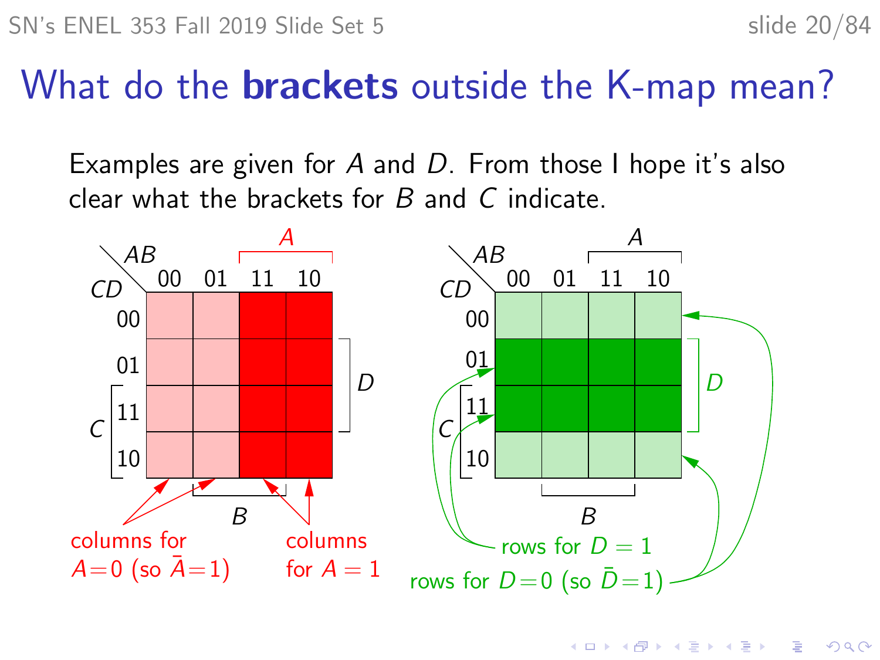# What do the **brackets** outside the K-map mean?

Examples are given for $A$ and $D$. From those I hope it's also clear what the brackets for $B$ and $C$ indicate.

| $CD \backslash AB$ | 00 | 01 | 11 | 10 |
|---|---|---|---|---|
| 00 | | | | |
| 01 | | | | |
| 11 | | | | |
| 10 | | | | |

columns for $A=0$ (so $\bar{A}=1$)

columns for $A=1$

| $CD \backslash AB$ | 00 | 01 | 11 | 10 |
|---|---|---|---|---|
| 00 | | | | |
| 01 | | | | |
| 11 | | | | |
| 10 | | | | |

rows for $D=1$

rows for $D=0$ (so $\bar{D}=1$)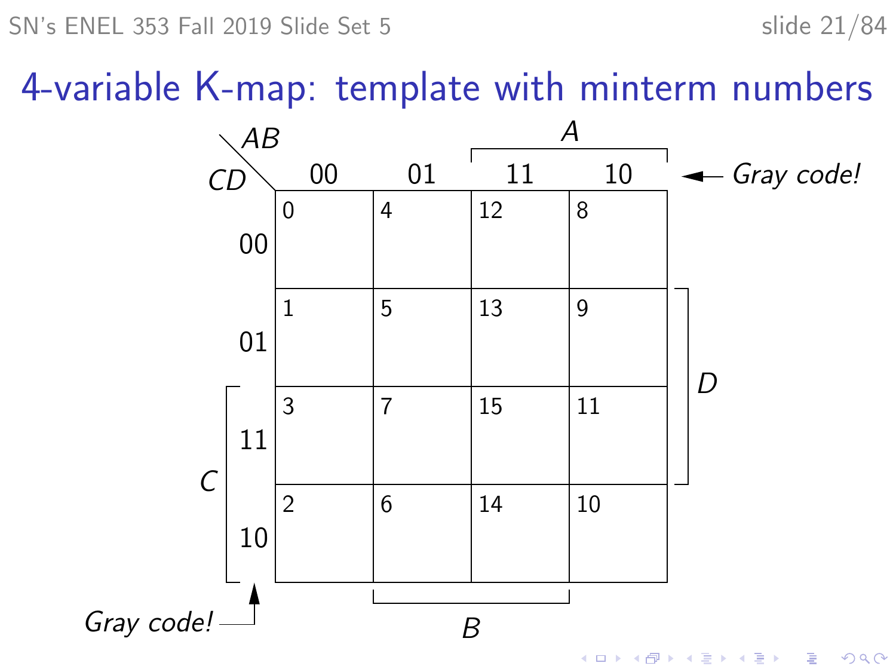# 4-variable K-map: template with minterm numbers

| CD \ AB | 00 | 01 | 11 | 10 |
|---|---|---|---|---|
| 00 | 0 | 4 | 12 | 8 |
| 01 | 1 | 5 | 13 | 9 |
| 11 | 3 | 7 | 15 | 11 |
| 10 | 2 | 6 | 14 | 10 |

*A* spans columns 11 and 10. *B* spans columns 01 and 11. *C* spans rows 11 and 10. *D* spans rows 01 and 11.

*Gray code!* (column labels 00, 01, 11, 10)

*Gray code!* (row labels 00, 01, 11, 10)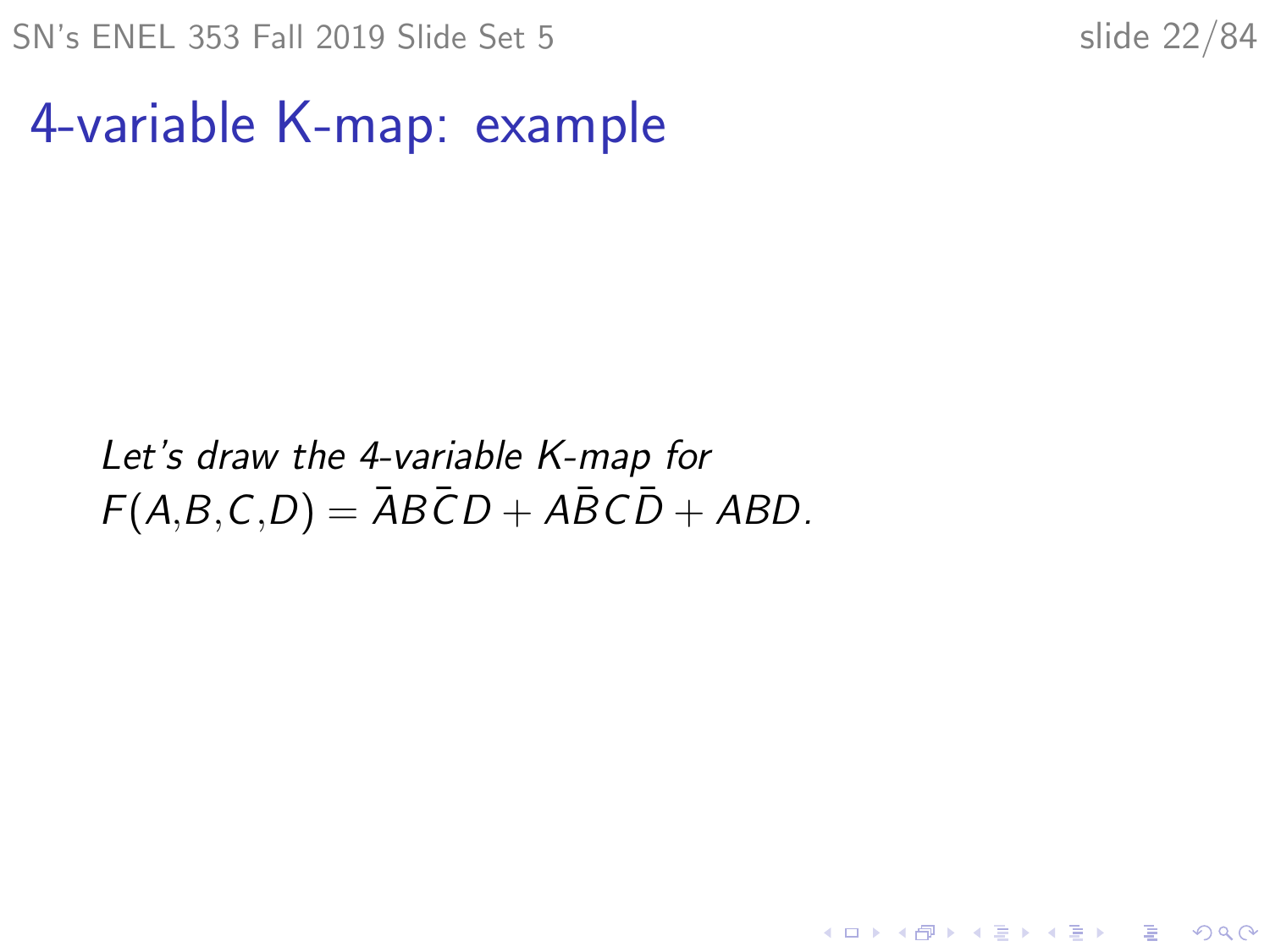# 4-variable K-map: example

*Let's draw the 4-variable K-map for*
$F(A,B,C,D) = \bar{A}B\bar{C}D + A\bar{B}C\bar{D} + ABD.$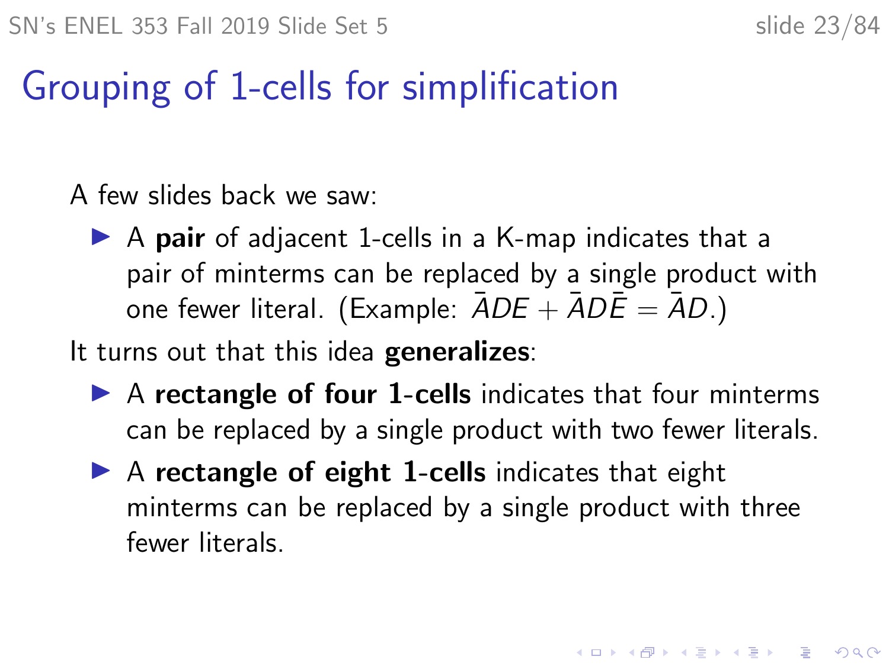# Grouping of 1-cells for simplification

A few slides back we saw:

- A **pair** of adjacent 1-cells in a K-map indicates that a pair of minterms can be replaced by a single product with one fewer literal. (Example: $\bar{A}DE + \bar{A}D\bar{E} = \bar{A}D$.)

It turns out that this idea **generalizes**:

- A **rectangle of four 1-cells** indicates that four minterms can be replaced by a single product with two fewer literals.
- A **rectangle of eight 1-cells** indicates that eight minterms can be replaced by a single product with three fewer literals.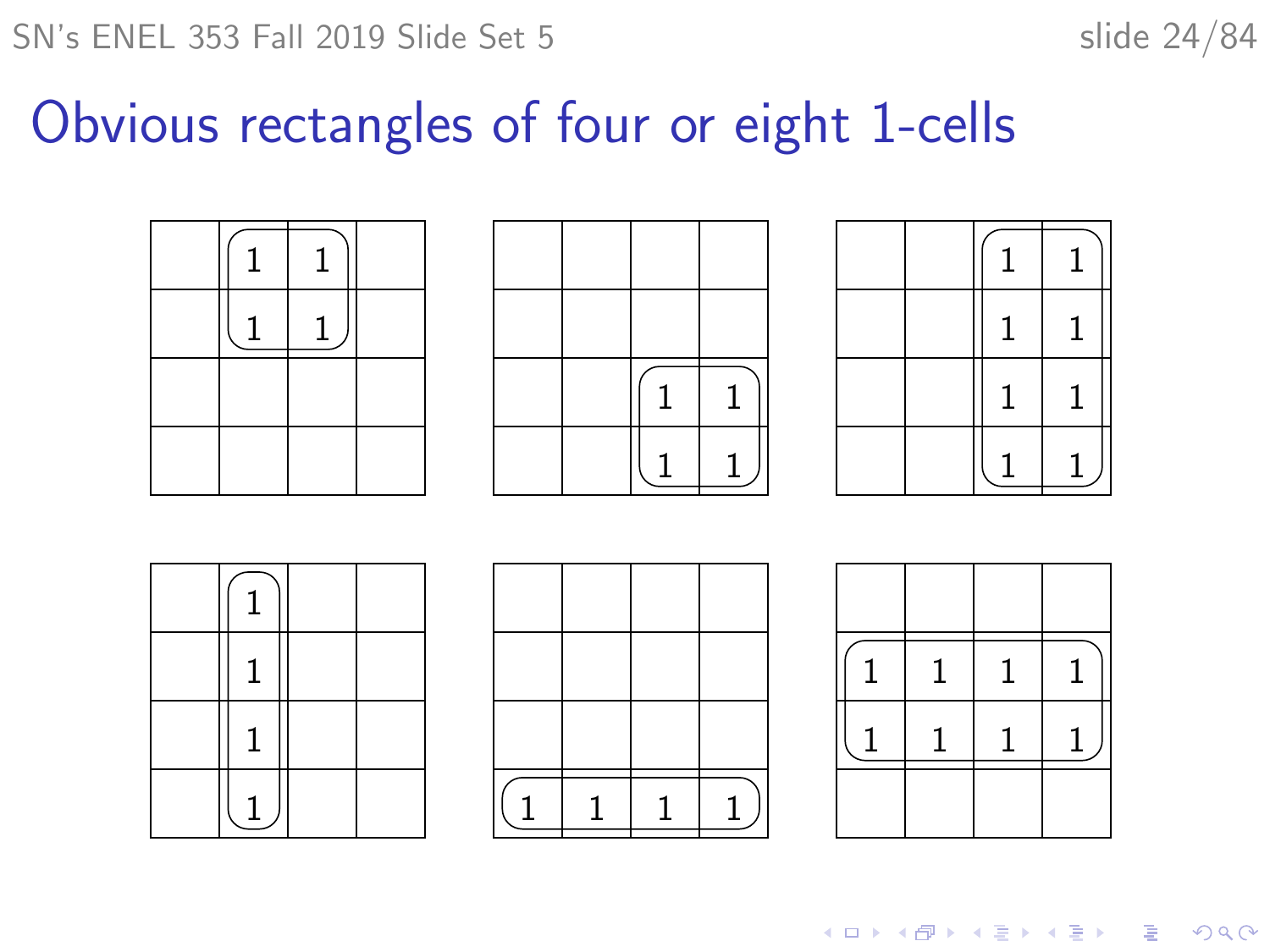# Obvious rectangles of four or eight 1-cells

|   |   |   |   |
|---|---|---|---|
|   | 1 | 1 |   |
|   | 1 | 1 |   |
|   |   |   |   |
|   |   |   |   |

|   |   |   |   |
|---|---|---|---|
|   |   |   |   |
|   |   |   |   |
|   |   | 1 | 1 |
|   |   | 1 | 1 |

|   |   |   |   |
|---|---|---|---|
|   |   | 1 | 1 |
|   |   | 1 | 1 |
|   |   | 1 | 1 |
|   |   | 1 | 1 |

|   |   |   |   |
|---|---|---|---|
|   | 1 |   |   |
|   | 1 |   |   |
|   | 1 |   |   |
|   | 1 |   |   |

|   |   |   |   |
|---|---|---|---|
|   |   |   |   |
|   |   |   |   |
|   |   |   |   |
| 1 | 1 | 1 | 1 |

|   |   |   |   |
|---|---|---|---|
|   |   |   |   |
| 1 | 1 | 1 | 1 |
| 1 | 1 | 1 | 1 |
|   |   |   |   |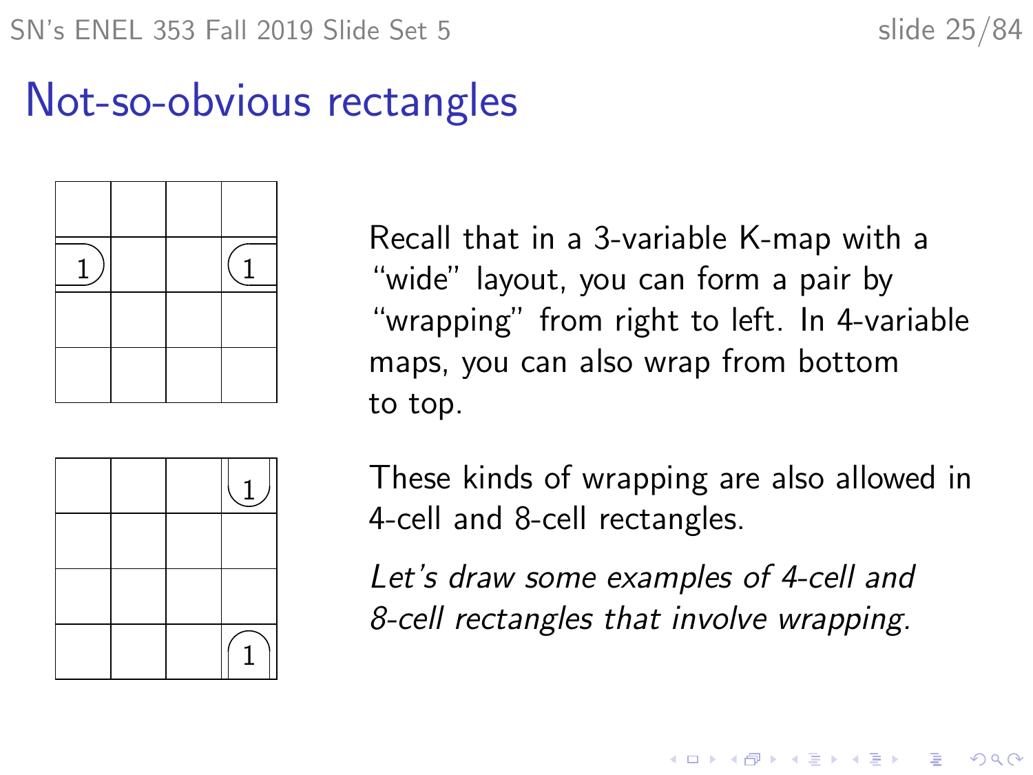# Not-so-obvious rectangles

| | | | |
|---|---|---|---|
| | | | |
| 1 | | | 1 |
| | | | |
| | | | |

Recall that in a 3-variable K-map with a "wide" layout, you can form a pair by "wrapping" from right to left. In 4-variable maps, you can also wrap from bottom to top.

| | | | |
|---|---|---|---|
| | | | 1 |
| | | | |
| | | | |
| | | | 1 |

These kinds of wrapping are also allowed in 4-cell and 8-cell rectangles.

*Let's draw some examples of 4-cell and 8-cell rectangles that involve wrapping.*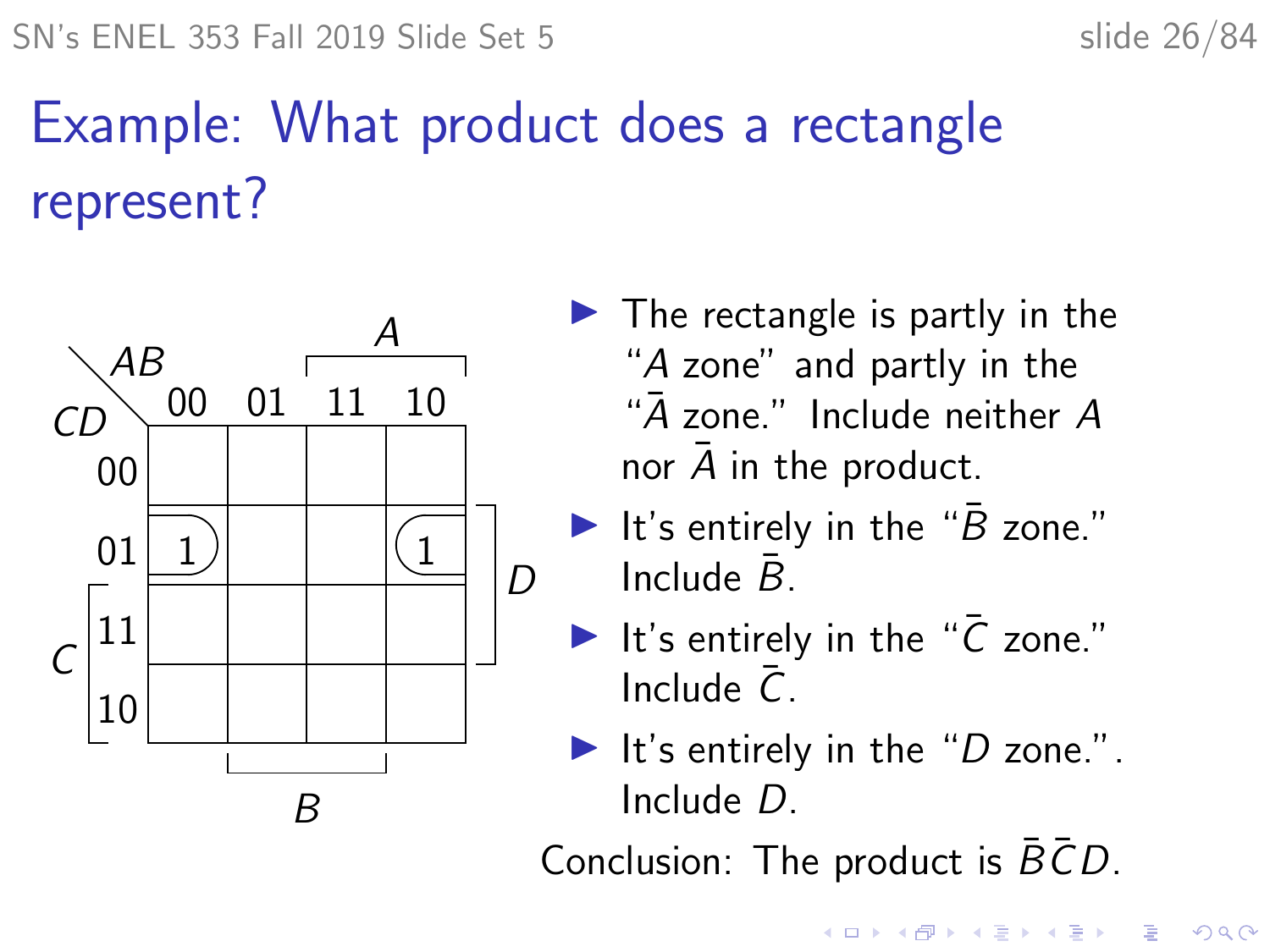# Example: What product does a rectangle represent?

| CD \ AB | 00 | 01 | 11 | 10 |
|---|---|---|---|---|
| 00 | | | | |
| 01 | 1 | | | 1 |
| 11 | | | | |
| 10 | | | | |

- The rectangle is partly in the "$A$ zone" and partly in the "$\bar{A}$ zone." Include neither $A$ nor $\bar{A}$ in the product.
- It's entirely in the "$\bar{B}$ zone." Include $\bar{B}$.
- It's entirely in the "$\bar{C}$ zone." Include $\bar{C}$.
- It's entirely in the "$D$ zone.". Include $D$.

Conclusion: The product is $\bar{B}\bar{C}D$.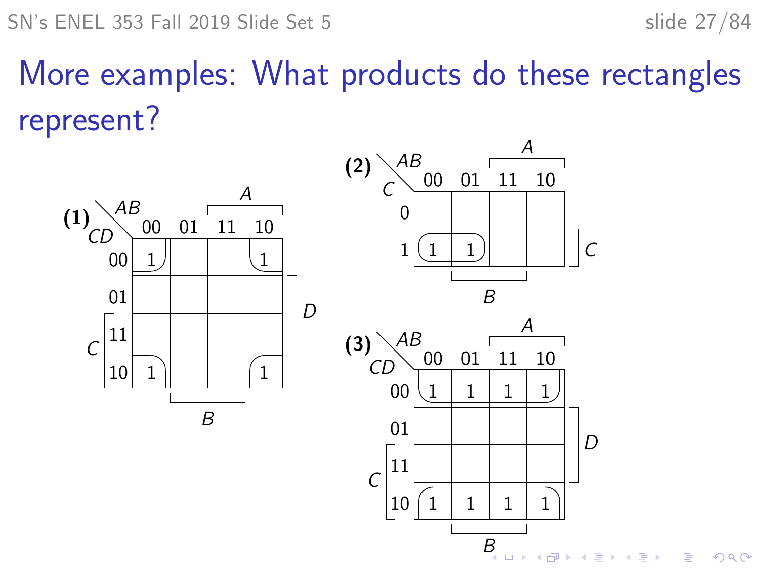# More examples: What products do these rectangles represent?

**(1)**

| CD \ AB | 00 | 01 | 11 | 10 |
|---|---|---|---|---|
| 00 | 1 | | | 1 |
| 01 | | | | |
| 11 | | | | |
| 10 | 1 | | | 1 |

**(2)**

| C \ AB | 00 | 01 | 11 | 10 |
|---|---|---|---|---|
| 0 | | | | |
| 1 | 1 | 1 | | |

**(3)**

| CD \ AB | 00 | 01 | 11 | 10 |
|---|---|---|---|---|
| 00 | 1 | 1 | 1 | 1 |
| 01 | | | | |
| 11 | | | | |
| 10 | 1 | 1 | 1 | 1 |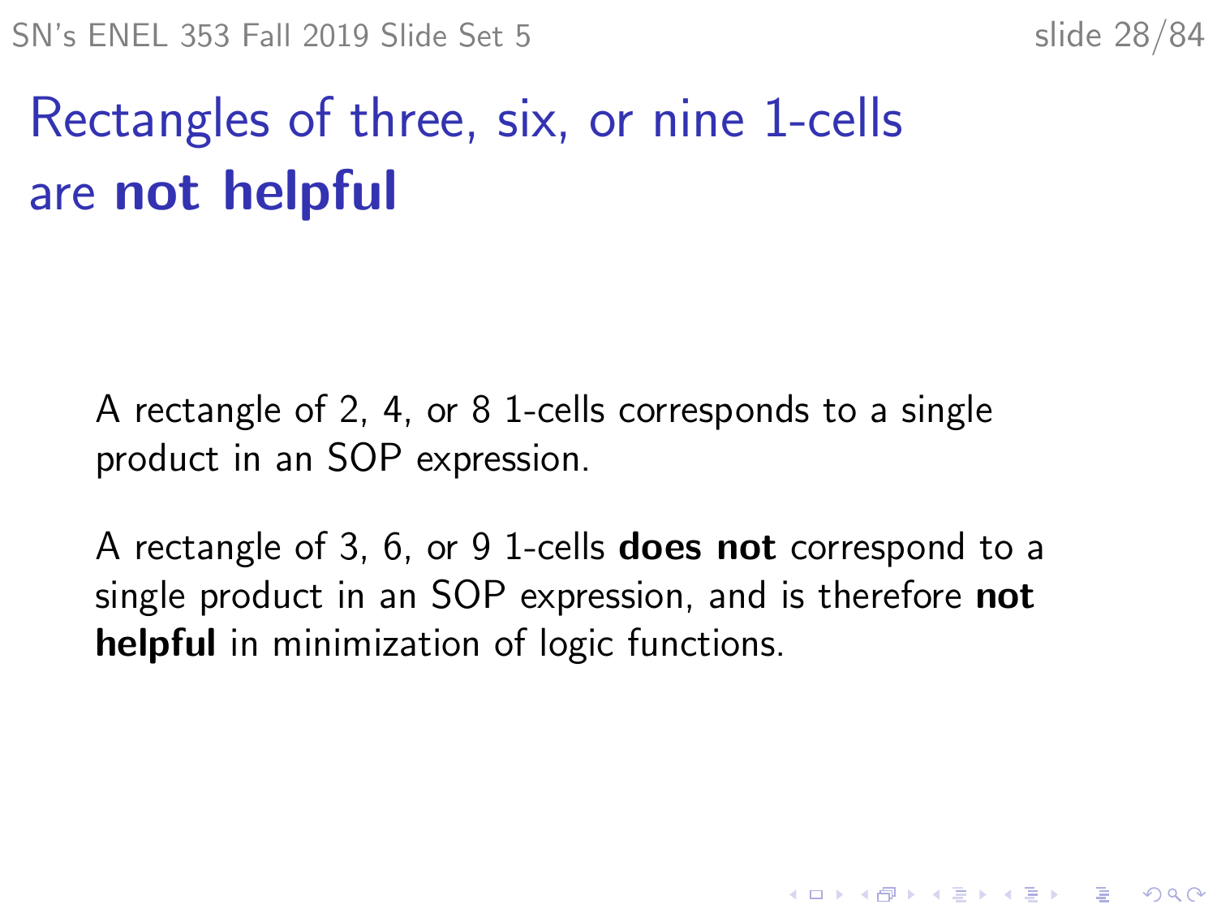# Rectangles of three, six, or nine 1-cells are **not helpful**

A rectangle of 2, 4, or 8 1-cells corresponds to a single product in an SOP expression.

A rectangle of 3, 6, or 9 1-cells **does not** correspond to a single product in an SOP expression, and is therefore **not helpful** in minimization of logic functions.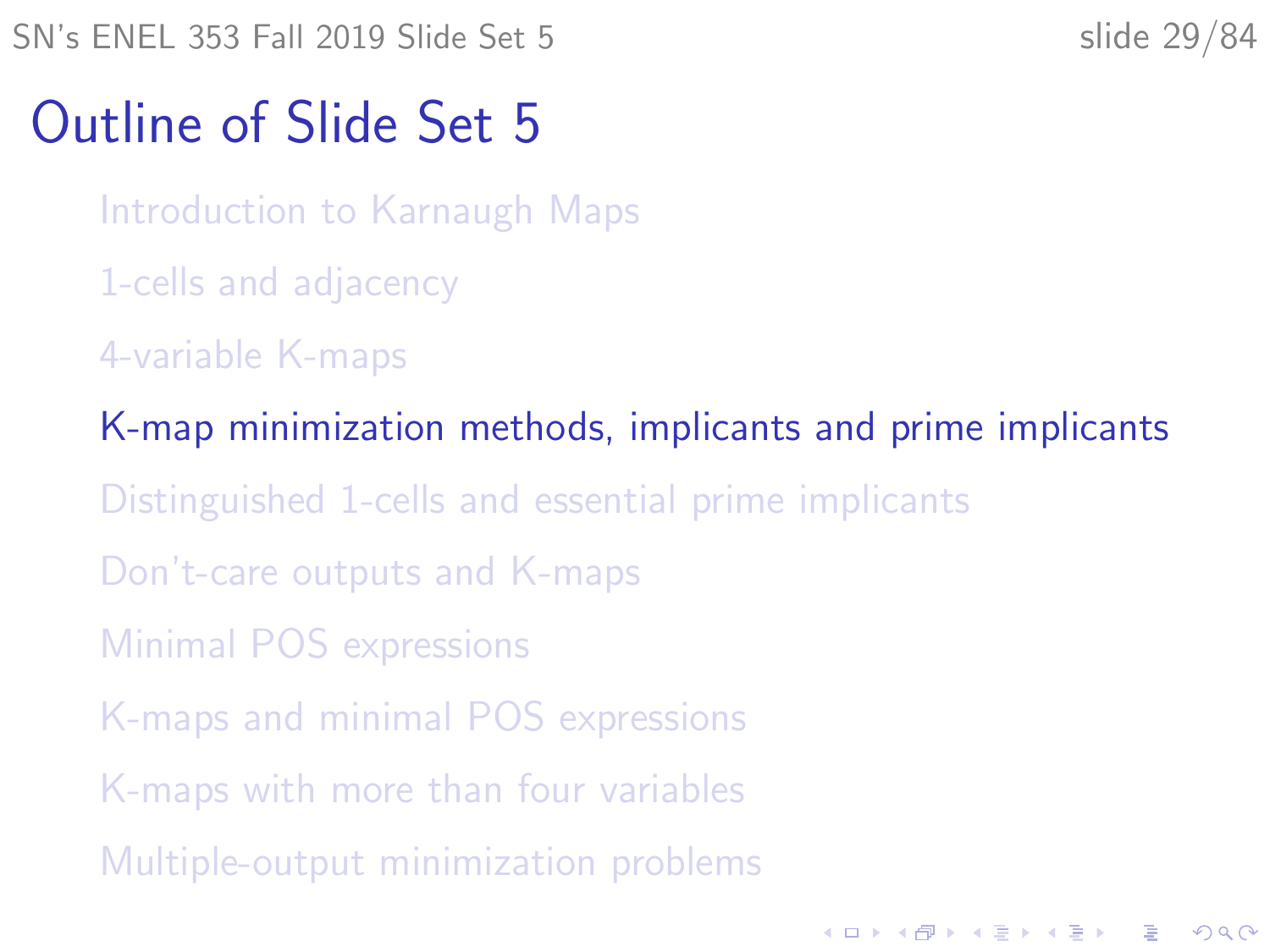# Outline of Slide Set 5

- Introduction to Karnaugh Maps
- 1-cells and adjacency
- 4-variable K-maps
- **K-map minimization methods, implicants and prime implicants**
- Distinguished 1-cells and essential prime implicants
- Don't-care outputs and K-maps
- Minimal POS expressions
- K-maps and minimal POS expressions
- K-maps with more than four variables
- Multiple-output minimization problems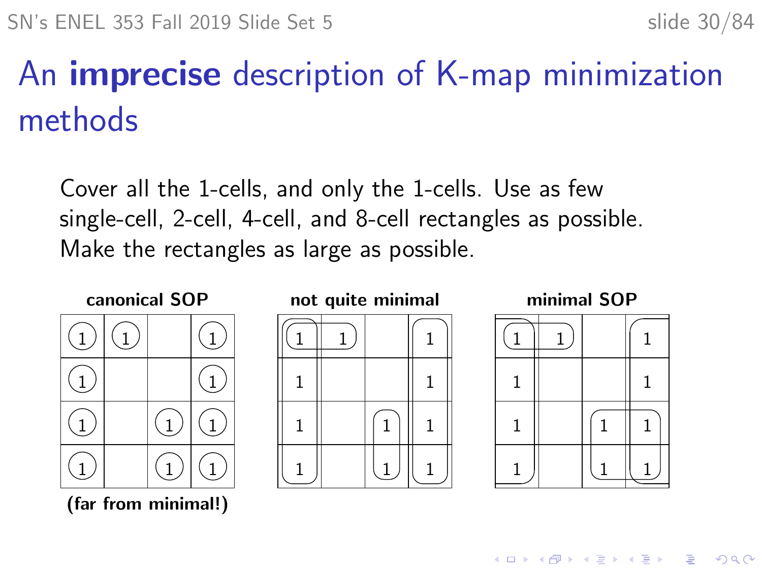# An **imprecise** description of K-map minimization methods

Cover all the 1-cells, and only the 1-cells. Use as few single-cell, 2-cell, 4-cell, and 8-cell rectangles as possible. Make the rectangles as large as possible.

**canonical SOP**

| | | | |
|---|---|---|---|
| 1 | 1 | | 1 |
| 1 | | | 1 |
| 1 | | 1 | 1 |
| 1 | | 1 | 1 |

**(far from minimal!)**

**not quite minimal**

| | | | |
|---|---|---|---|
| 1 | 1 | | 1 |
| 1 | | | 1 |
| 1 | | 1 | 1 |
| 1 | | 1 | 1 |

**minimal SOP**

| | | | |
|---|---|---|---|
| 1 | 1 | | 1 |
| 1 | | | 1 |
| 1 | | 1 | 1 |
| 1 | | 1 | 1 |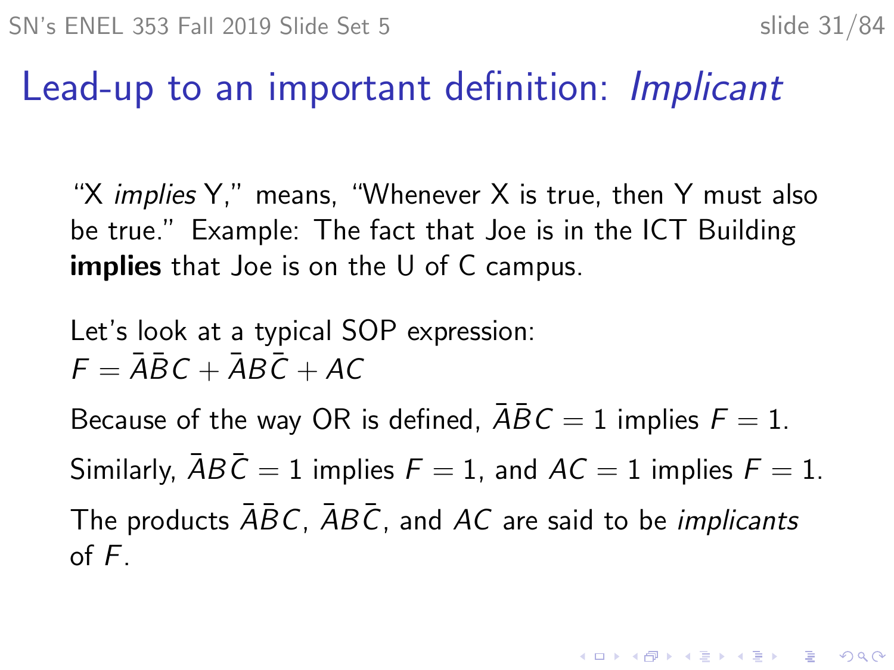# Lead-up to an important definition: *Implicant*

"X *implies* Y," means, "Whenever X is true, then Y must also be true." Example: The fact that Joe is in the ICT Building **implies** that Joe is on the U of C campus.

Let's look at a typical SOP expression:
$F = \bar{A}\bar{B}C + \bar{A}B\bar{C} + AC$

Because of the way OR is defined, $\bar{A}\bar{B}C = 1$ implies $F = 1$.

Similarly, $\bar{A}B\bar{C} = 1$ implies $F = 1$, and $AC = 1$ implies $F = 1$.

The products $\bar{A}\bar{B}C$, $\bar{A}B\bar{C}$, and $AC$ are said to be *implicants* of $F$.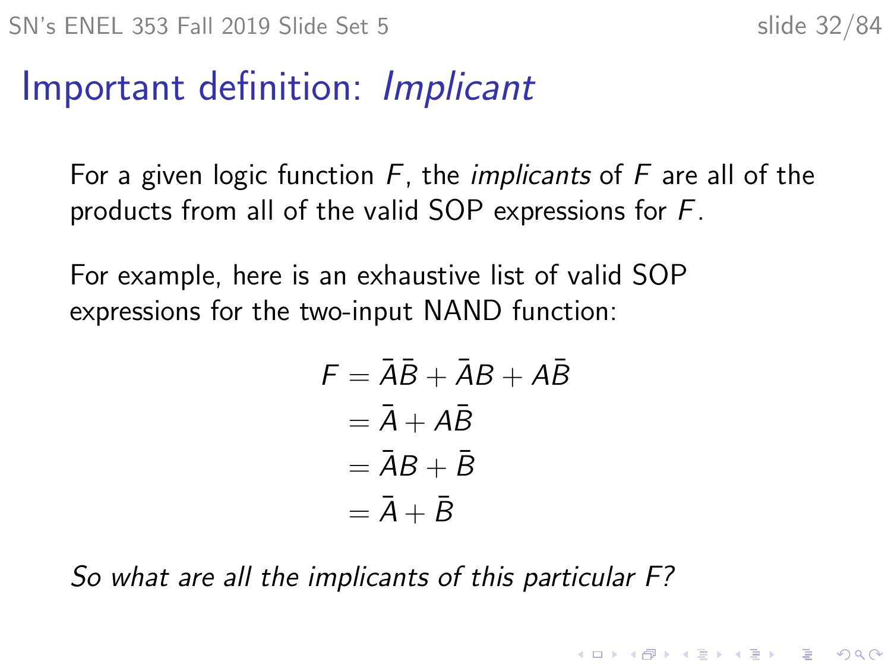# Important definition: *Implicant*

For a given logic function $F$, the *implicants* of $F$ are all of the products from all of the valid SOP expressions for $F$.

For example, here is an exhaustive list of valid SOP expressions for the two-input NAND function:

$$
\begin{aligned}
F &= \bar{A}\bar{B} + \bar{A}B + A\bar{B} \\
&= \bar{A} + A\bar{B} \\
&= \bar{A}B + \bar{B} \\
&= \bar{A} + \bar{B}
\end{aligned}
$$

*So what are all the implicants of this particular F?*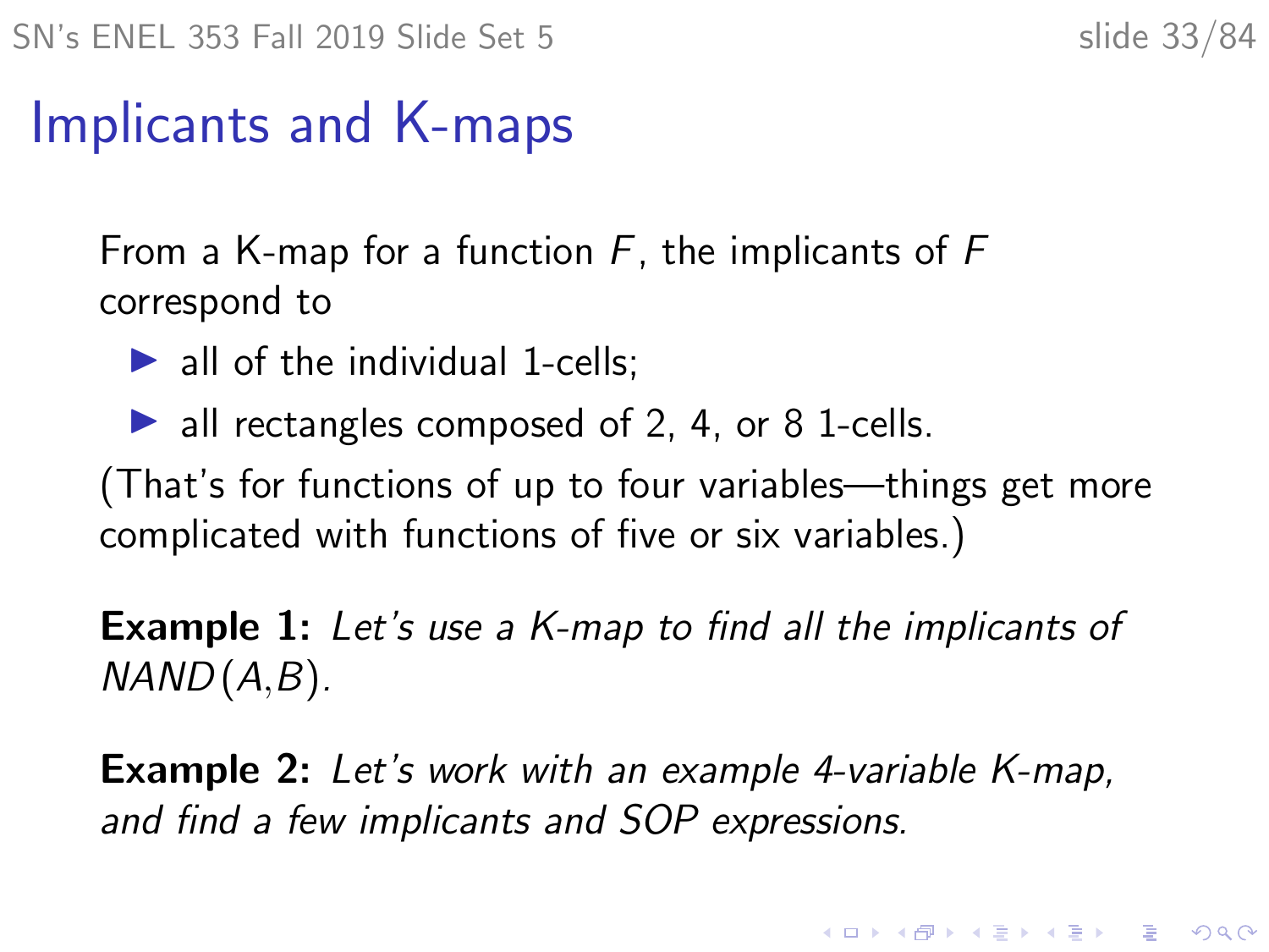# Implicants and K-maps

From a K-map for a function $F$, the implicants of $F$ correspond to

- all of the individual 1-cells;
- all rectangles composed of 2, 4, or 8 1-cells.

(That's for functions of up to four variables—things get more complicated with functions of five or six variables.)

**Example 1:** *Let's use a K-map to find all the implicants of* $NAND(A,B)$*.*

**Example 2:** *Let's work with an example 4-variable K-map, and find a few implicants and SOP expressions.*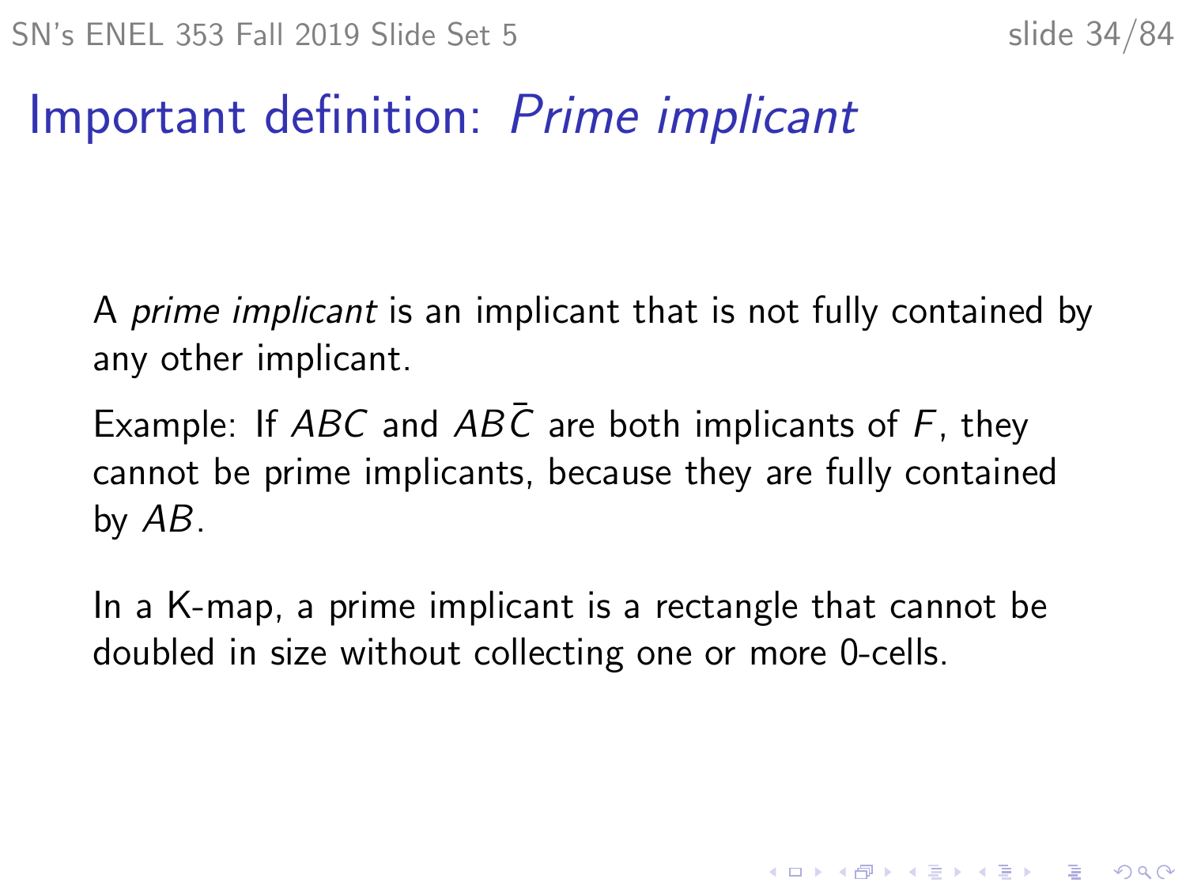# Important definition: *Prime implicant*

A *prime implicant* is an implicant that is not fully contained by any other implicant.

Example: If $ABC$ and $AB\bar{C}$ are both implicants of $F$, they cannot be prime implicants, because they are fully contained by $AB$.

In a K-map, a prime implicant is a rectangle that cannot be doubled in size without collecting one or more 0-cells.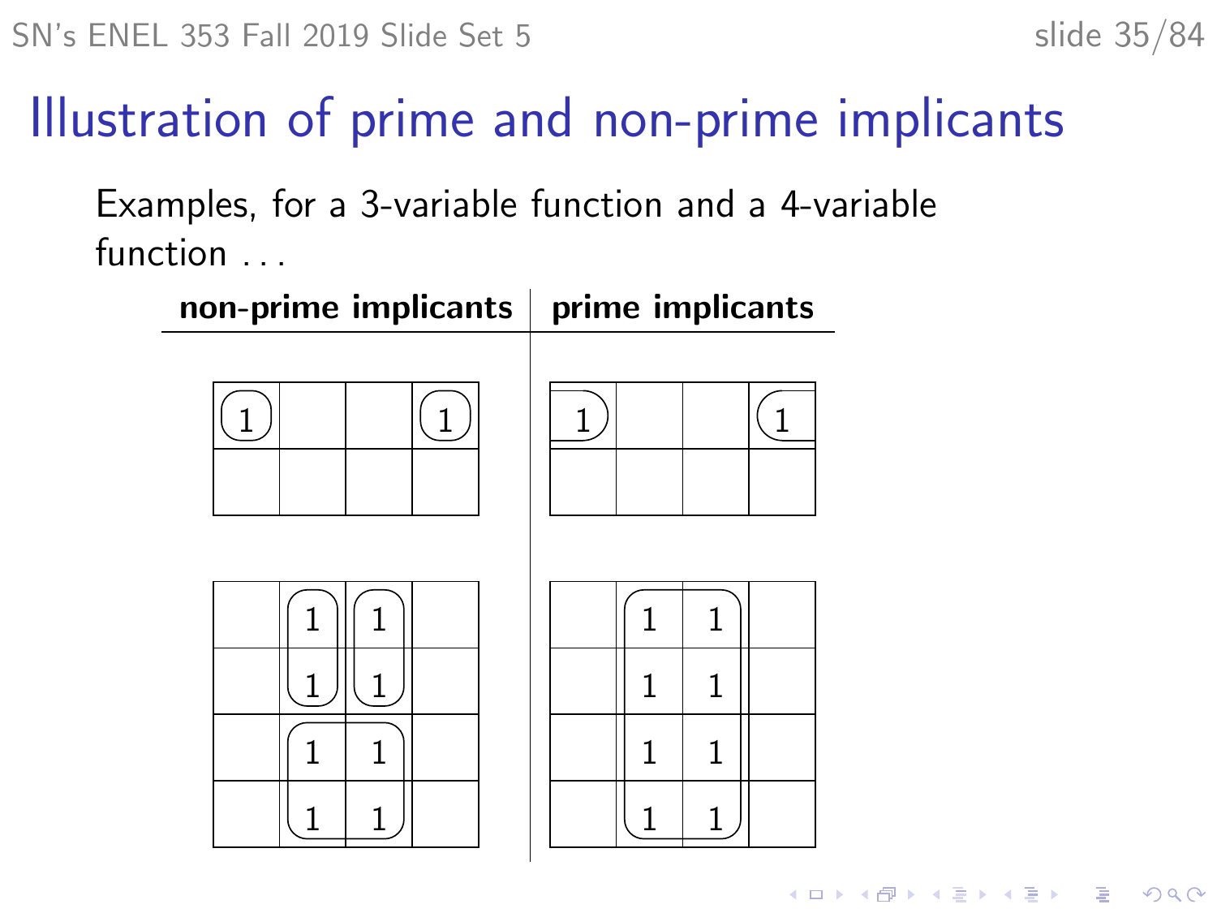# Illustration of prime and non-prime implicants

Examples, for a 3-variable function and a 4-variable function . . .

| non-prime implicants | prime implicants |
|---|---|

**3-variable function, non-prime implicants:**

| 1 | | | 1 |
|---|---|---|---|
| | | | |

**3-variable function, prime implicants:**

| 1 | | | 1 |
|---|---|---|---|
| | | | |

**4-variable function, non-prime implicants:**

| | 1 | 1 | |
|---|---|---|---|
| | 1 | 1 | |
| | 1 | 1 | |
| | 1 | 1 | |

**4-variable function, prime implicants:**

| | 1 | 1 | |
|---|---|---|---|
| | 1 | 1 | |
| | 1 | 1 | |
| | 1 | 1 | |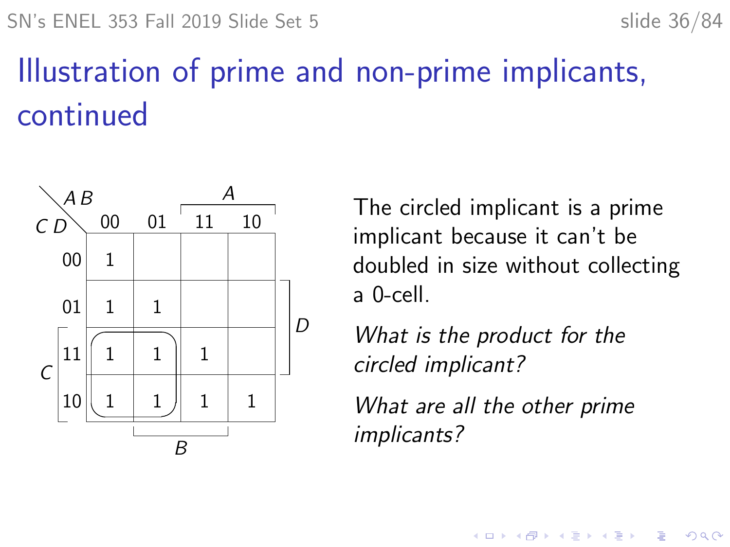# Illustration of prime and non-prime implicants, continued

| CD \ AB | 00 | 01 | 11 | 10 |
|---|---|---|---|---|
| 00 | 1 | | | |
| 01 | 1 | 1 | | |
| 11 | 1 | 1 | 1 | |
| 10 | 1 | 1 | 1 | 1 |

The circled implicant is a prime implicant because it can't be doubled in size without collecting a 0-cell.

*What is the product for the circled implicant?*

*What are all the other prime implicants?*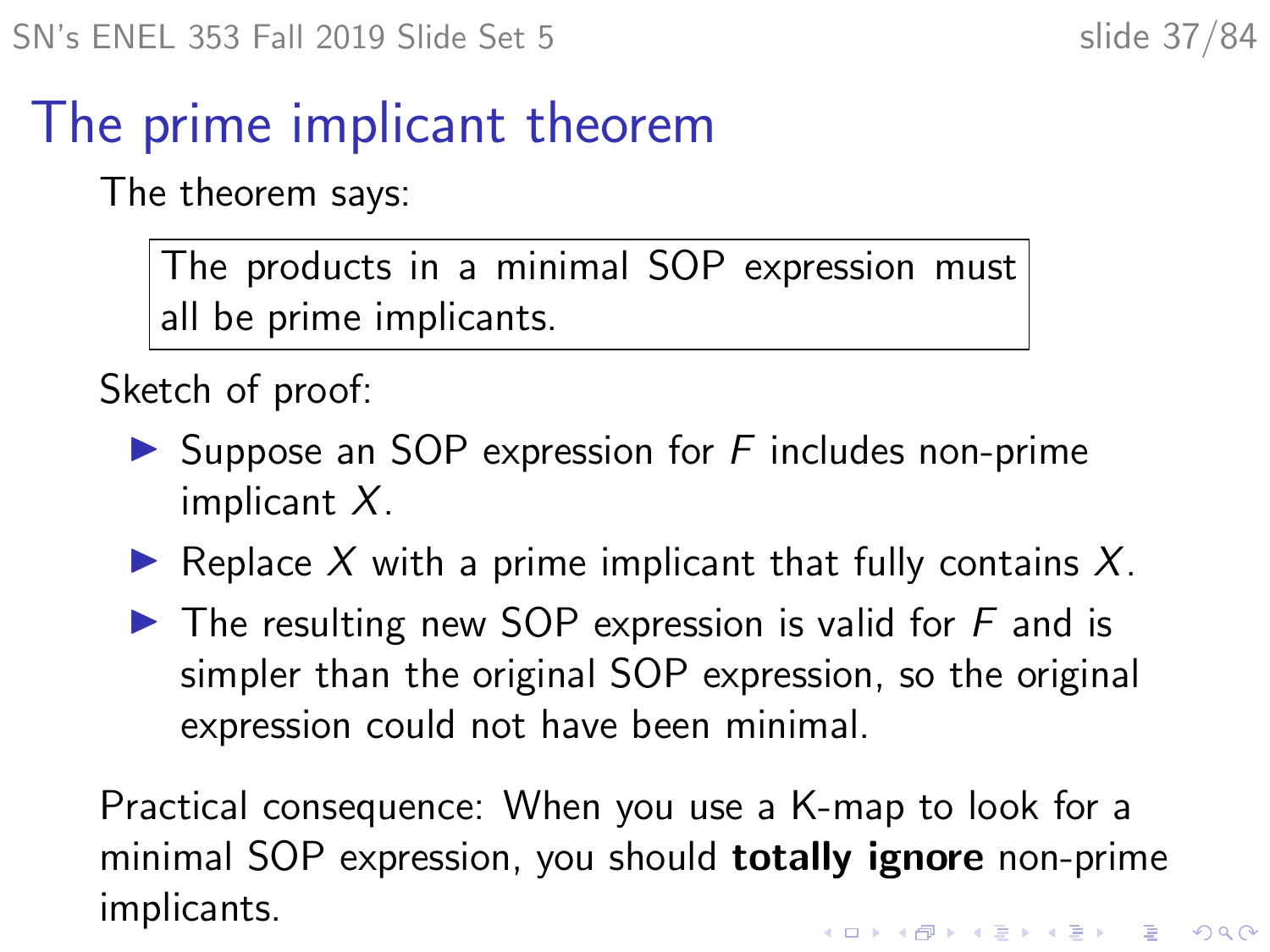# The prime implicant theorem

The theorem says:

> The products in a minimal SOP expression must all be prime implicants.

Sketch of proof:

- Suppose an SOP expression for $F$ includes non-prime implicant $X$.
- Replace $X$ with a prime implicant that fully contains $X$.
- The resulting new SOP expression is valid for $F$ and is simpler than the original SOP expression, so the original expression could not have been minimal.

Practical consequence: When you use a K-map to look for a minimal SOP expression, you should **totally ignore** non-prime implicants.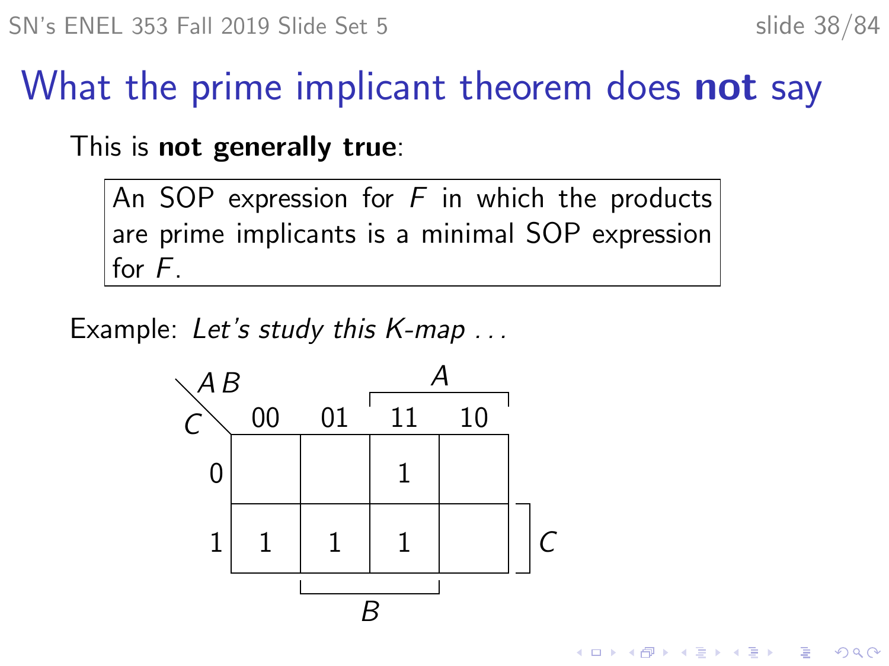# What the prime implicant theorem does **not** say

This is **not generally true**:

> An SOP expression for $F$ in which the products are prime implicants is a minimal SOP expression for $F$.

Example: *Let's study this K-map . . .*

| $C$ \ $AB$ | 00 | 01 | 11 | 10 |
|---|---|---|---|---|
| 0 | | | 1 | |
| 1 | 1 | 1 | 1 | |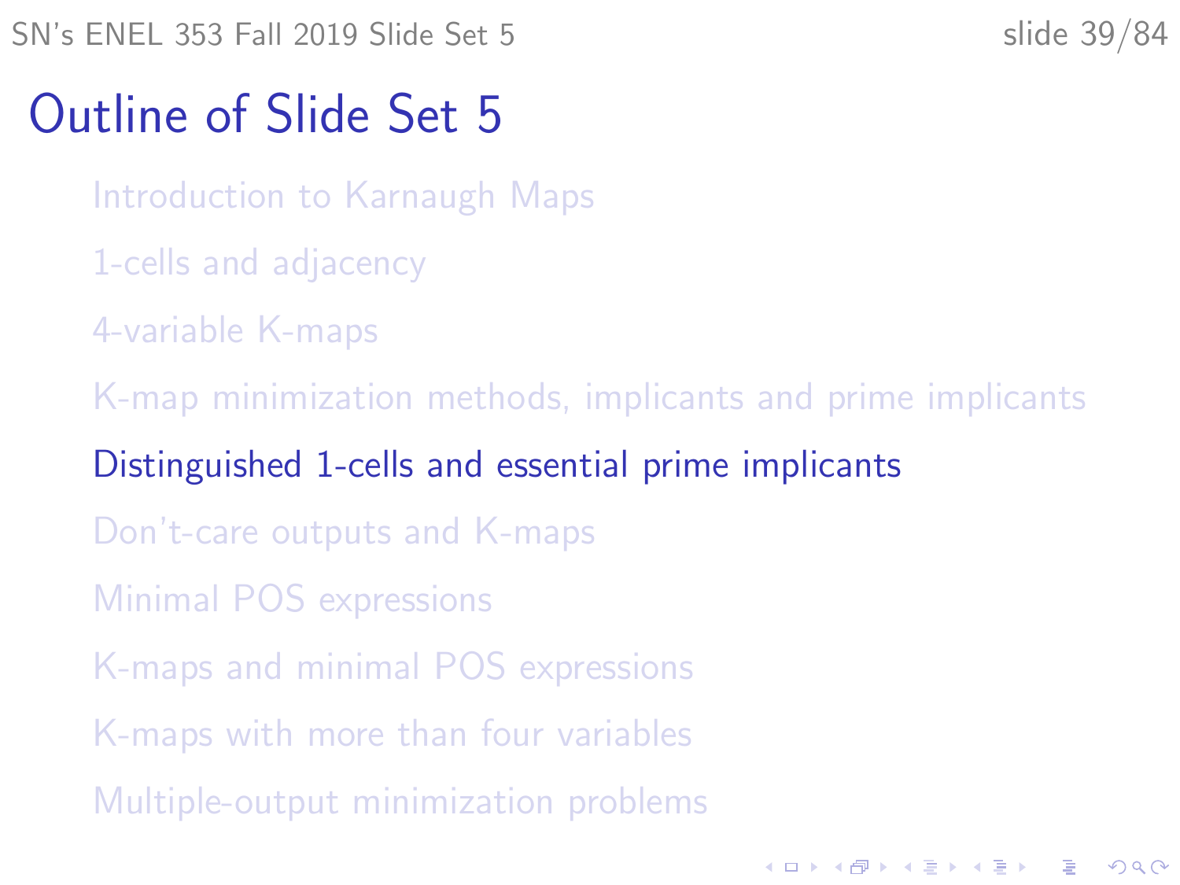# Outline of Slide Set 5

- Introduction to Karnaugh Maps
- 1-cells and adjacency
- 4-variable K-maps
- K-map minimization methods, implicants and prime implicants
- Distinguished 1-cells and essential prime implicants
- Don't-care outputs and K-maps
- Minimal POS expressions
- K-maps and minimal POS expressions
- K-maps with more than four variables
- Multiple-output minimization problems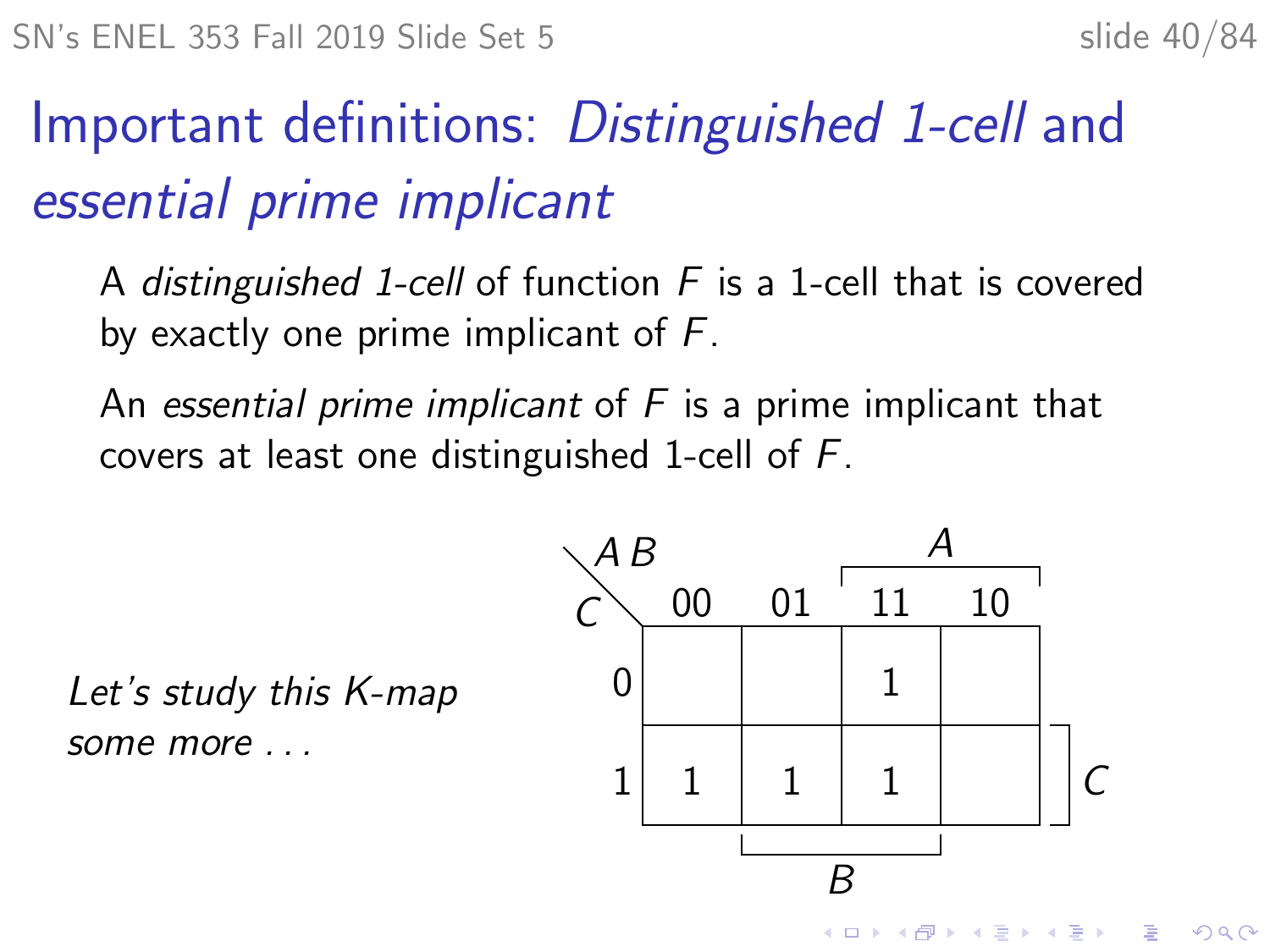# Important definitions: *Distinguished 1-cell* and *essential prime implicant*

A *distinguished 1-cell* of function $F$ is a 1-cell that is covered by exactly one prime implicant of $F$.

An *essential prime implicant* of $F$ is a prime implicant that covers at least one distinguished 1-cell of $F$.

*Let's study this K-map some more . . .*

| $C$ \ $AB$ | 00 | 01 | 11 | 10 |
|---|---|---|---|---|
| 0 | | | 1 | |
| 1 | 1 | 1 | 1 | |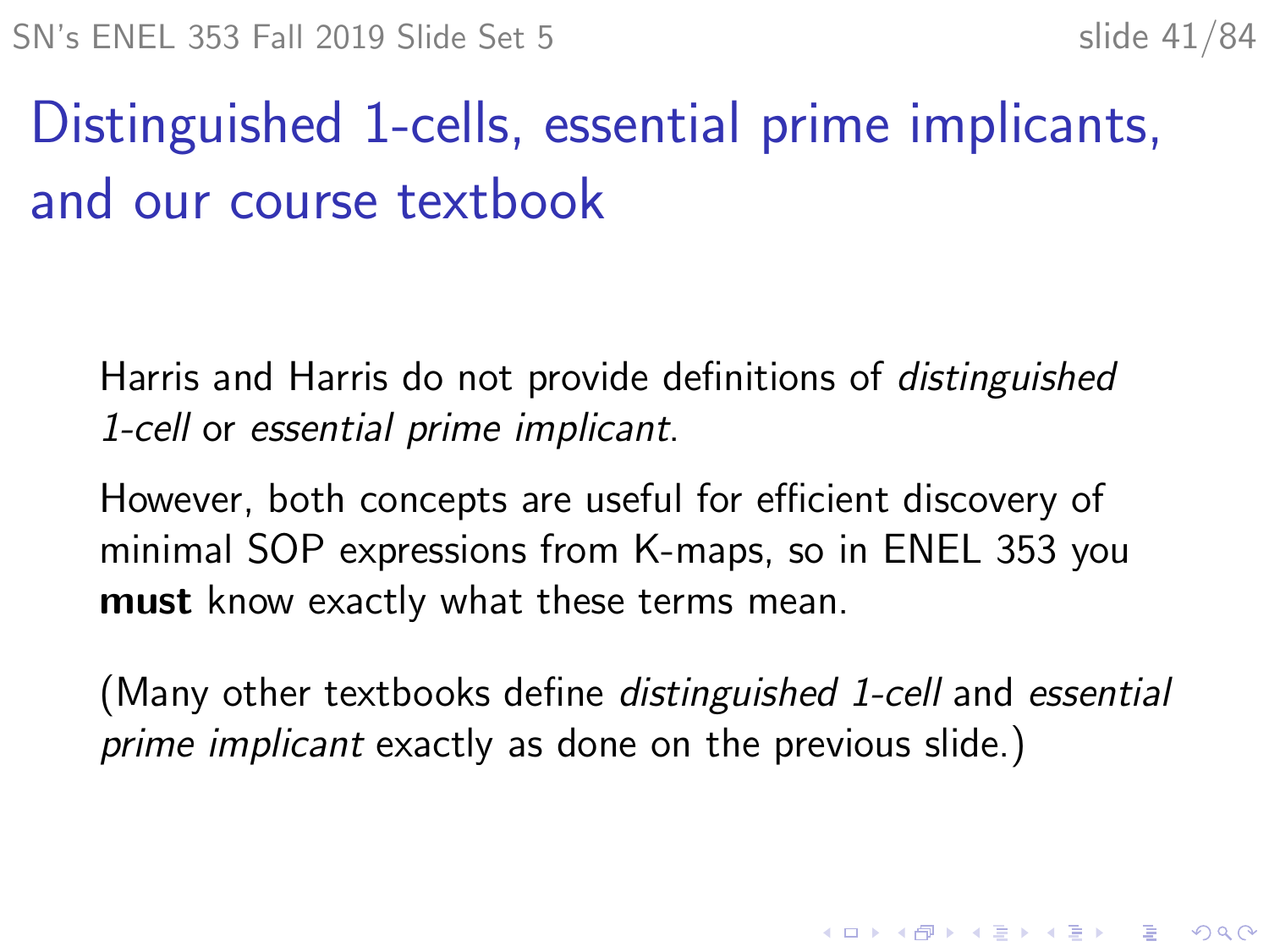# Distinguished 1-cells, essential prime implicants, and our course textbook

Harris and Harris do not provide definitions of *distinguished 1-cell* or *essential prime implicant*.

However, both concepts are useful for efficient discovery of minimal SOP expressions from K-maps, so in ENEL 353 you **must** know exactly what these terms mean.

(Many other textbooks define *distinguished 1-cell* and *essential prime implicant* exactly as done on the previous slide.)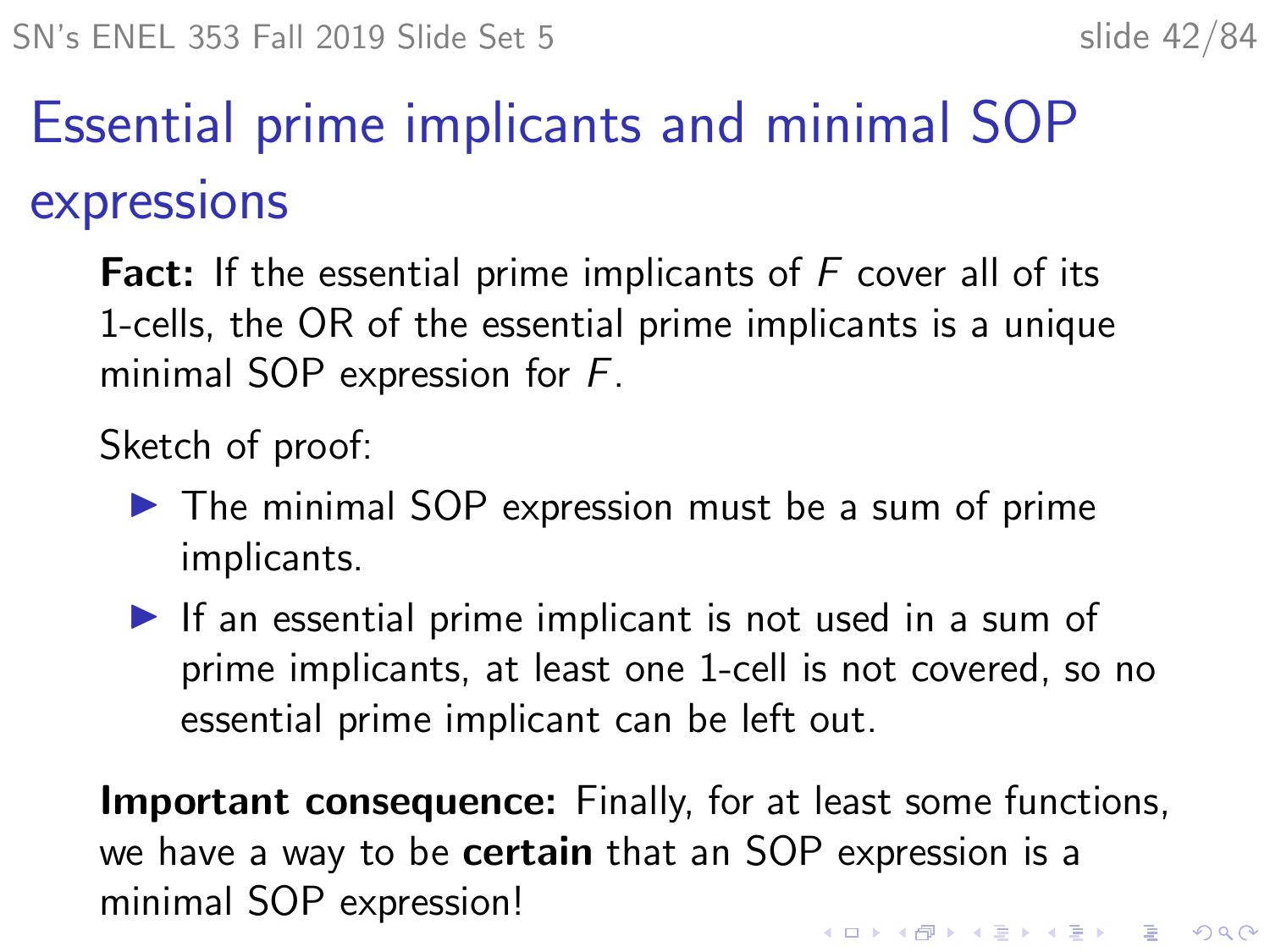# Essential prime implicants and minimal SOP expressions

**Fact:** If the essential prime implicants of $F$ cover all of its 1-cells, the OR of the essential prime implicants is a unique minimal SOP expression for $F$.

Sketch of proof:

- The minimal SOP expression must be a sum of prime implicants.
- If an essential prime implicant is not used in a sum of prime implicants, at least one 1-cell is not covered, so no essential prime implicant can be left out.

**Important consequence:** Finally, for at least some functions, we have a way to be **certain** that an SOP expression is a minimal SOP expression!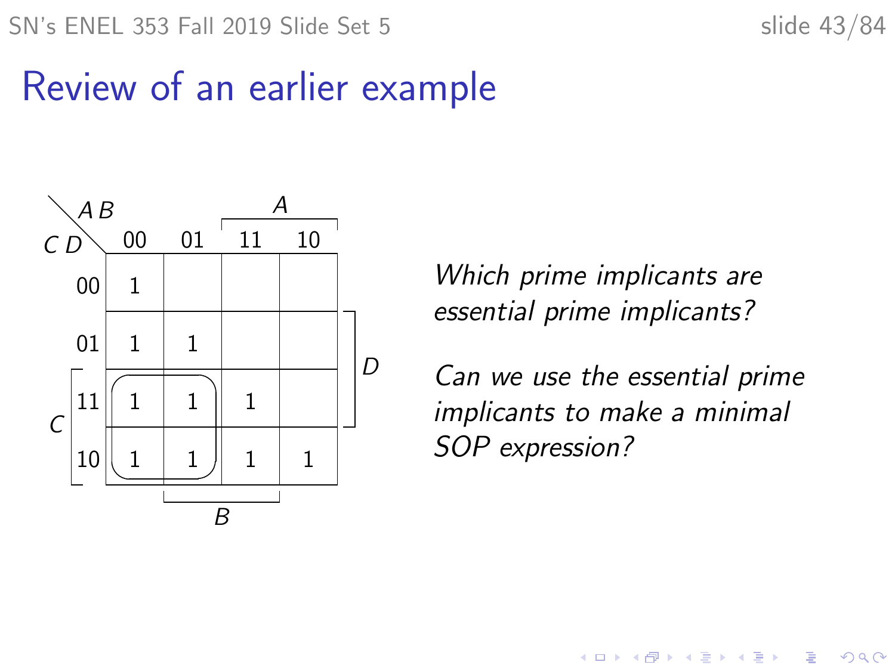# Review of an earlier example

| CD \ AB | 00 | 01 | 11 | 10 |
|---|---|---|---|---|
| 00 | 1 | | | |
| 01 | 1 | 1 | | |
| 11 | 1 | 1 | 1 | |
| 10 | 1 | 1 | 1 | 1 |

*Which prime implicants are essential prime implicants?*

*Can we use the essential prime implicants to make a minimal SOP expression?*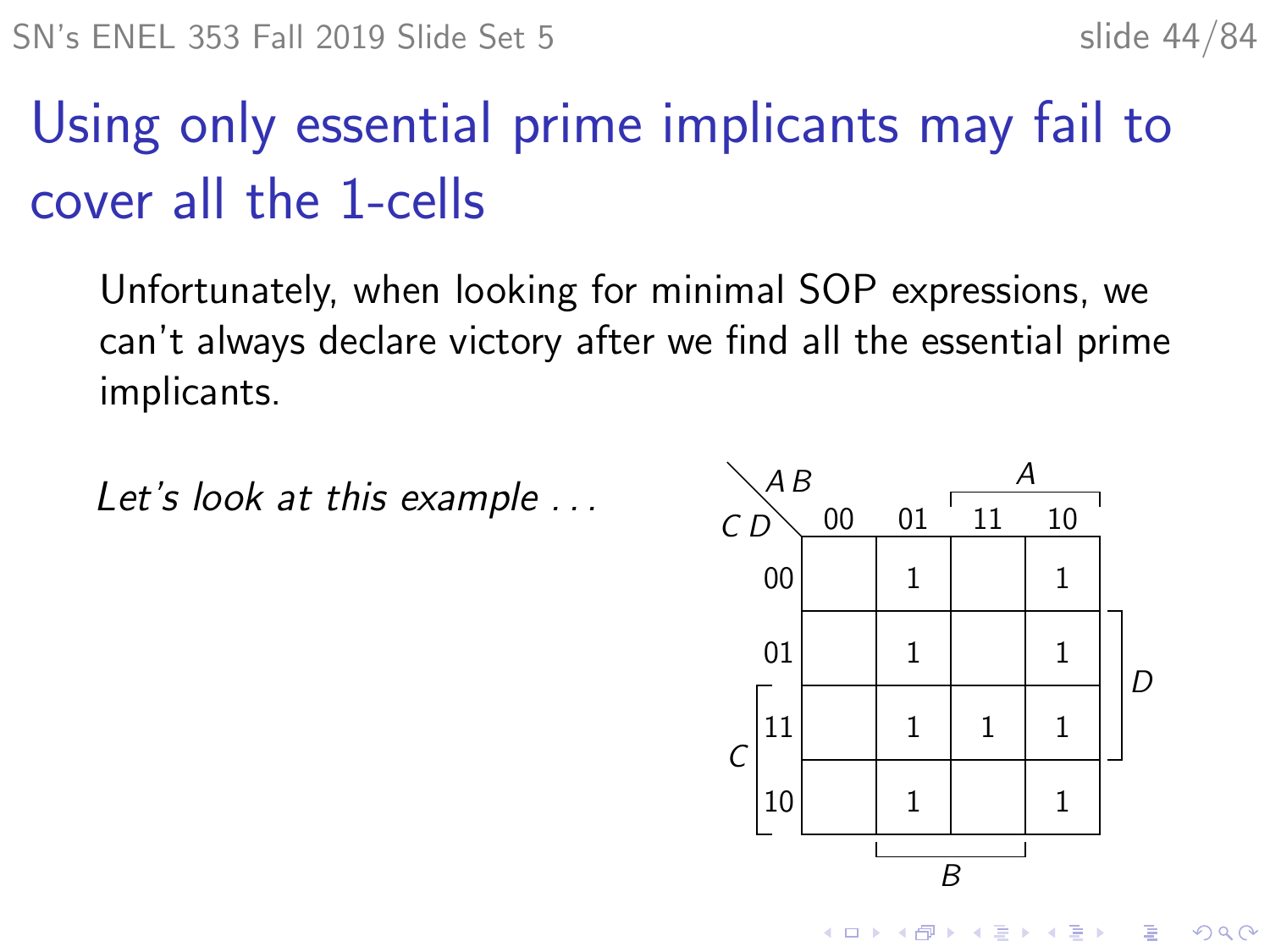# Using only essential prime implicants may fail to cover all the 1-cells

Unfortunately, when looking for minimal SOP expressions, we can't always declare victory after we find all the essential prime implicants.

*Let's look at this example . . .*

| CD \ AB | 00 | 01 | 11 | 10 |
|---|---|---|---|---|
| 00 | | 1 | | 1 |
| 01 | | 1 | | 1 |
| 11 | | 1 | 1 | 1 |
| 10 | | 1 | | 1 |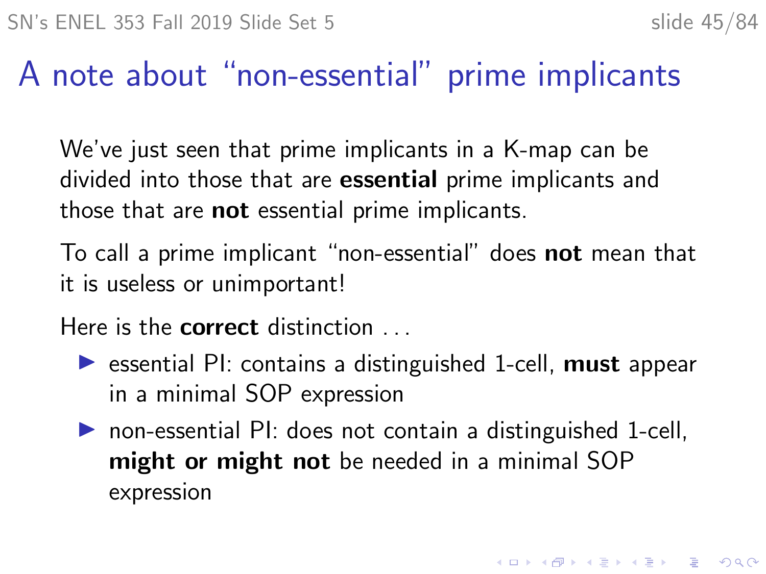# A note about “non-essential” prime implicants

We’ve just seen that prime implicants in a K-map can be divided into those that are **essential** prime implicants and those that are **not** essential prime implicants.

To call a prime implicant “non-essential” does **not** mean that it is useless or unimportant!

Here is the **correct** distinction . . .

- essential PI: contains a distinguished 1-cell, **must** appear in a minimal SOP expression
- non-essential PI: does not contain a distinguished 1-cell, **might or might not** be needed in a minimal SOP expression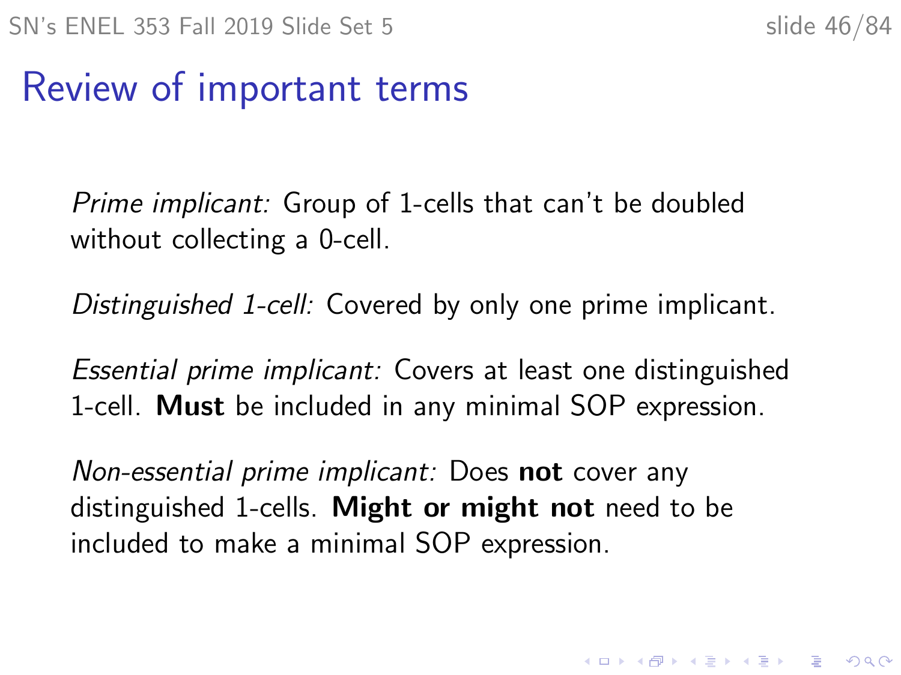# Review of important terms

*Prime implicant:* Group of 1-cells that can't be doubled without collecting a 0-cell.

*Distinguished 1-cell:* Covered by only one prime implicant.

*Essential prime implicant:* Covers at least one distinguished 1-cell. **Must** be included in any minimal SOP expression.

*Non-essential prime implicant:* Does **not** cover any distinguished 1-cells. **Might or might not** need to be included to make a minimal SOP expression.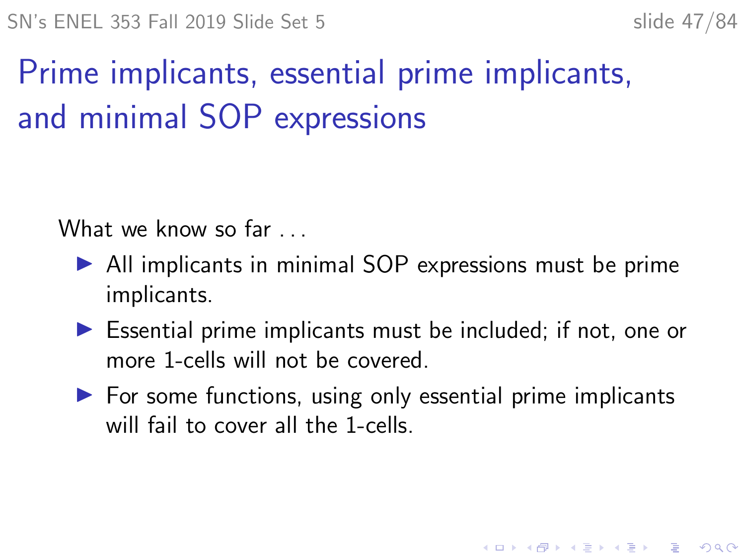# Prime implicants, essential prime implicants, and minimal SOP expressions

What we know so far ...

- All implicants in minimal SOP expressions must be prime implicants.
- Essential prime implicants must be included; if not, one or more 1-cells will not be covered.
- For some functions, using only essential prime implicants will fail to cover all the 1-cells.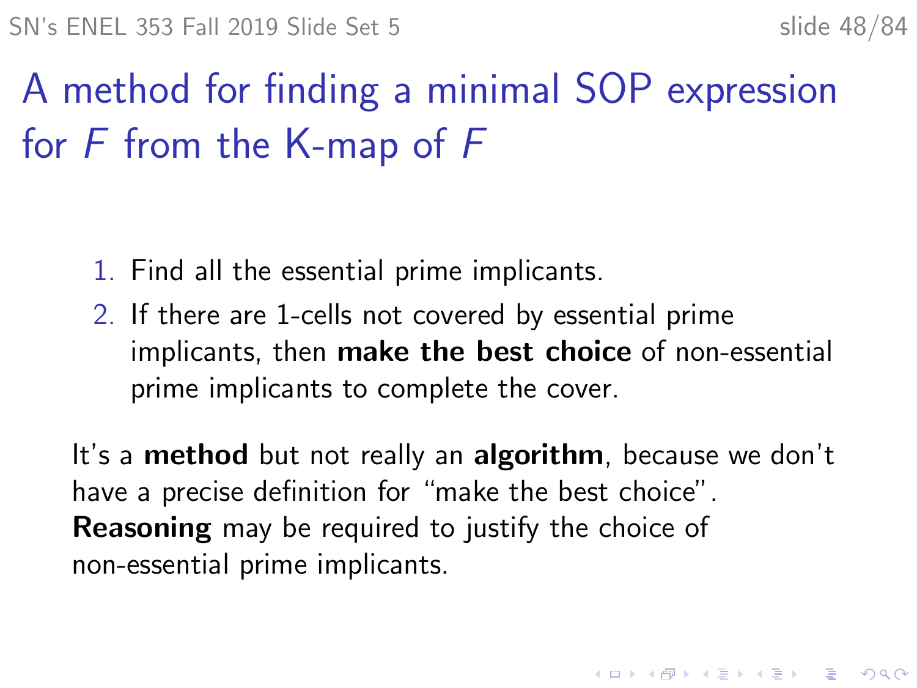# A method for finding a minimal SOP expression for $F$ from the K-map of $F$

1. Find all the essential prime implicants.
2. If there are 1-cells not covered by essential prime implicants, then **make the best choice** of non-essential prime implicants to complete the cover.

It's a **method** but not really an **algorithm**, because we don't have a precise definition for "make the best choice". **Reasoning** may be required to justify the choice of non-essential prime implicants.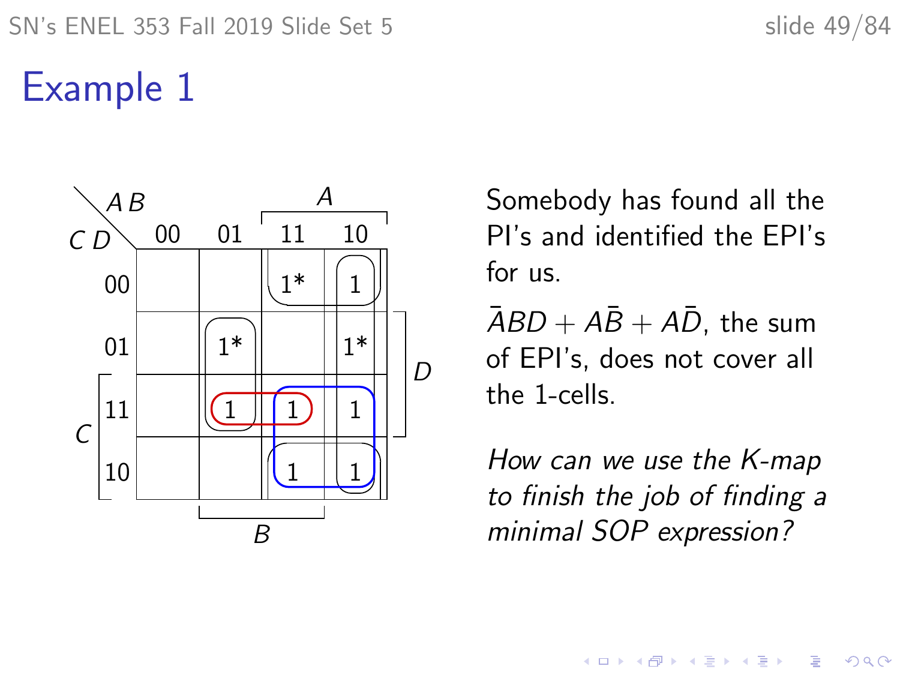# Example 1

| CD \ AB | 00 | 01 | 11 | 10 |
|---|---|---|---|---|
| 00 | | | 1* | 1 |
| 01 | | 1* | | 1* |
| 11 | | 1 | 1 | 1 |
| 10 | | | 1 | 1 |

Somebody has found all the PI's and identified the EPI's for us.

$\bar{A}BD + A\bar{B} + A\bar{D}$, the sum of EPI's, does not cover all the 1-cells.

*How can we use the K-map to finish the job of finding a minimal SOP expression?*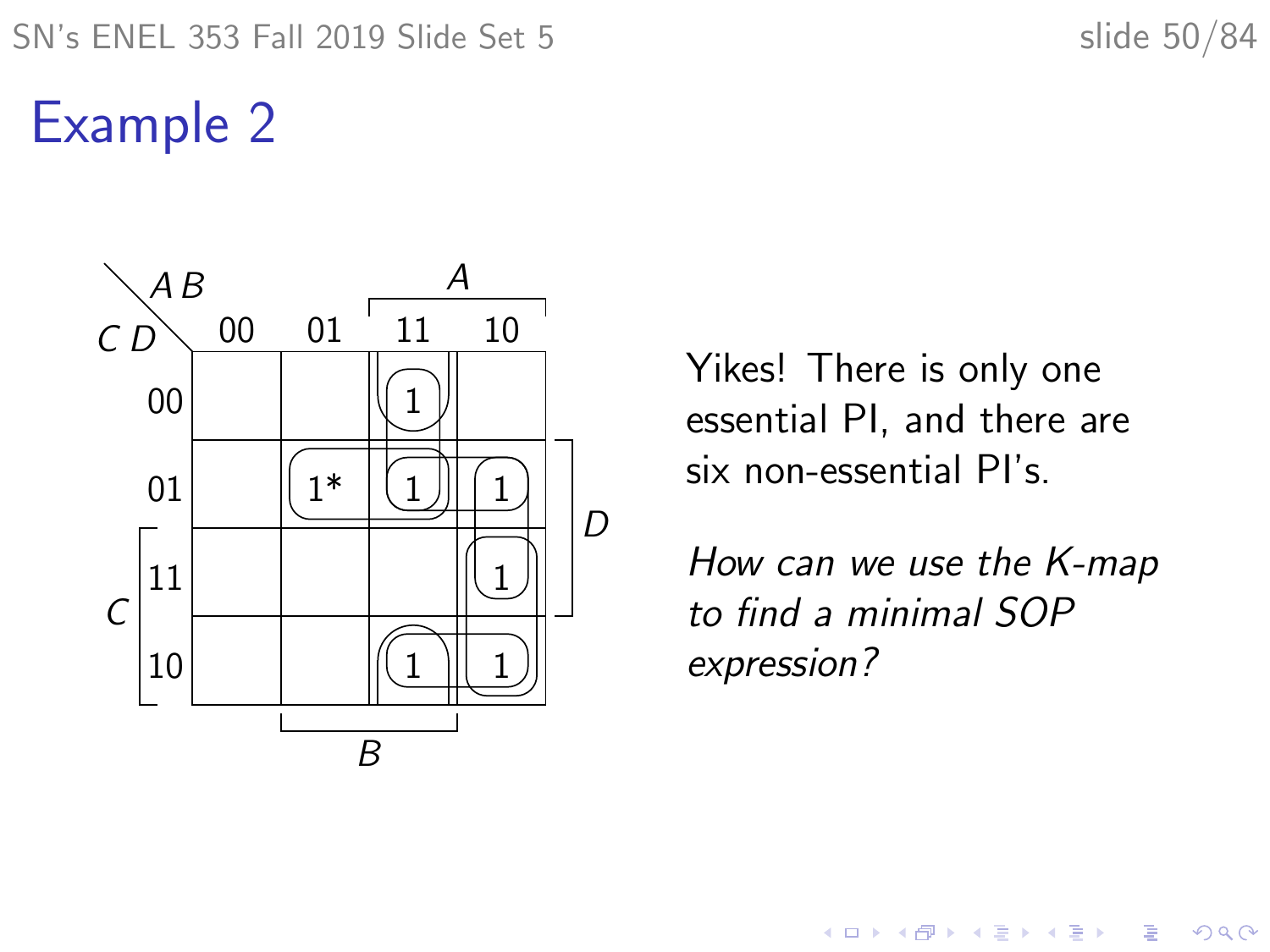# Example 2

| CD \ AB | 00 | 01 | 11 | 10 |
|---|---|---|---|---|
| 00 | | | 1 | |
| 01 | | 1* | 1 | 1 |
| 11 | | | | 1 |
| 10 | | | 1 | 1 |

Yikes! There is only one essential PI, and there are six non-essential PI's.

*How can we use the K-map to find a minimal SOP expression?*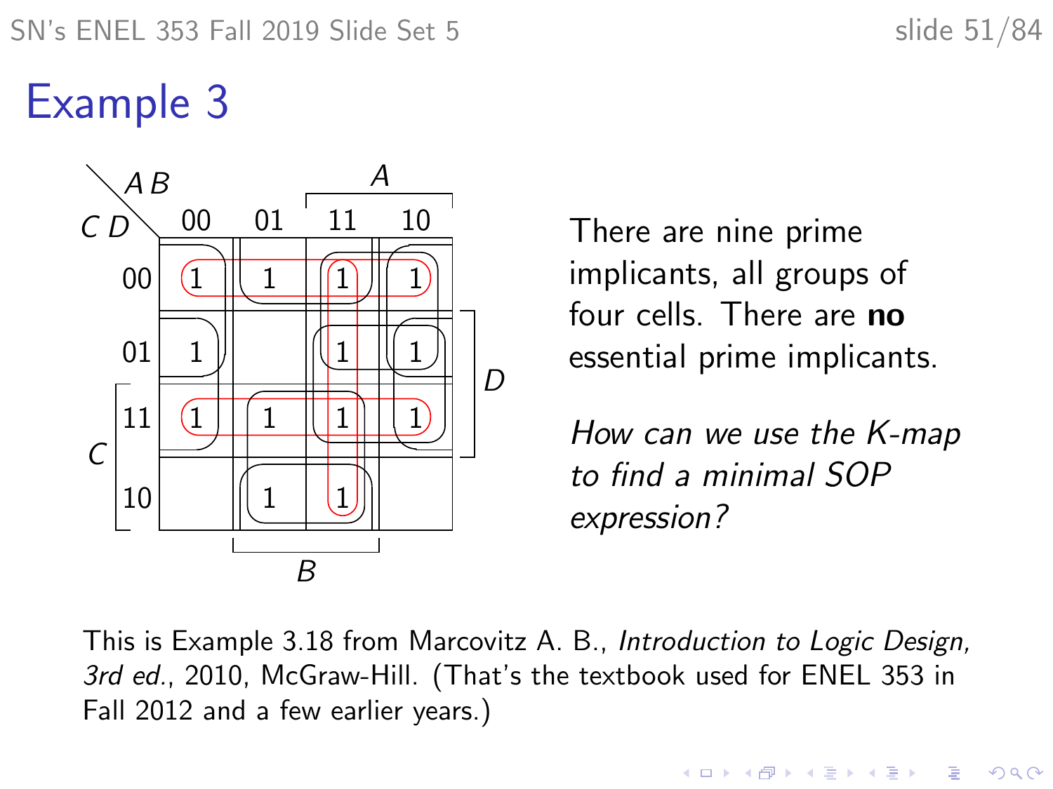# Example 3

| CD \ AB | 00 | 01 | 11 | 10 |
|---|---|---|---|---|
| 00 | 1 | 1 | 1 | 1 |
| 01 | 1 | | 1 | 1 |
| 11 | 1 | 1 | 1 | 1 |
| 10 | | 1 | 1 | |

There are nine prime implicants, all groups of four cells. There are **no** essential prime implicants.

*How can we use the K-map to find a minimal SOP expression?*

This is Example 3.18 from Marcovitz A. B., *Introduction to Logic Design, 3rd ed.*, 2010, McGraw-Hill. (That's the textbook used for ENEL 353 in Fall 2012 and a few earlier years.)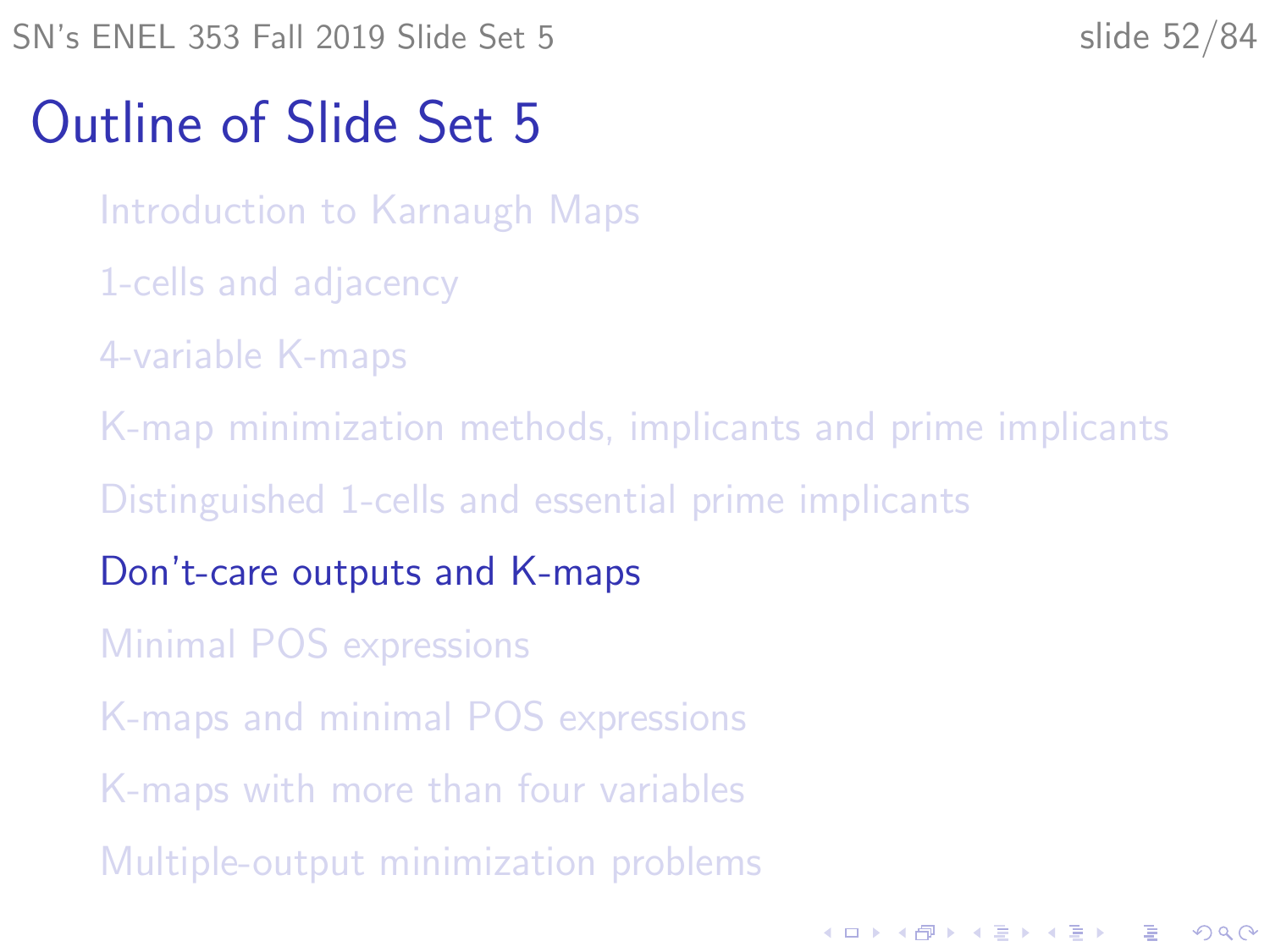# Outline of Slide Set 5

- Introduction to Karnaugh Maps
- 1-cells and adjacency
- 4-variable K-maps
- K-map minimization methods, implicants and prime implicants
- Distinguished 1-cells and essential prime implicants
- **Don't-care outputs and K-maps**
- Minimal POS expressions
- K-maps and minimal POS expressions
- K-maps with more than four variables
- Multiple-output minimization problems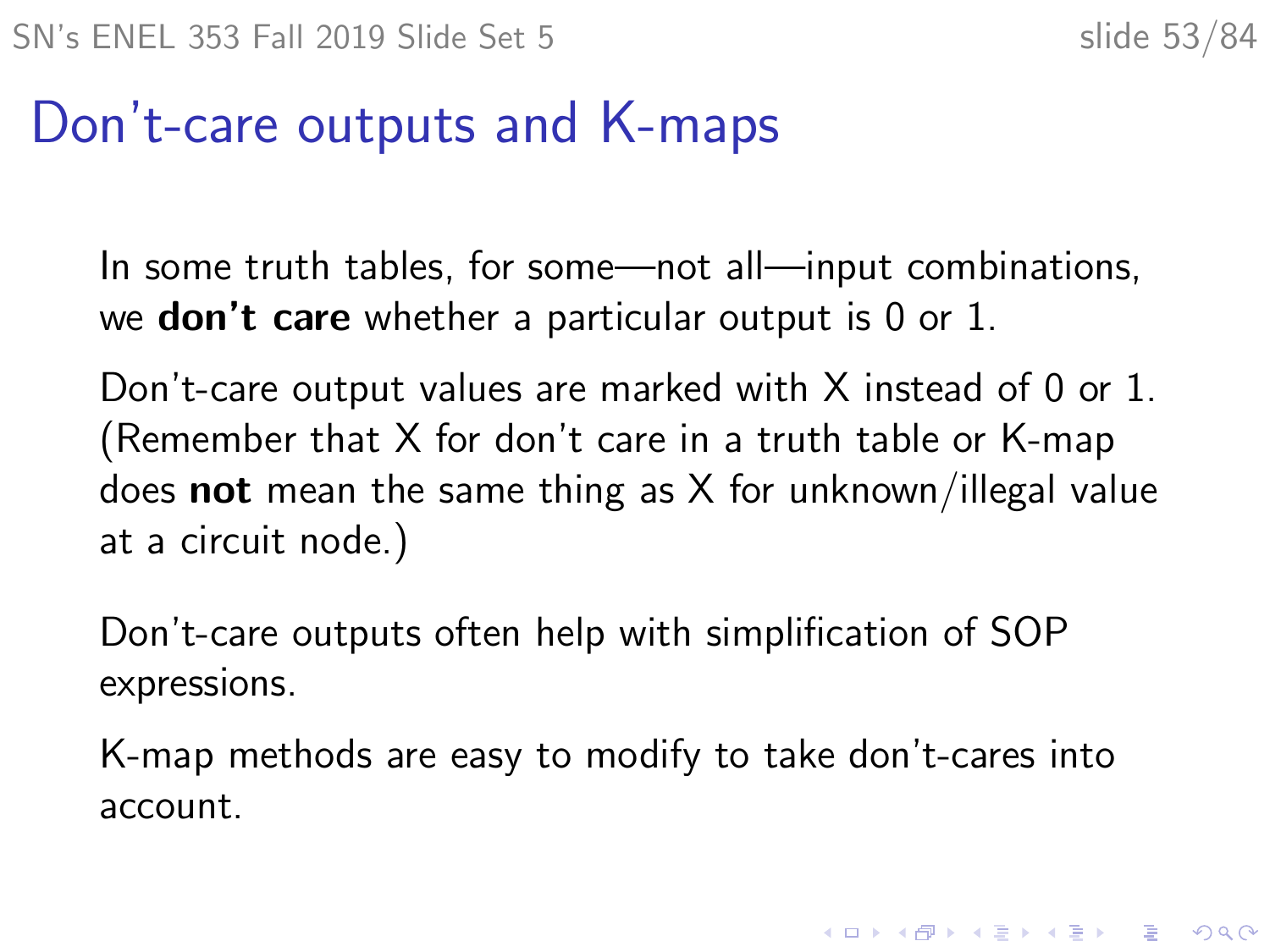# Don't-care outputs and K-maps

In some truth tables, for some—not all—input combinations, we **don't care** whether a particular output is 0 or 1.

Don't-care output values are marked with X instead of 0 or 1. (Remember that X for don't care in a truth table or K-map does **not** mean the same thing as X for unknown/illegal value at a circuit node.)

Don't-care outputs often help with simplification of SOP expressions.

K-map methods are easy to modify to take don't-cares into account.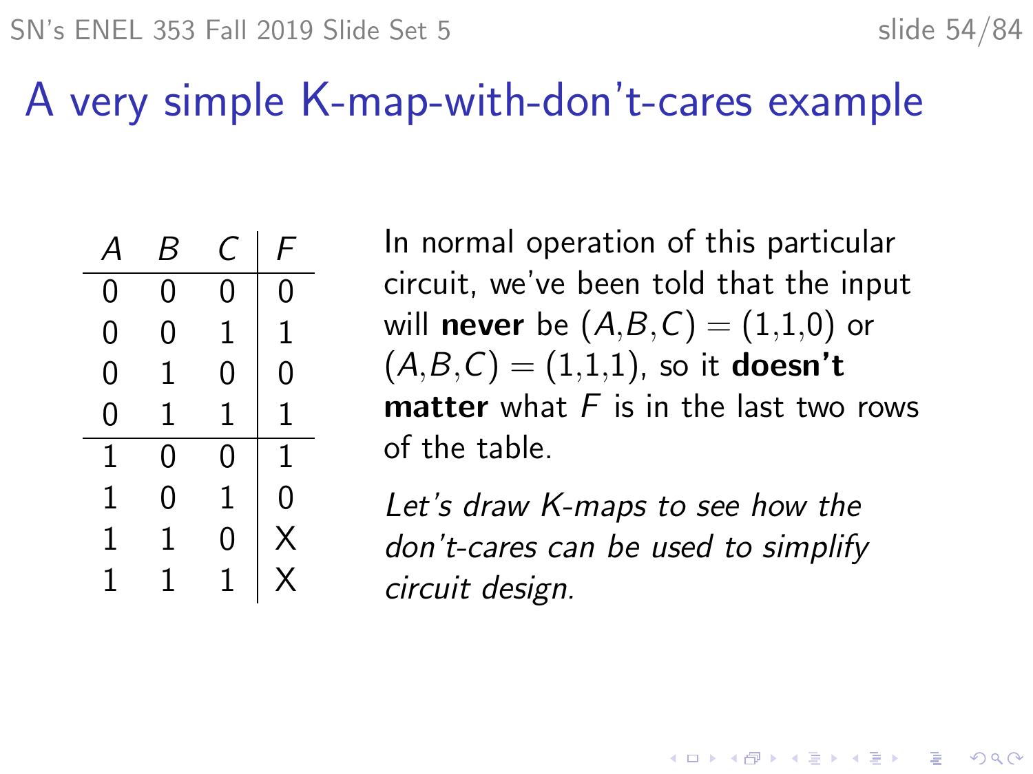# A very simple K-map-with-don't-cares example

| $A$ | $B$ | $C$ | $F$ |
|---|---|---|---|
| 0 | 0 | 0 | 0 |
| 0 | 0 | 1 | 1 |
| 0 | 1 | 0 | 0 |
| 0 | 1 | 1 | 1 |
| 1 | 0 | 0 | 1 |
| 1 | 0 | 1 | 0 |
| 1 | 1 | 0 | X |
| 1 | 1 | 1 | X |

In normal operation of this particular circuit, we've been told that the input will **never** be $(A,B,C) = (1,1,0)$ or $(A,B,C) = (1,1,1)$, so it **doesn't matter** what $F$ is in the last two rows of the table.

*Let's draw K-maps to see how the don't-cares can be used to simplify circuit design.*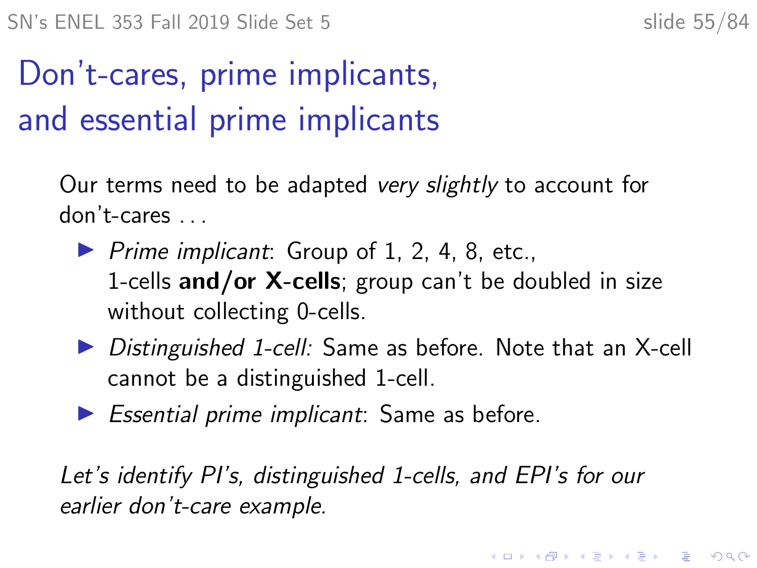# Don't-cares, prime implicants, and essential prime implicants

Our terms need to be adapted *very slightly* to account for don't-cares . . .

- *Prime implicant*: Group of 1, 2, 4, 8, etc., 1-cells **and/or X-cells**; group can't be doubled in size without collecting 0-cells.
- *Distinguished 1-cell:* Same as before. Note that an X-cell cannot be a distinguished 1-cell.
- *Essential prime implicant*: Same as before.

*Let's identify PI's, distinguished 1-cells, and EPI's for our earlier don't-care example.*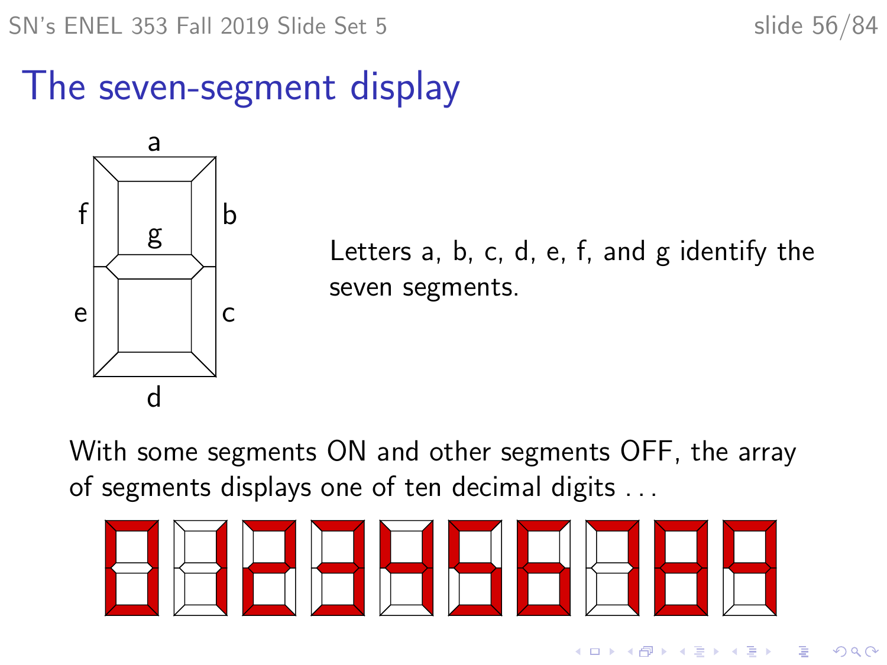# The seven-segment display

Letters a, b, c, d, e, f, and g identify the seven segments.

With some segments ON and other segments OFF, the array of segments displays one of ten decimal digits . . .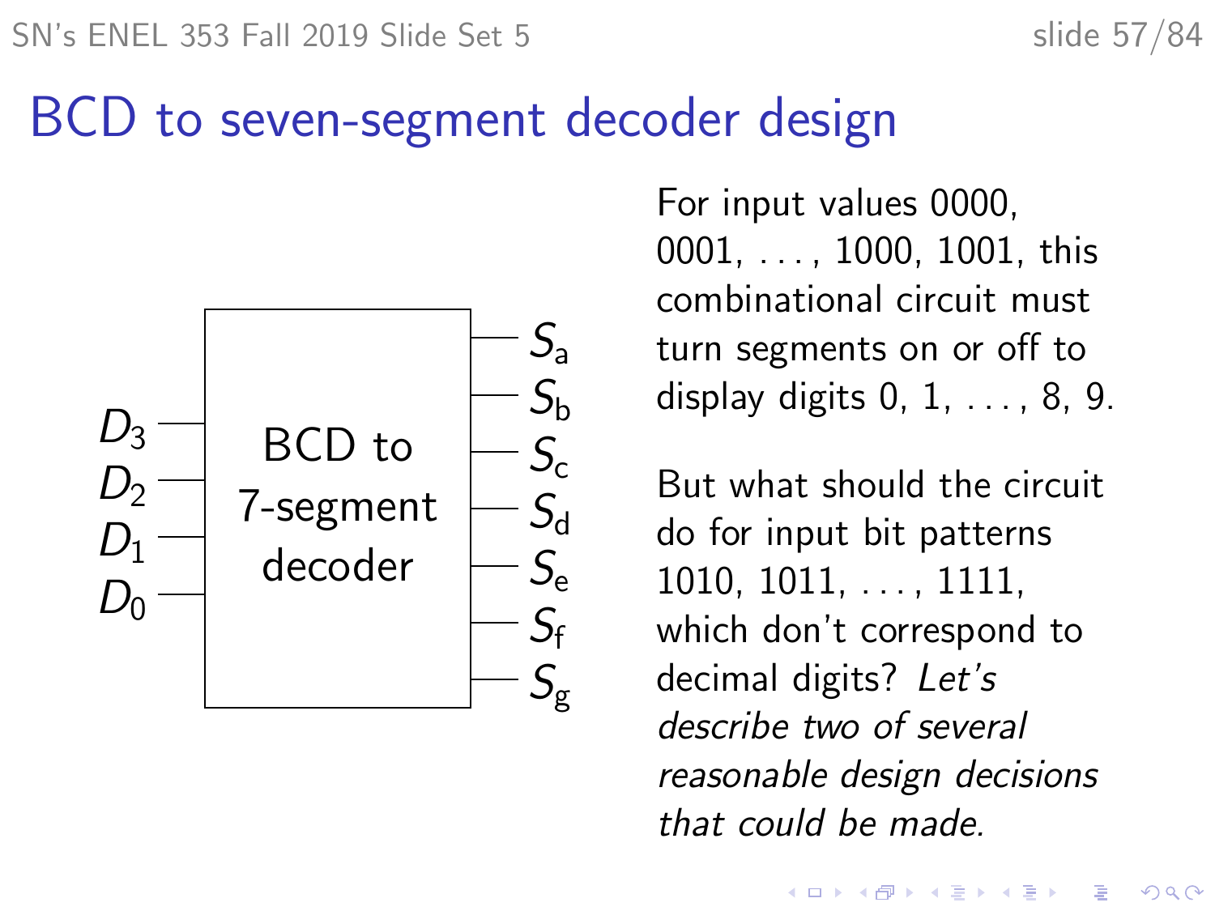# BCD to seven-segment decoder design

BCD to 7-segment decoder

Inputs: $D_3$, $D_2$, $D_1$, $D_0$

Outputs: $S_a$, $S_b$, $S_c$, $S_d$, $S_e$, $S_f$, $S_g$

For input values 0000, 0001, . . . , 1000, 1001, this combinational circuit must turn segments on or off to display digits 0, 1, . . . , 8, 9.

But what should the circuit do for input bit patterns 1010, 1011, . . . , 1111, which don't correspond to decimal digits? *Let's describe two of several reasonable design decisions that could be made.*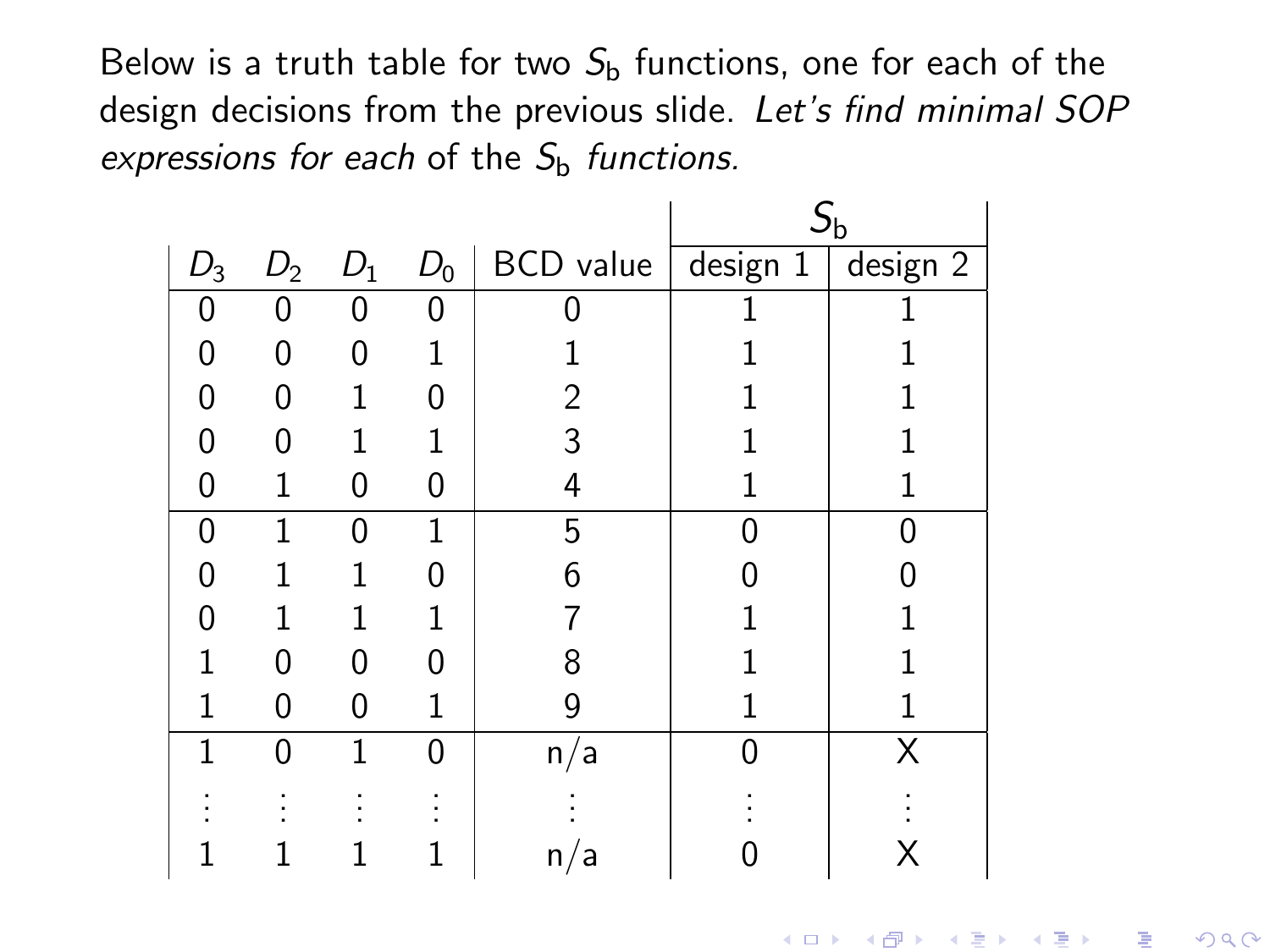Below is a truth table for two $S_\text{b}$ functions, one for each of the design decisions from the previous slide. *Let's find minimal SOP expressions for each* of the $S_\text{b}$ *functions.*

| $D_3$ | $D_2$ | $D_1$ | $D_0$ | BCD value | $S_\text{b}$ design 1 | $S_\text{b}$ design 2 |
|---|---|---|---|---|---|---|
| 0 | 0 | 0 | 0 | 0 | 1 | 1 |
| 0 | 0 | 0 | 1 | 1 | 1 | 1 |
| 0 | 0 | 1 | 0 | 2 | 1 | 1 |
| 0 | 0 | 1 | 1 | 3 | 1 | 1 |
| 0 | 1 | 0 | 0 | 4 | 1 | 1 |
| 0 | 1 | 0 | 1 | 5 | 0 | 0 |
| 0 | 1 | 1 | 0 | 6 | 0 | 0 |
| 0 | 1 | 1 | 1 | 7 | 1 | 1 |
| 1 | 0 | 0 | 0 | 8 | 1 | 1 |
| 1 | 0 | 0 | 1 | 9 | 1 | 1 |
| 1 | 0 | 1 | 0 | n/a | 0 | X |
| ⋮ | ⋮ | ⋮ | ⋮ | ⋮ | ⋮ | ⋮ |
| 1 | 1 | 1 | 1 | n/a | 0 | X |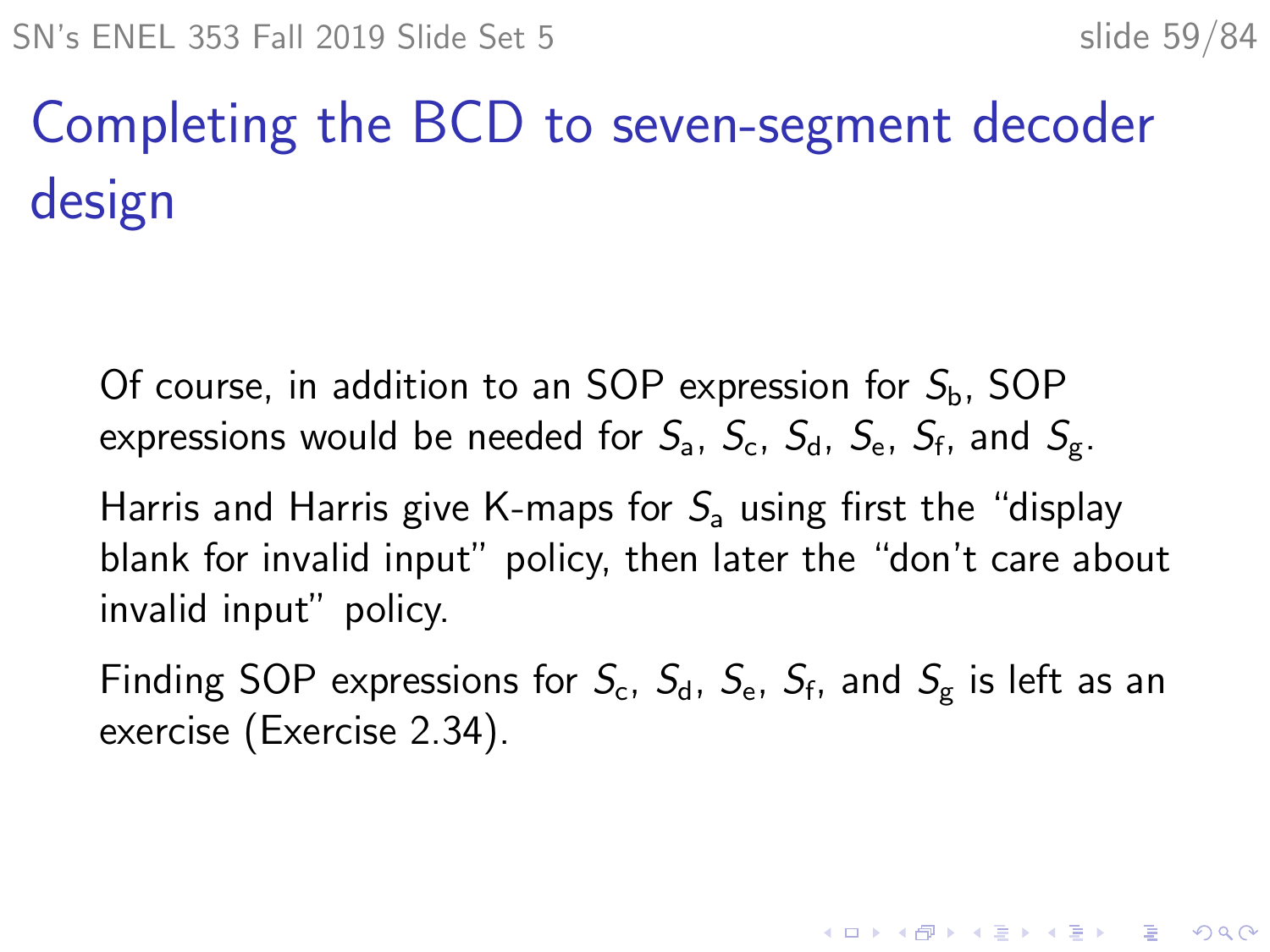# Completing the BCD to seven-segment decoder design

Of course, in addition to an SOP expression for $S_\mathrm{b}$, SOP expressions would be needed for $S_\mathrm{a}$, $S_\mathrm{c}$, $S_\mathrm{d}$, $S_\mathrm{e}$, $S_\mathrm{f}$, and $S_\mathrm{g}$.

Harris and Harris give K-maps for $S_\mathrm{a}$ using first the "display blank for invalid input" policy, then later the "don't care about invalid input" policy.

Finding SOP expressions for $S_\mathrm{c}$, $S_\mathrm{d}$, $S_\mathrm{e}$, $S_\mathrm{f}$, and $S_\mathrm{g}$ is left as an exercise (Exercise 2.34).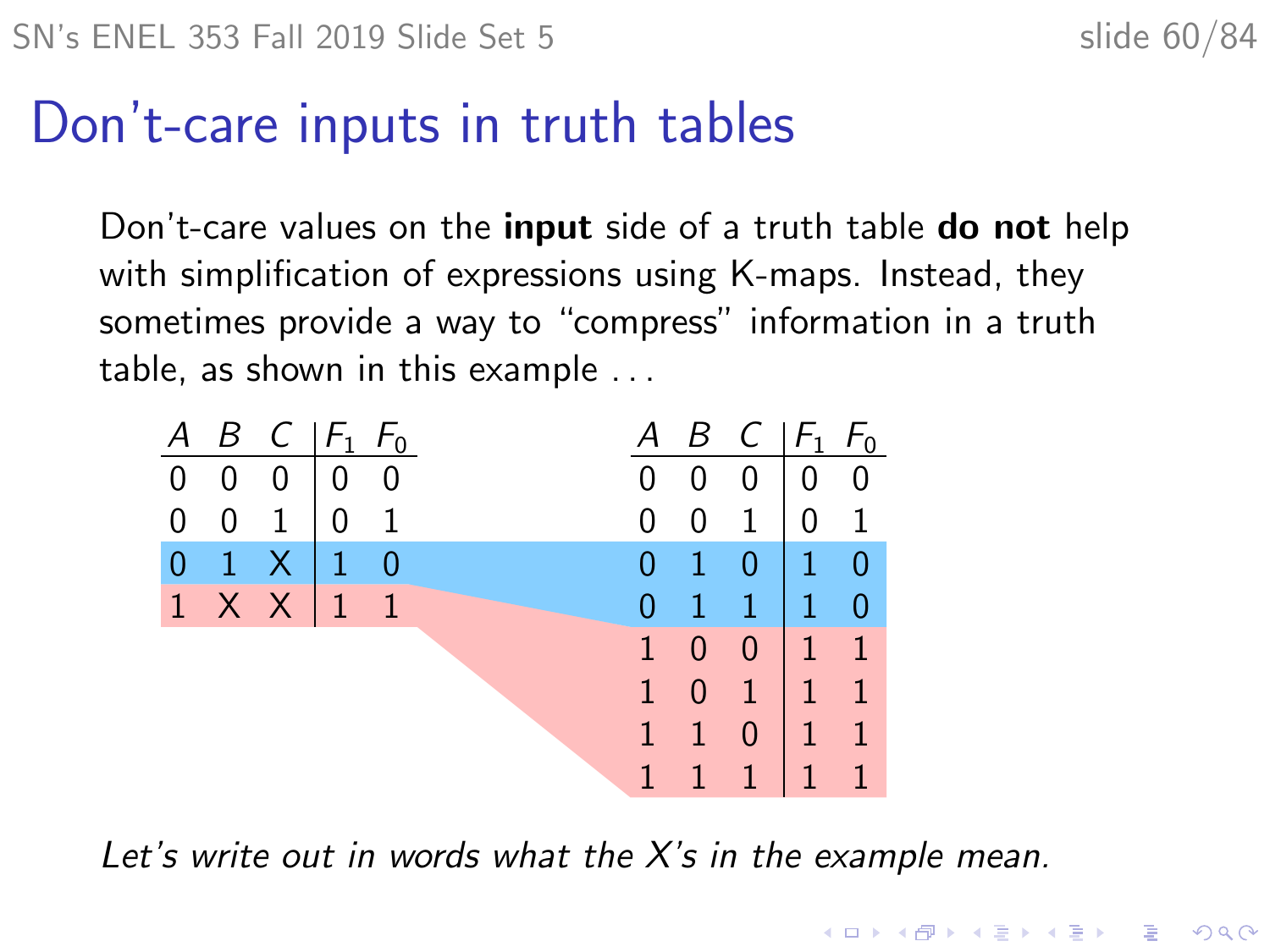# Don't-care inputs in truth tables

Don't-care values on the **input** side of a truth table **do not** help with simplification of expressions using K-maps. Instead, they sometimes provide a way to "compress" information in a truth table, as shown in this example . . .

| $A$ | $B$ | $C$ | $F_1$ | $F_0$ |
|---|---|---|---|---|
| 0 | 0 | 0 | 0 | 0 |
| 0 | 0 | 1 | 0 | 1 |
| 0 | 1 | X | 1 | 0 |
| 1 | X | X | 1 | 1 |

| $A$ | $B$ | $C$ | $F_1$ | $F_0$ |
|---|---|---|---|---|
| 0 | 0 | 0 | 0 | 0 |
| 0 | 0 | 1 | 0 | 1 |
| 0 | 1 | 0 | 1 | 0 |
| 0 | 1 | 1 | 1 | 0 |
| 1 | 0 | 0 | 1 | 1 |
| 1 | 0 | 1 | 1 | 1 |
| 1 | 1 | 0 | 1 | 1 |
| 1 | 1 | 1 | 1 | 1 |

*Let's write out in words what the X's in the example mean.*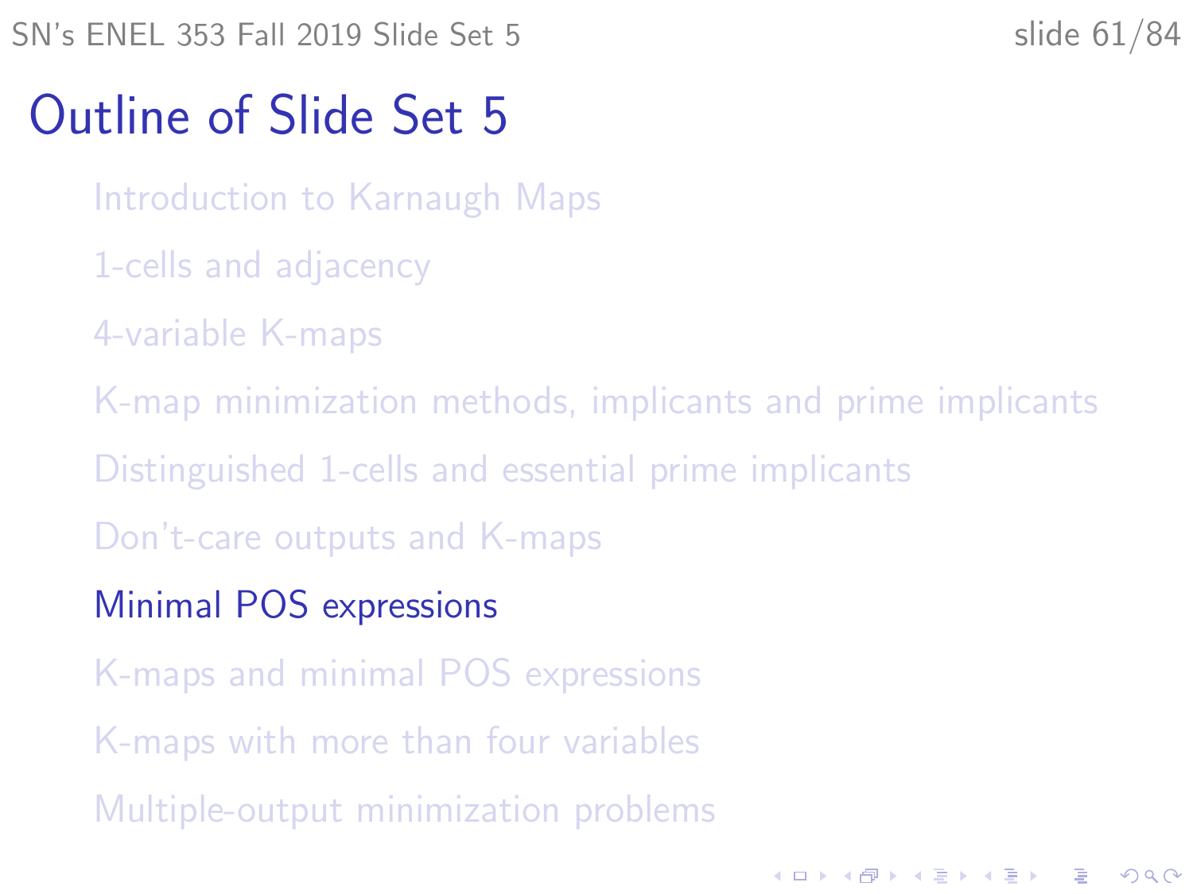# Outline of Slide Set 5

- Introduction to Karnaugh Maps
- 1-cells and adjacency
- 4-variable K-maps
- K-map minimization methods, implicants and prime implicants
- Distinguished 1-cells and essential prime implicants
- Don't-care outputs and K-maps
- **Minimal POS expressions**
- K-maps and minimal POS expressions
- K-maps with more than four variables
- Multiple-output minimization problems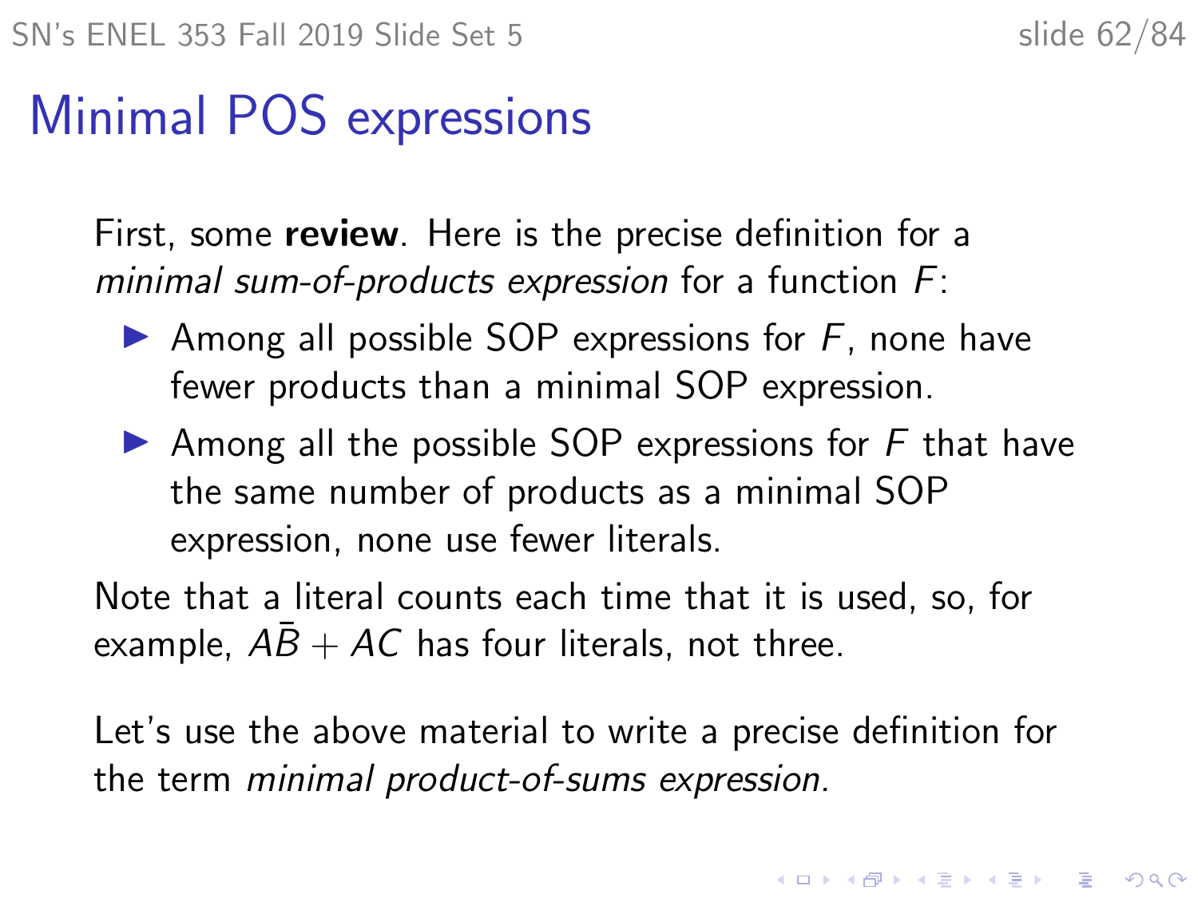# Minimal POS expressions

First, some **review**. Here is the precise definition for a *minimal sum-of-products expression* for a function $F$:

- Among all possible SOP expressions for $F$, none have fewer products than a minimal SOP expression.
- Among all the possible SOP expressions for $F$ that have the same number of products as a minimal SOP expression, none use fewer literals.

Note that a literal counts each time that it is used, so, for example, $A\bar{B} + AC$ has four literals, not three.

Let's use the above material to write a precise definition for the term *minimal product-of-sums expression.*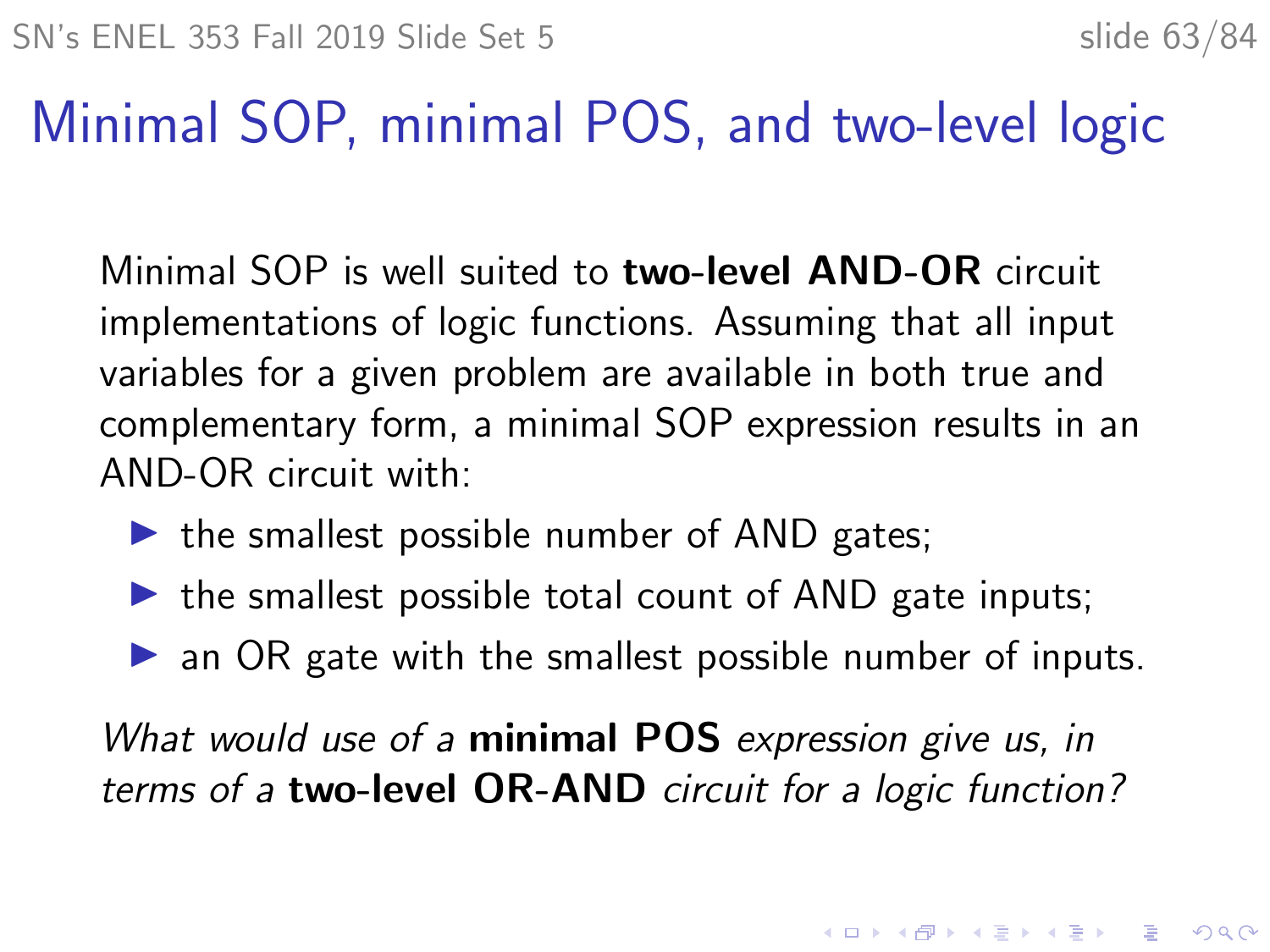# Minimal SOP, minimal POS, and two-level logic

Minimal SOP is well suited to **two-level AND-OR** circuit implementations of logic functions. Assuming that all input variables for a given problem are available in both true and complementary form, a minimal SOP expression results in an AND-OR circuit with:

- the smallest possible number of AND gates;
- the smallest possible total count of AND gate inputs;
- an OR gate with the smallest possible number of inputs.

*What would use of a* **minimal POS** *expression give us, in terms of a* **two-level OR-AND** *circuit for a logic function?*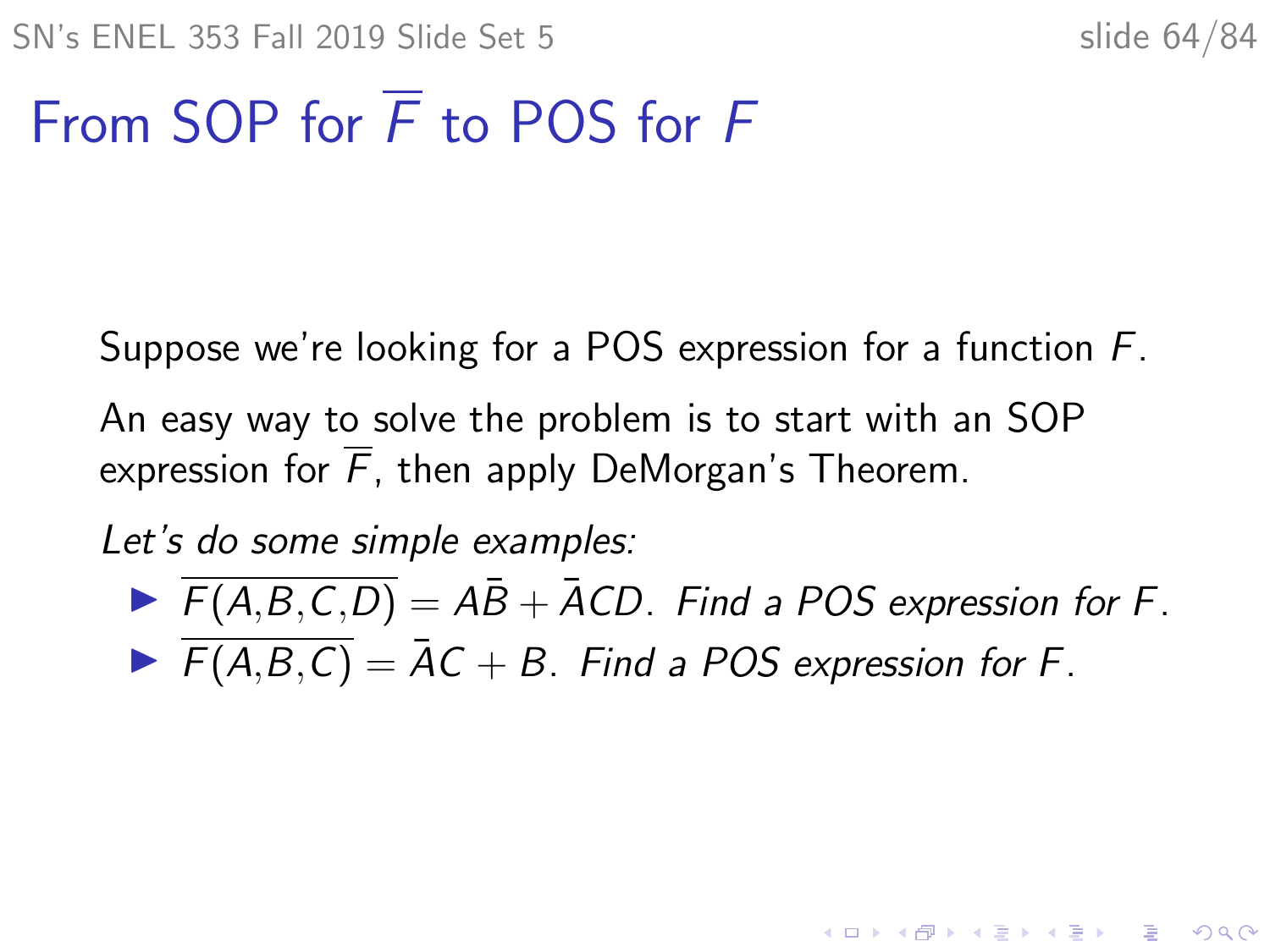# From SOP for $\overline{F}$ to POS for $F$

Suppose we're looking for a POS expression for a function $F$.

An easy way to solve the problem is to start with an SOP expression for $\overline{F}$, then apply DeMorgan's Theorem.

*Let's do some simple examples:*

- $\overline{F(A,B,C,D)} = A\bar{B} + \bar{A}CD$. *Find a POS expression for $F$.*
- $\overline{F(A,B,C)} = \bar{A}C + B$. *Find a POS expression for $F$.*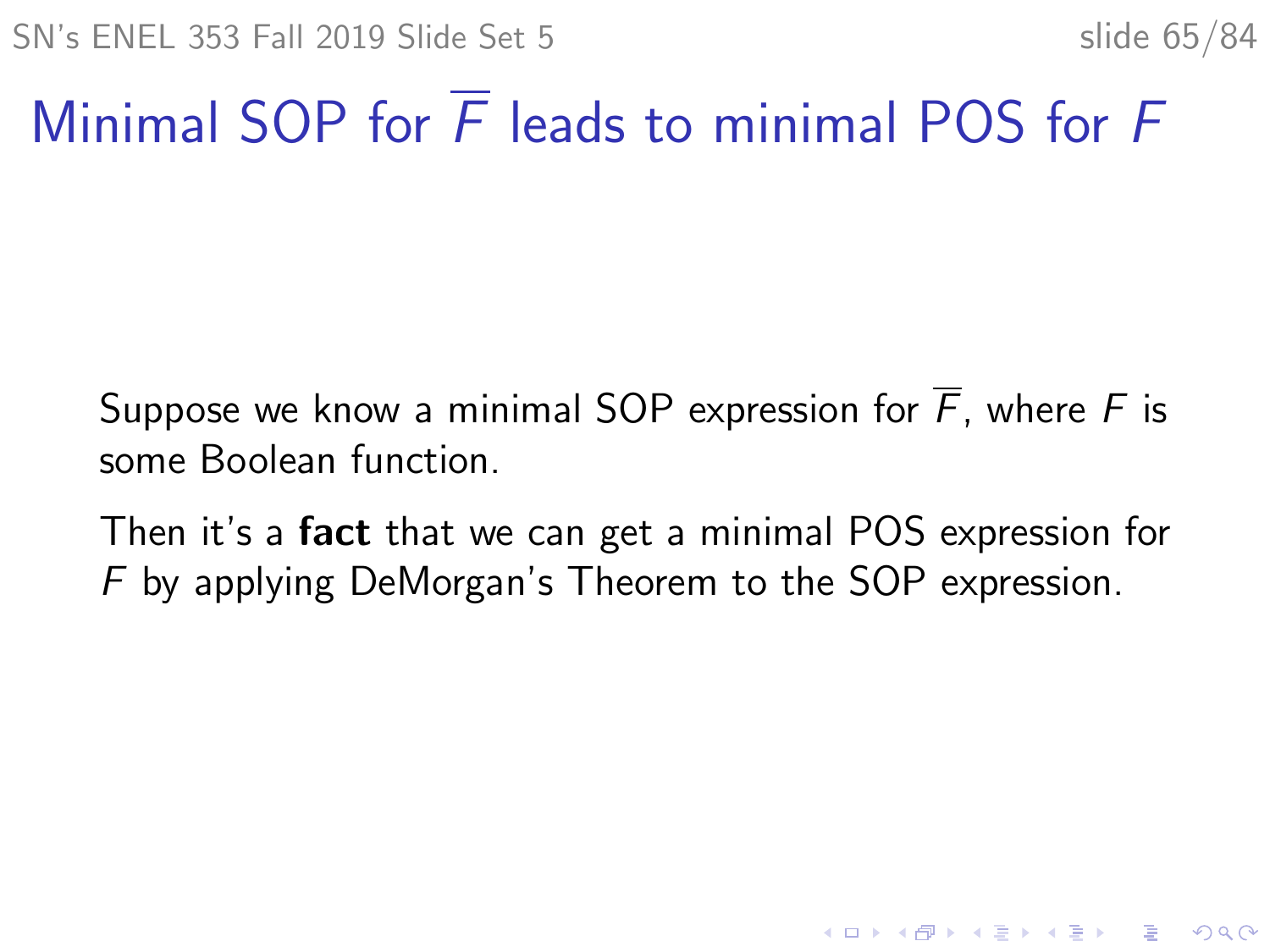# Minimal SOP for $\overline{F}$ leads to minimal POS for $F$

Suppose we know a minimal SOP expression for $\overline{F}$, where $F$ is some Boolean function.

Then it's a **fact** that we can get a minimal POS expression for $F$ by applying DeMorgan's Theorem to the SOP expression.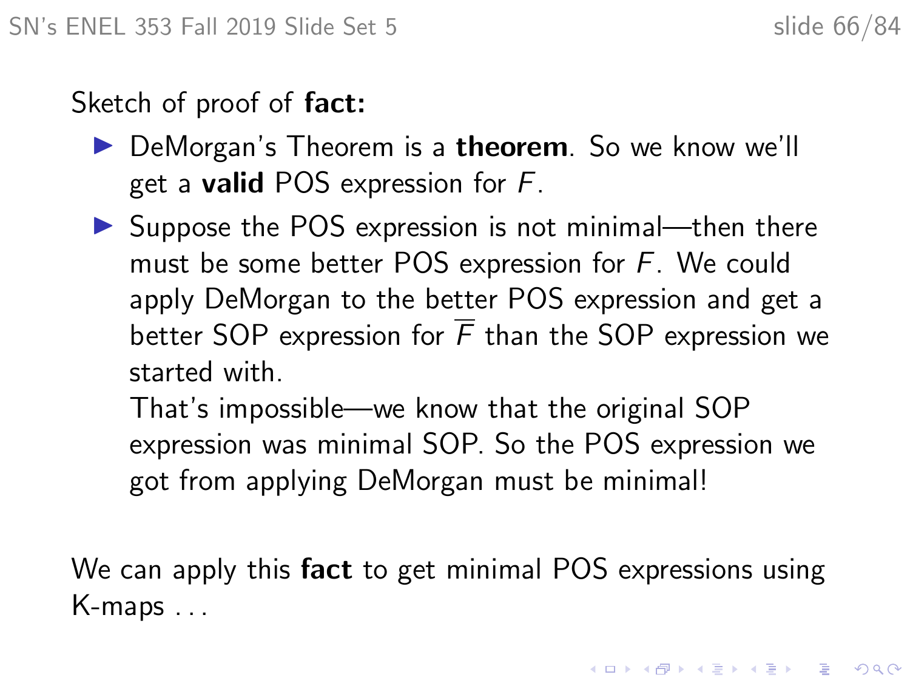Sketch of proof of **fact:**

- DeMorgan's Theorem is a **theorem**. So we know we'll get a **valid** POS expression for $F$.
- Suppose the POS expression is not minimal—then there must be some better POS expression for $F$. We could apply DeMorgan to the better POS expression and get a better SOP expression for $\overline{F}$ than the SOP expression we started with.

  That's impossible—we know that the original SOP expression was minimal SOP. So the POS expression we got from applying DeMorgan must be minimal!

We can apply this **fact** to get minimal POS expressions using K-maps . . .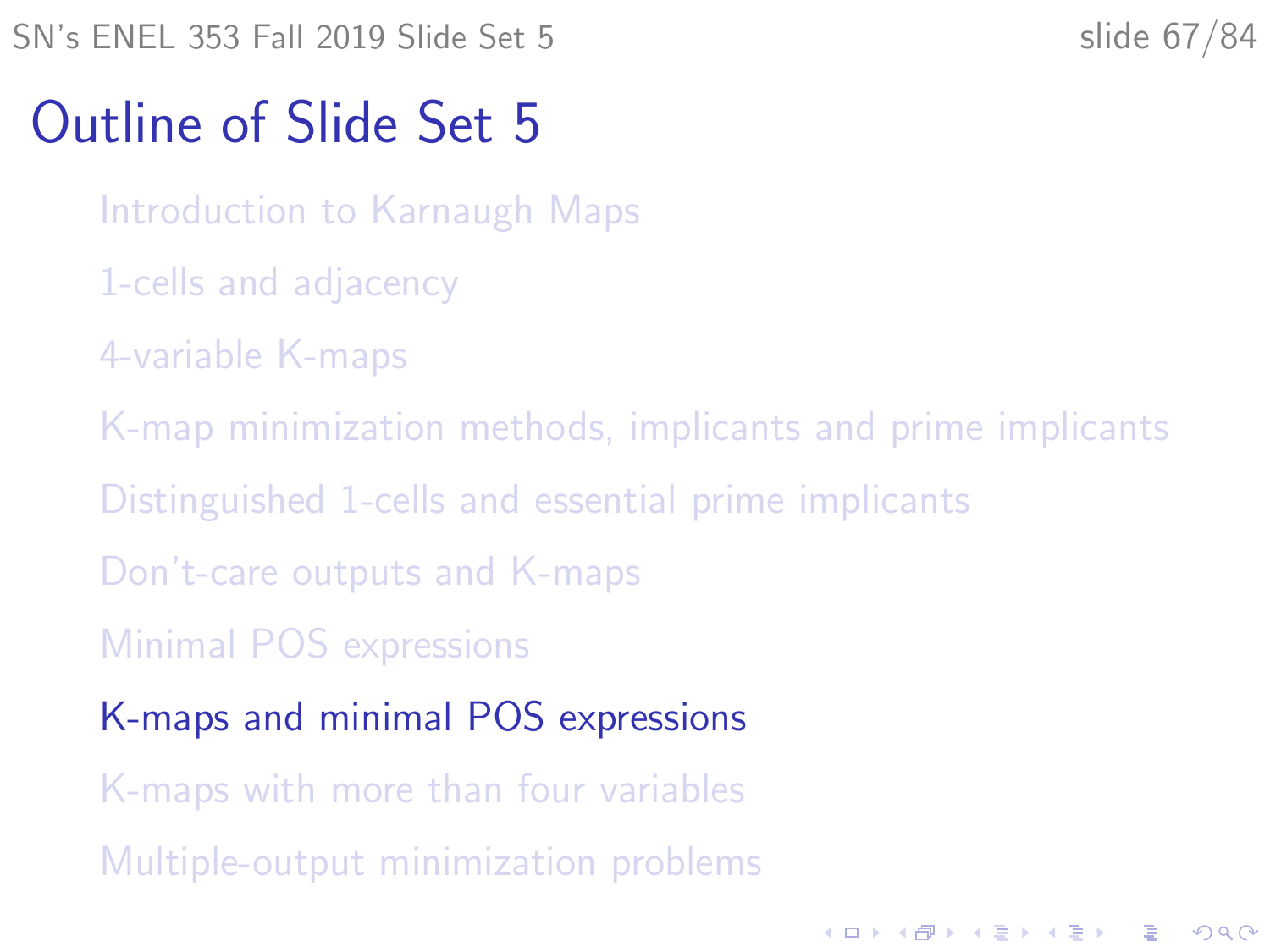# Outline of Slide Set 5

- Introduction to Karnaugh Maps
- 1-cells and adjacency
- 4-variable K-maps
- K-map minimization methods, implicants and prime implicants
- Distinguished 1-cells and essential prime implicants
- Don't-care outputs and K-maps
- Minimal POS expressions
- **K-maps and minimal POS expressions**
- K-maps with more than four variables
- Multiple-output minimization problems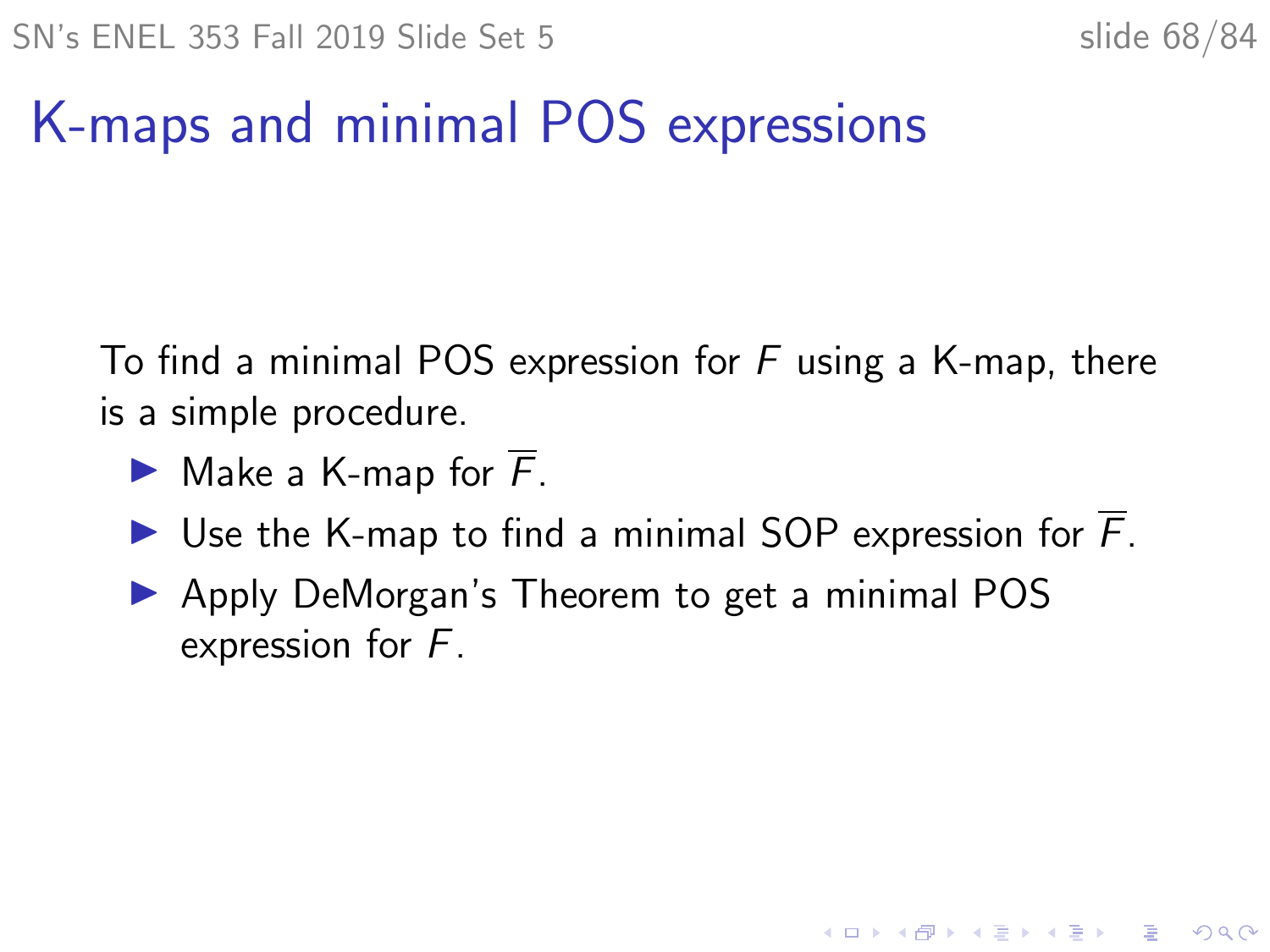# K-maps and minimal POS expressions

To find a minimal POS expression for $F$ using a K-map, there is a simple procedure.

- Make a K-map for $\overline{F}$.
- Use the K-map to find a minimal SOP expression for $\overline{F}$.
- Apply DeMorgan's Theorem to get a minimal POS expression for $F$.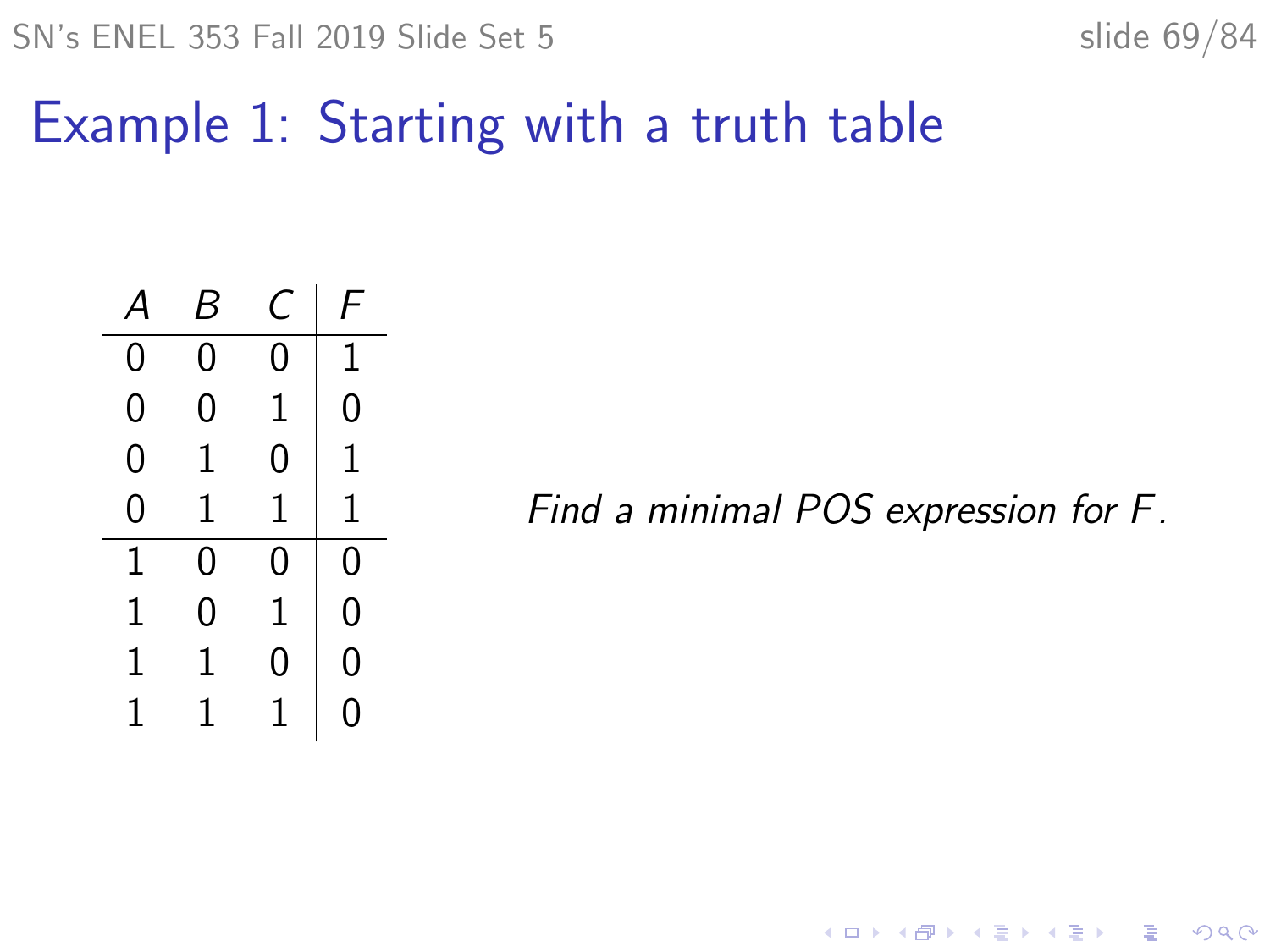# Example 1: Starting with a truth table

| $A$ | $B$ | $C$ | $F$ |
|---|---|---|---|
| 0 | 0 | 0 | 1 |
| 0 | 0 | 1 | 0 |
| 0 | 1 | 0 | 1 |
| 0 | 1 | 1 | 1 |
| 1 | 0 | 0 | 0 |
| 1 | 0 | 1 | 0 |
| 1 | 1 | 0 | 0 |
| 1 | 1 | 1 | 0 |

*Find a minimal POS expression for $F$.*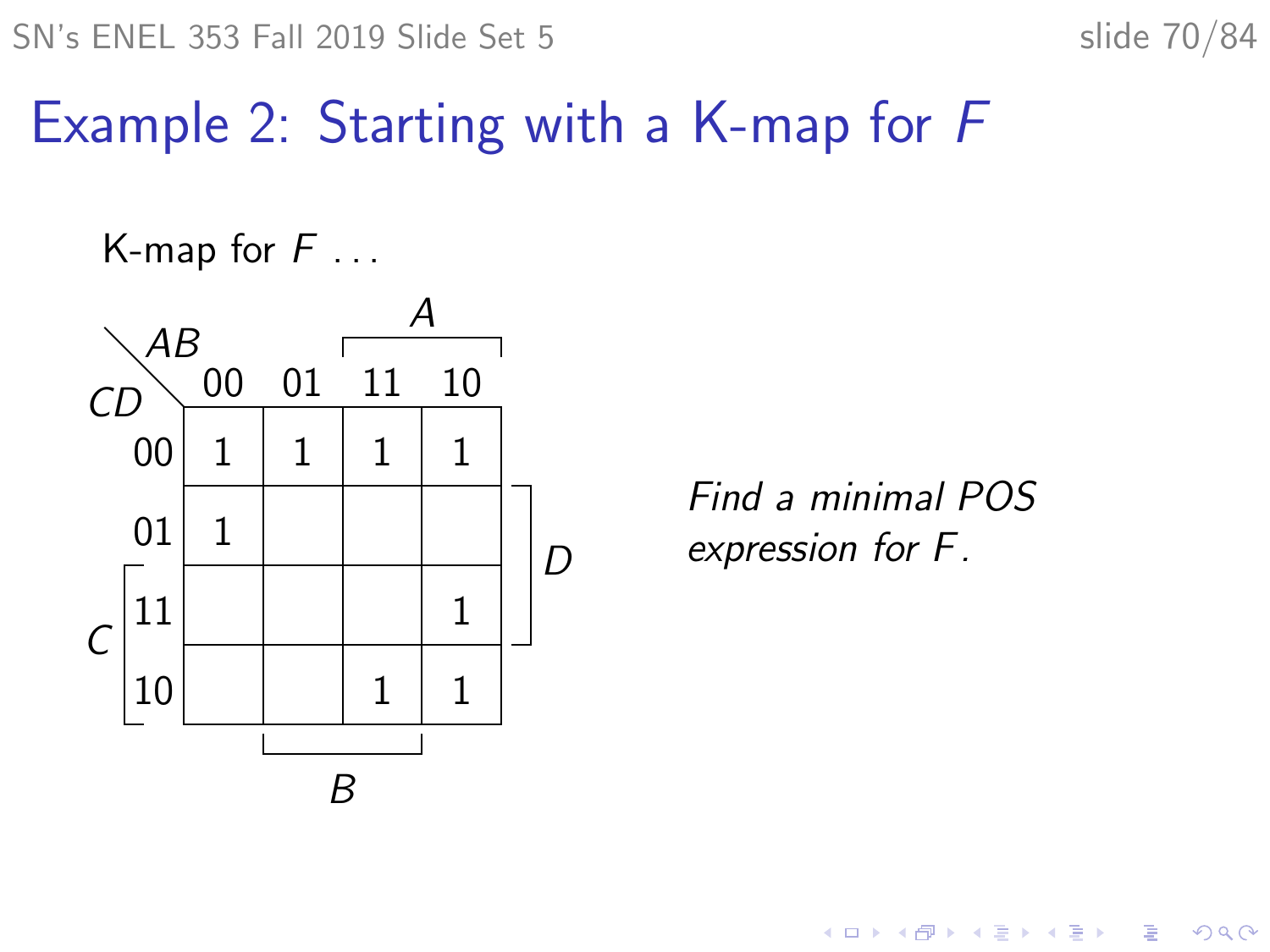# Example 2: Starting with a K-map for $F$

K-map for $F$ ...

| $CD \backslash AB$ | 00 | 01 | 11 | 10 |
|---|---|---|---|---|
| 00 | 1 | 1 | 1 | 1 |
| 01 | 1 | | | |
| 11 | | | | 1 |
| 10 | | | 1 | 1 |

*Find a minimal POS expression for $F$.*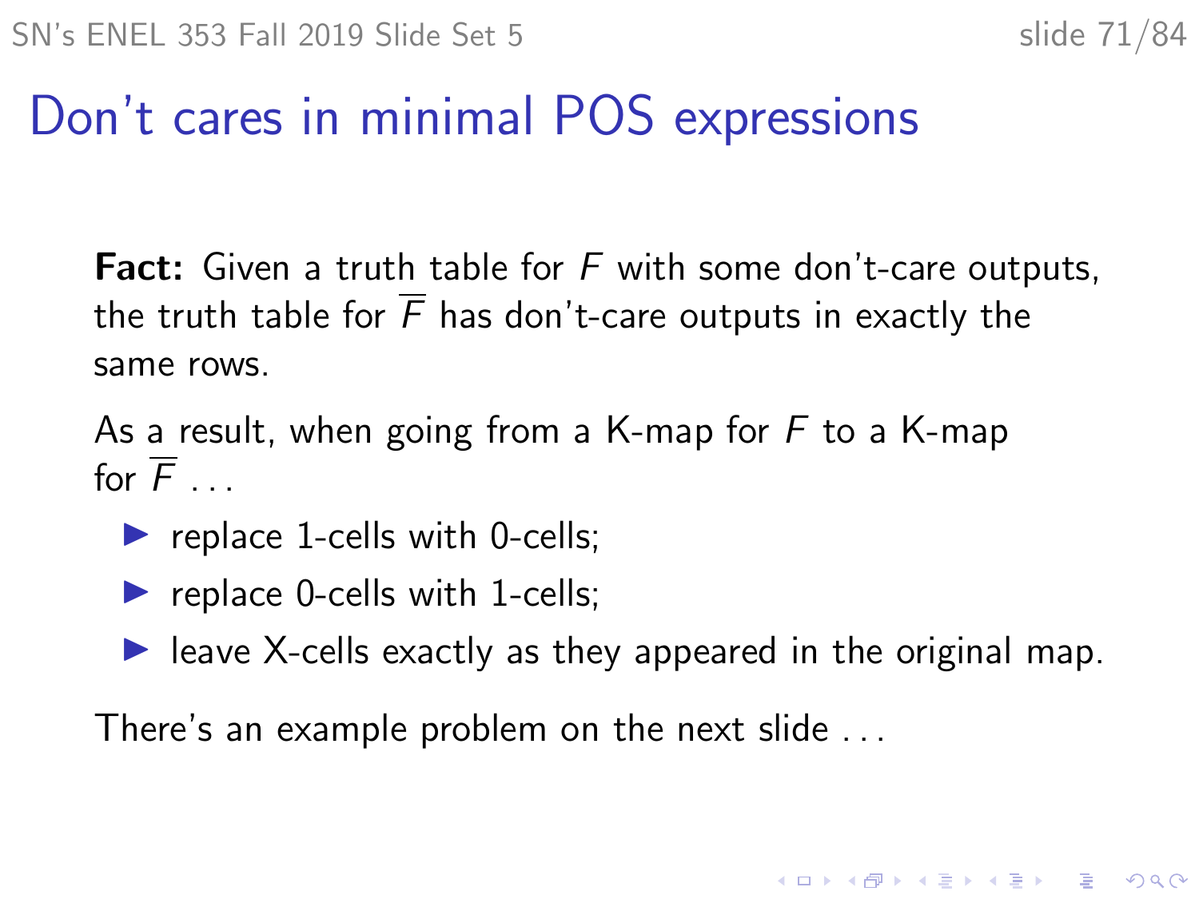# Don't cares in minimal POS expressions

**Fact:** Given a truth table for $F$ with some don't-care outputs, the truth table for $\overline{F}$ has don't-care outputs in exactly the same rows.

As a result, when going from a K-map for $F$ to a K-map for $\overline{F}$ ...

- replace 1-cells with 0-cells;
- replace 0-cells with 1-cells;
- leave X-cells exactly as they appeared in the original map.

There's an example problem on the next slide ...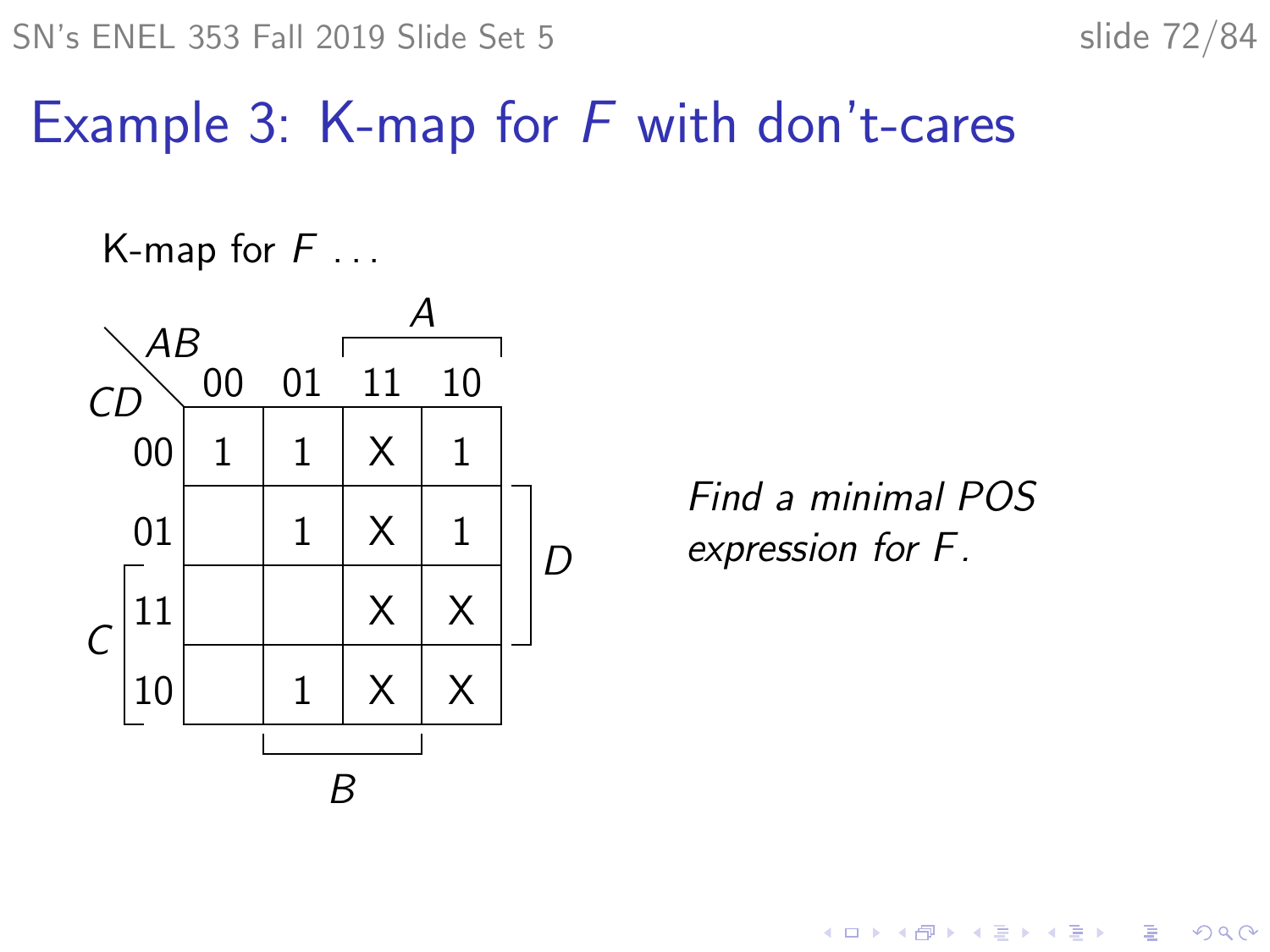# Example 3: K-map for $F$ with don't-cares

K-map for $F$ ...

| CD \ AB | 00 | 01 | 11 | 10 |
|---|---|---|---|---|
| 00 | 1 | 1 | X | 1 |
| 01 | | 1 | X | 1 |
| 11 | | | X | X |
| 10 | | 1 | X | X |

*Find a minimal POS expression for $F$.*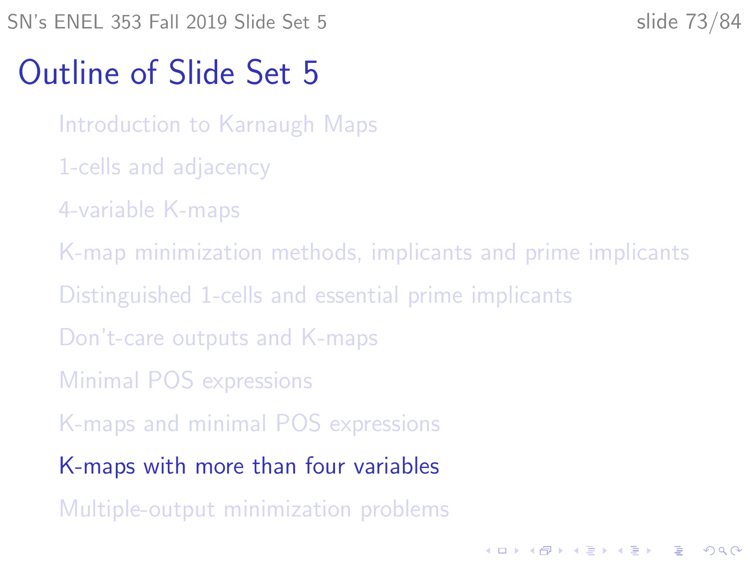# Outline of Slide Set 5

- Introduction to Karnaugh Maps
- 1-cells and adjacency
- 4-variable K-maps
- K-map minimization methods, implicants and prime implicants
- Distinguished 1-cells and essential prime implicants
- Don't-care outputs and K-maps
- Minimal POS expressions
- K-maps and minimal POS expressions
- **K-maps with more than four variables**
- Multiple-output minimization problems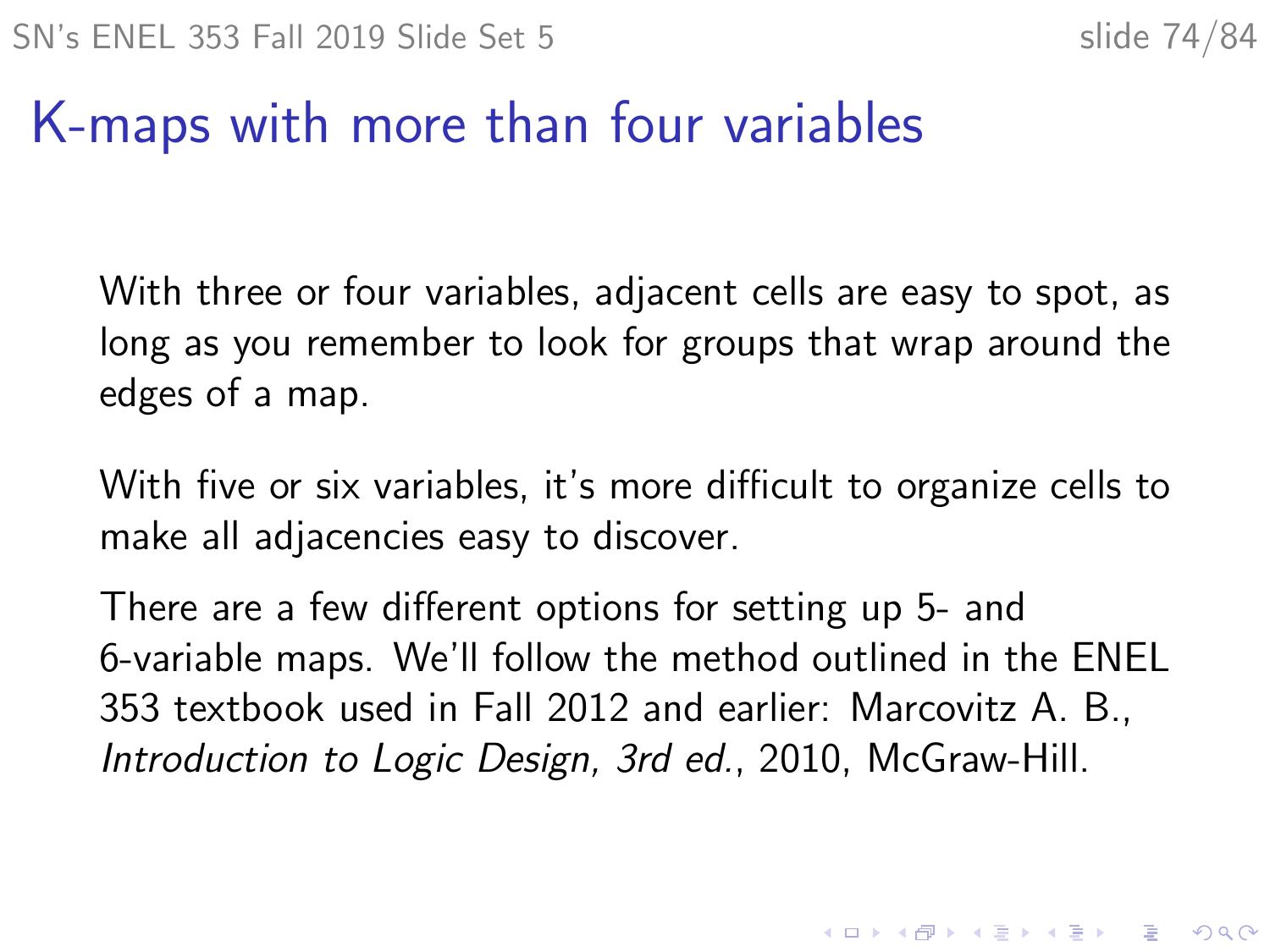# K-maps with more than four variables

With three or four variables, adjacent cells are easy to spot, as long as you remember to look for groups that wrap around the edges of a map.

With five or six variables, it's more difficult to organize cells to make all adjacencies easy to discover.

There are a few different options for setting up 5- and 6-variable maps. We'll follow the method outlined in the ENEL 353 textbook used in Fall 2012 and earlier: Marcovitz A. B., *Introduction to Logic Design, 3rd ed.*, 2010, McGraw-Hill.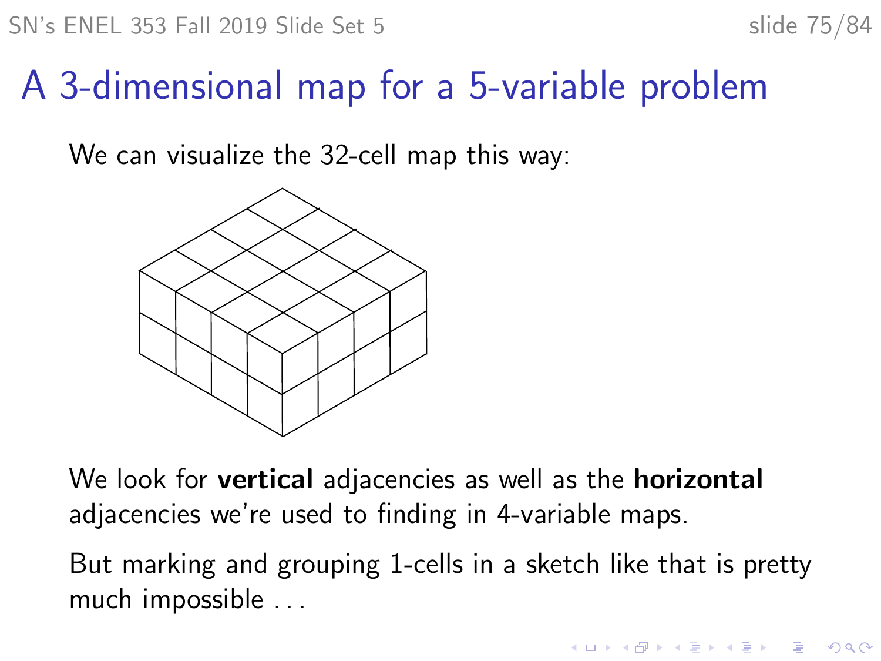# A 3-dimensional map for a 5-variable problem

We can visualize the 32-cell map this way:

We look for **vertical** adjacencies as well as the **horizontal** adjacencies we're used to finding in 4-variable maps.

But marking and grouping 1-cells in a sketch like that is pretty much impossible . . .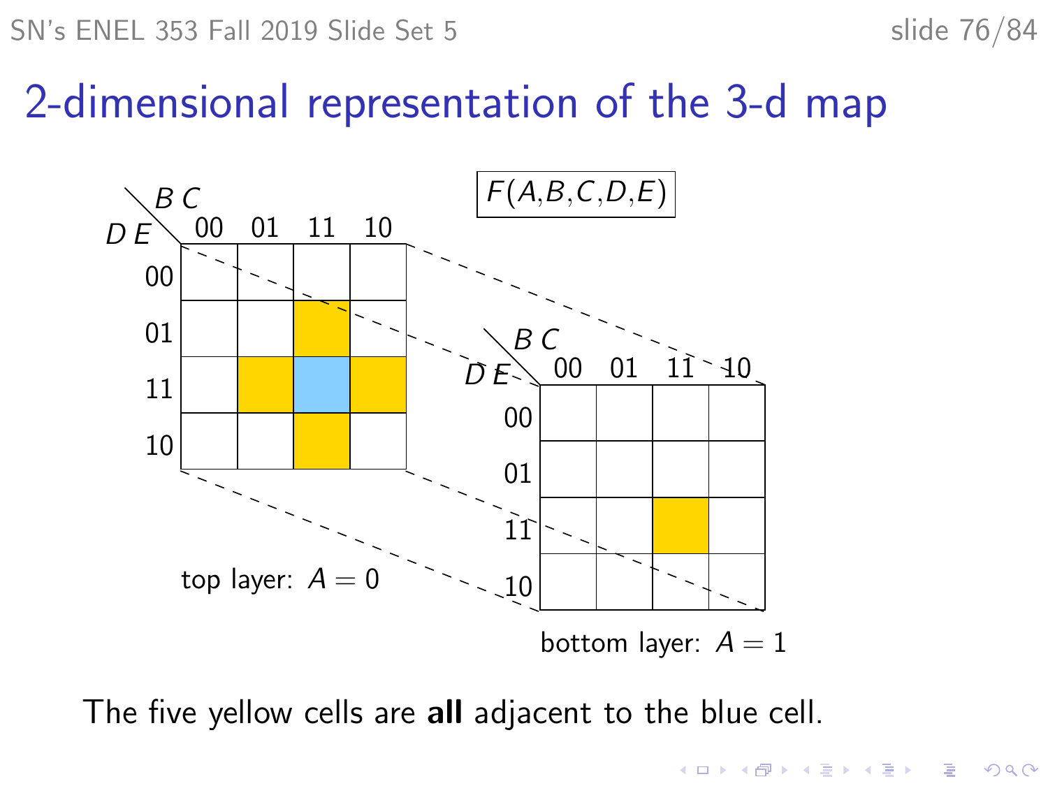# 2-dimensional representation of the 3-d map

$F(A,B,C,D,E)$

**top layer: $A = 0$**

| DE \ BC | 00 | 01 | 11 | 10 |
|---|---|---|---|---|
| 00 | | | | |
| 01 | | | yellow | |
| 11 | | yellow | blue | yellow |
| 10 | | | yellow | |

**bottom layer: $A = 1$**

| DE \ BC | 00 | 01 | 11 | 10 |
|---|---|---|---|---|
| 00 | | | | |
| 01 | | | | |
| 11 | | | yellow | |
| 10 | | | | |

The five yellow cells are **all** adjacent to the blue cell.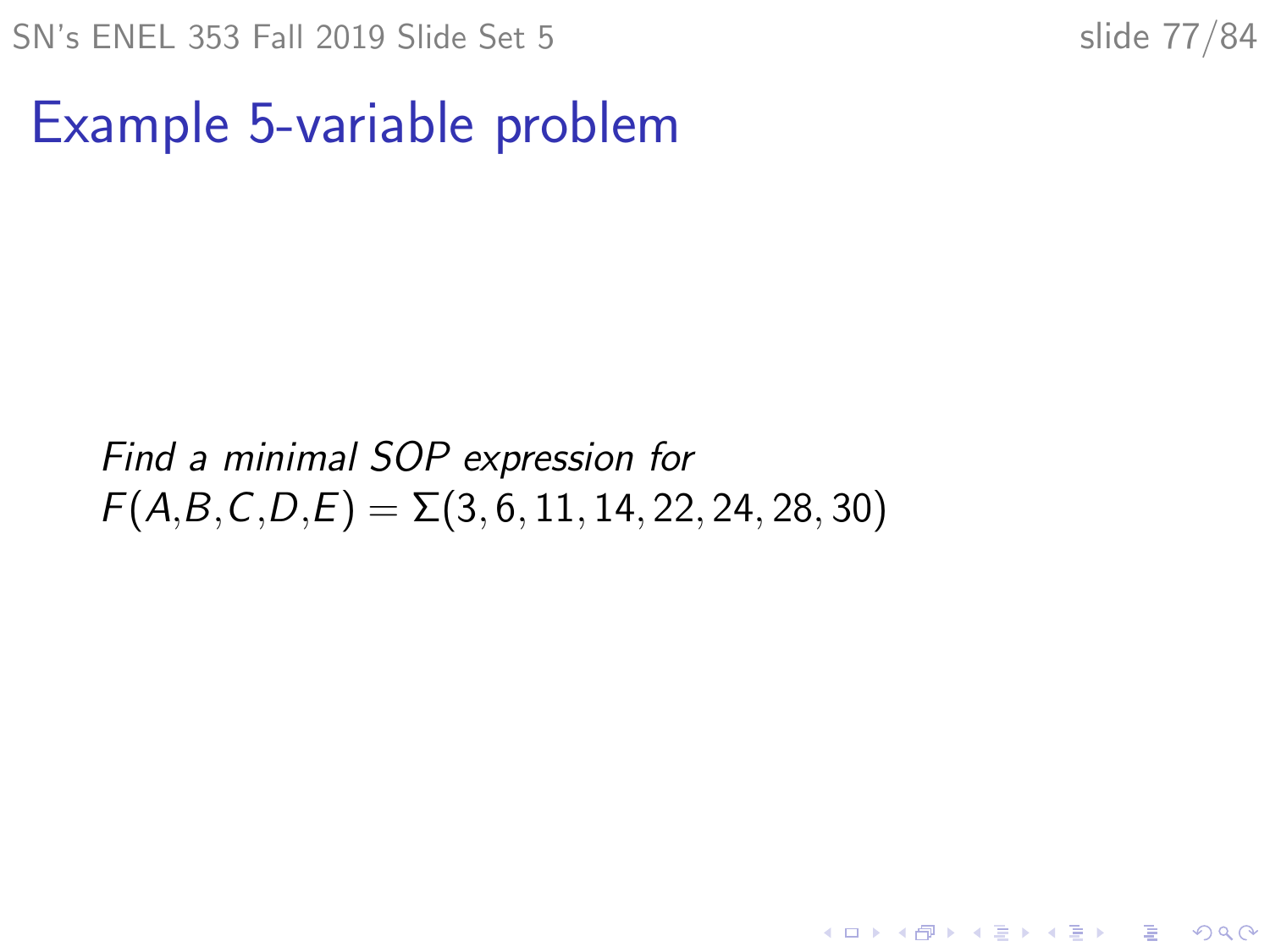# Example 5-variable problem

*Find a minimal SOP expression for*
$F(A,B,C,D,E) = \Sigma(3, 6, 11, 14, 22, 24, 28, 30)$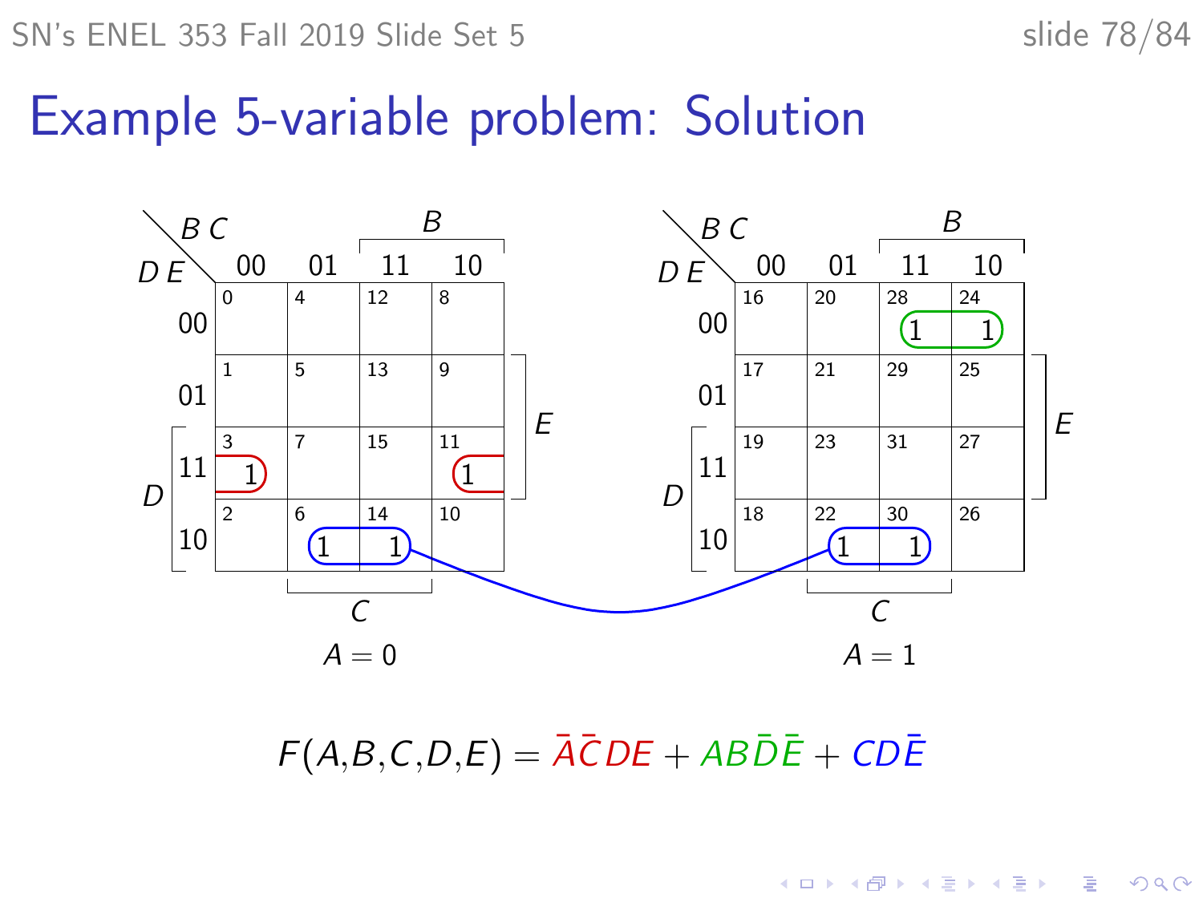# Example 5-variable problem: Solution

**A = 0**

| DE \ BC | 00 | 01 | 11 | 10 |
|---|---|---|---|---|
| 00 | 0 | 4 | 12 | 8 |
| 01 | 1 | 5 | 13 | 9 |
| 11 | 3: 1 | 7 | 15 | 11: 1 |
| 10 | 2 | 6: 1 | 14: 1 | 10 |

**A = 1**

| DE \ BC | 00 | 01 | 11 | 10 |
|---|---|---|---|---|
| 00 | 16 | 20 | 28: 1 | 24: 1 |
| 01 | 17 | 21 | 29 | 25 |
| 11 | 19 | 23 | 31 | 27 |
| 10 | 18 | 22: 1 | 30: 1 | 26 |

$$F(A,B,C,D,E) = \bar{A}\bar{C}DE + AB\bar{D}\bar{E} + CD\bar{E}$$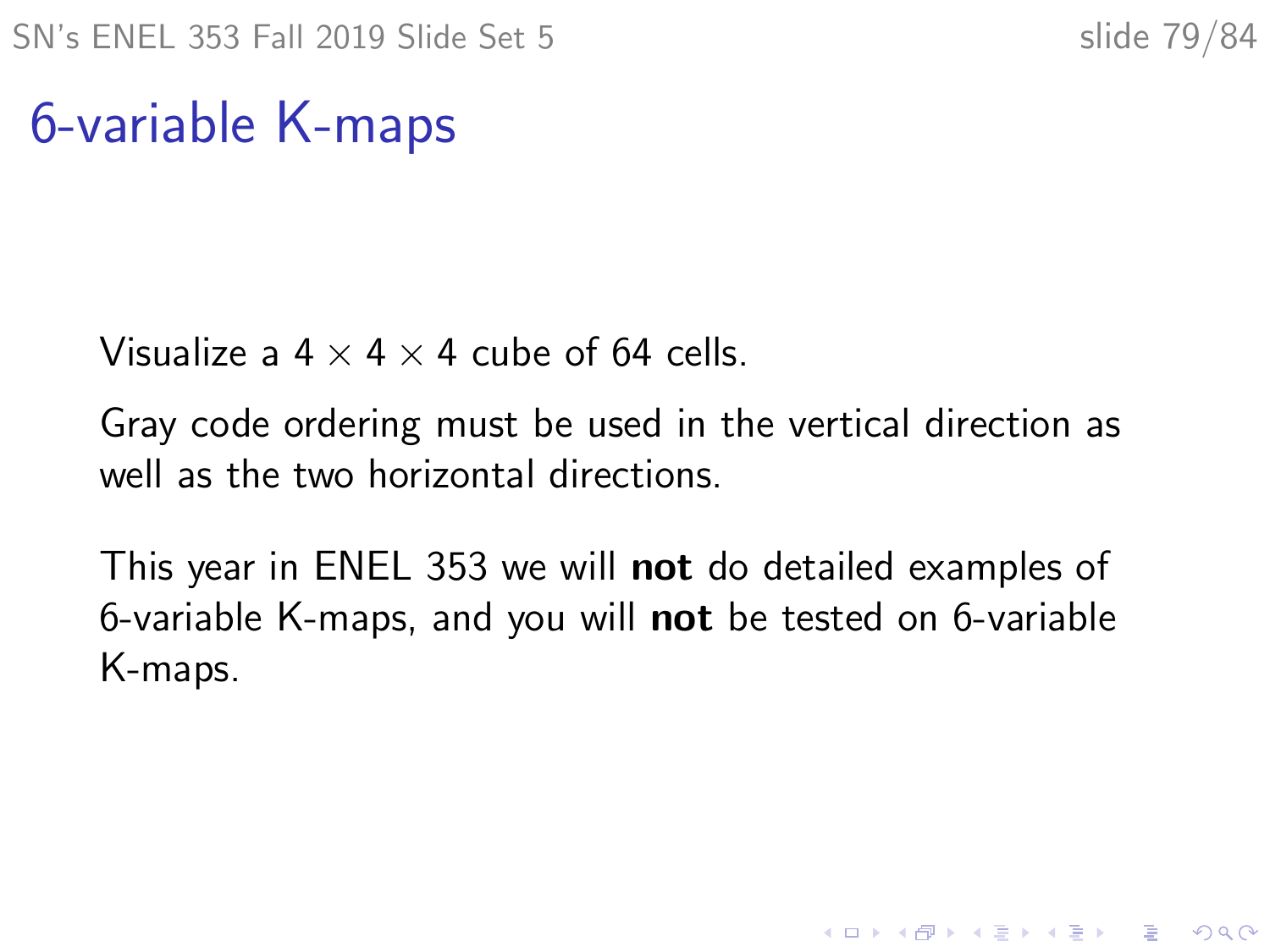# 6-variable K-maps

Visualize a $4 \times 4 \times 4$ cube of 64 cells.

Gray code ordering must be used in the vertical direction as well as the two horizontal directions.

This year in ENEL 353 we will **not** do detailed examples of 6-variable K-maps, and you will **not** be tested on 6-variable K-maps.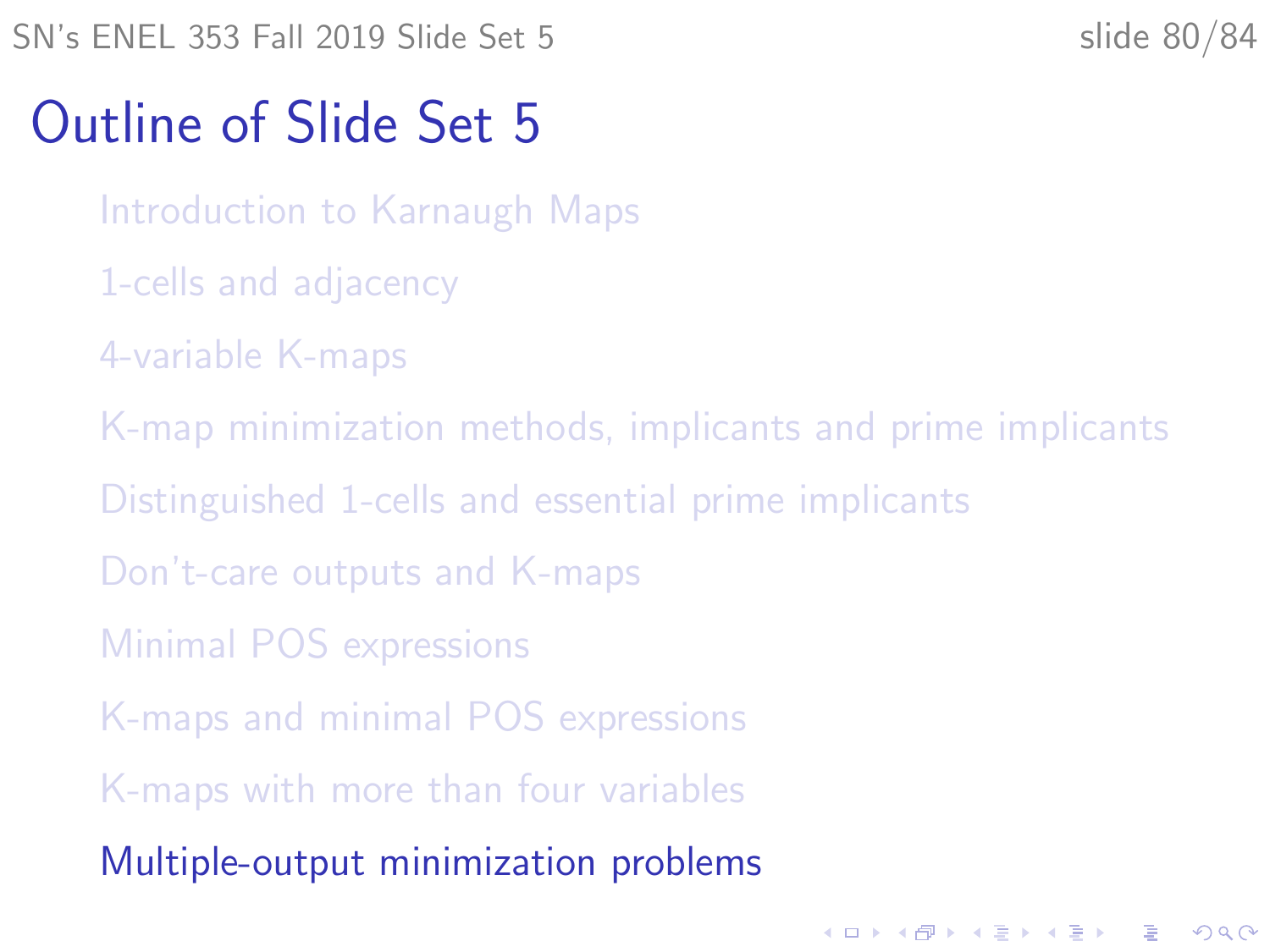# Outline of Slide Set 5

- Introduction to Karnaugh Maps
- 1-cells and adjacency
- 4-variable K-maps
- K-map minimization methods, implicants and prime implicants
- Distinguished 1-cells and essential prime implicants
- Don't-care outputs and K-maps
- Minimal POS expressions
- K-maps and minimal POS expressions
- K-maps with more than four variables
- **Multiple-output minimization problems**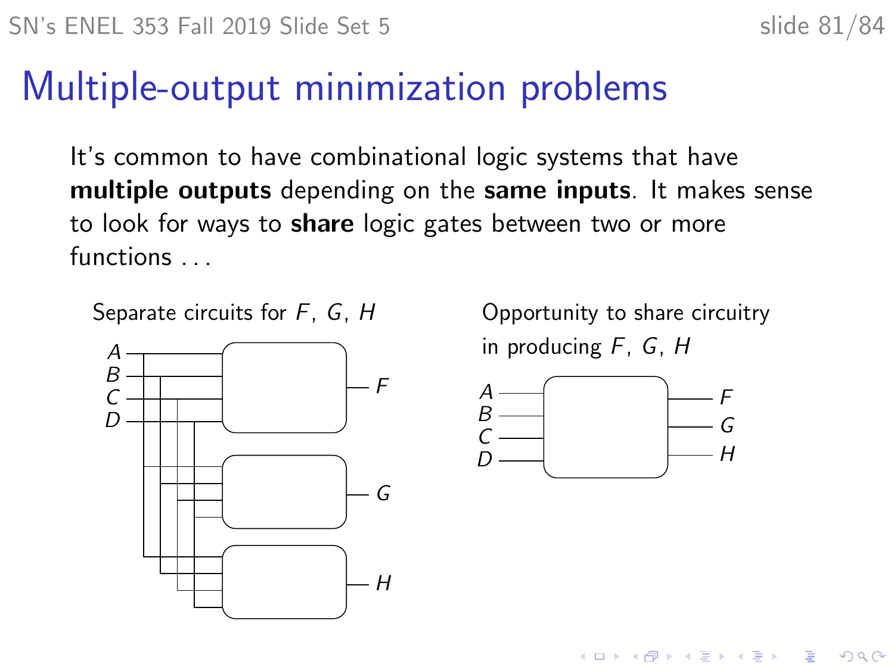# Multiple-output minimization problems

It's common to have combinational logic systems that have **multiple outputs** depending on the **same inputs**. It makes sense to look for ways to **share** logic gates between two or more functions ...

Separate circuits for $F$, $G$, $H$

Opportunity to share circuitry in producing $F$, $G$, $H$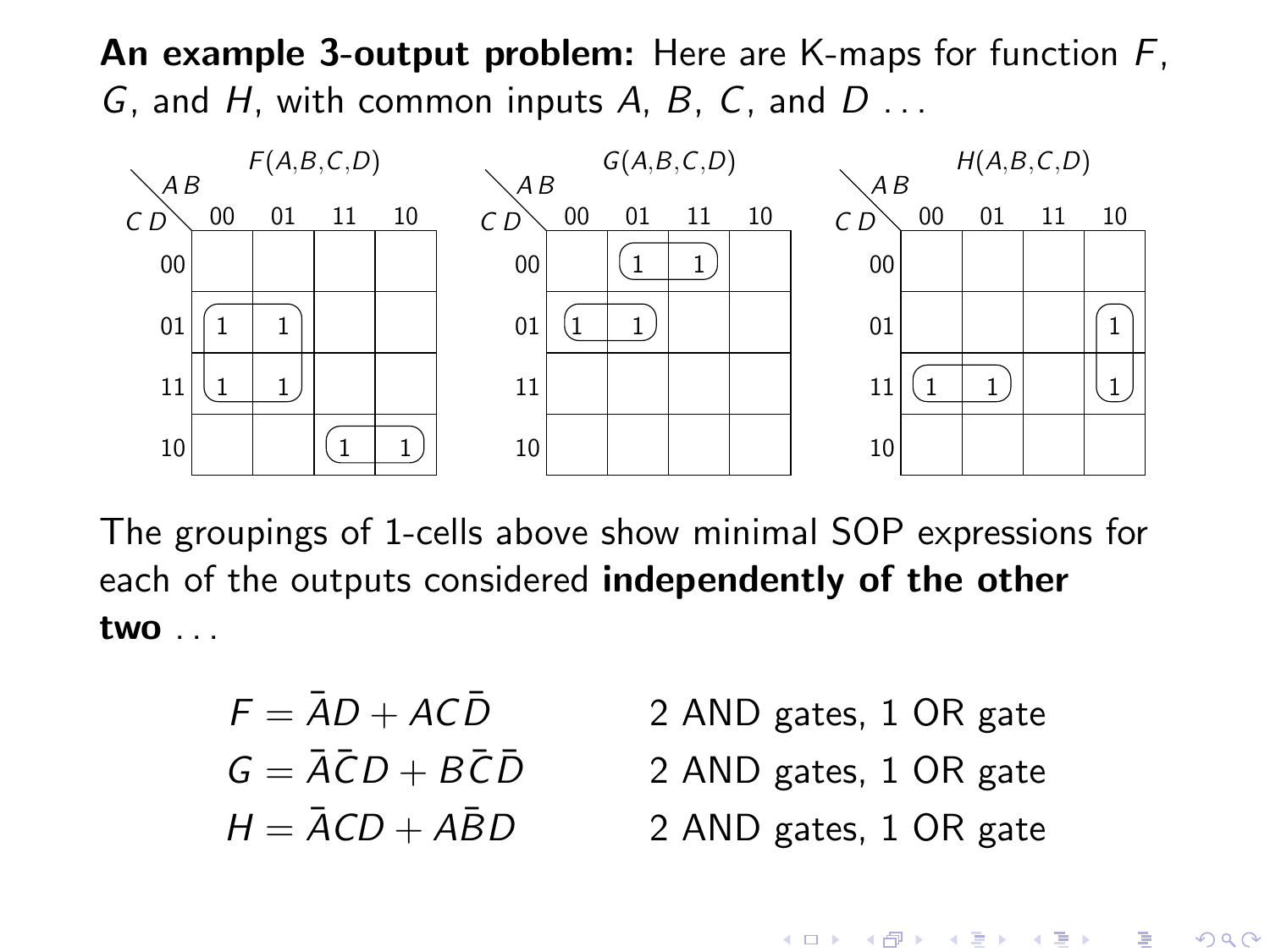**An example 3-output problem:** Here are K-maps for function $F$, $G$, and $H$, with common inputs $A$, $B$, $C$, and $D$ . . .

$F(A,B,C,D)$

| CD \ AB | 00 | 01 | 11 | 10 |
|---|---|---|---|---|
| 00 | | | | |
| 01 | 1 | 1 | | |
| 11 | 1 | 1 | | |
| 10 | | | 1 | 1 |

$G(A,B,C,D)$

| CD \ AB | 00 | 01 | 11 | 10 |
|---|---|---|---|---|
| 00 | | 1 | 1 | |
| 01 | 1 | 1 | | |
| 11 | | | | |
| 10 | | | | |

$H(A,B,C,D)$

| CD \ AB | 00 | 01 | 11 | 10 |
|---|---|---|---|---|
| 00 | | | | |
| 01 | | | | 1 |
| 11 | 1 | 1 | | 1 |
| 10 | | | | |

The groupings of 1-cells above show minimal SOP expressions for each of the outputs considered **independently of the other two** . . .

| | |
|---|---|
| $F = \bar{A}D + AC\bar{D}$ | 2 AND gates, 1 OR gate |
| $G = \bar{A}\bar{C}D + B\bar{C}\bar{D}$ | 2 AND gates, 1 OR gate |
| $H = \bar{A}CD + A\bar{B}D$ | 2 AND gates, 1 OR gate |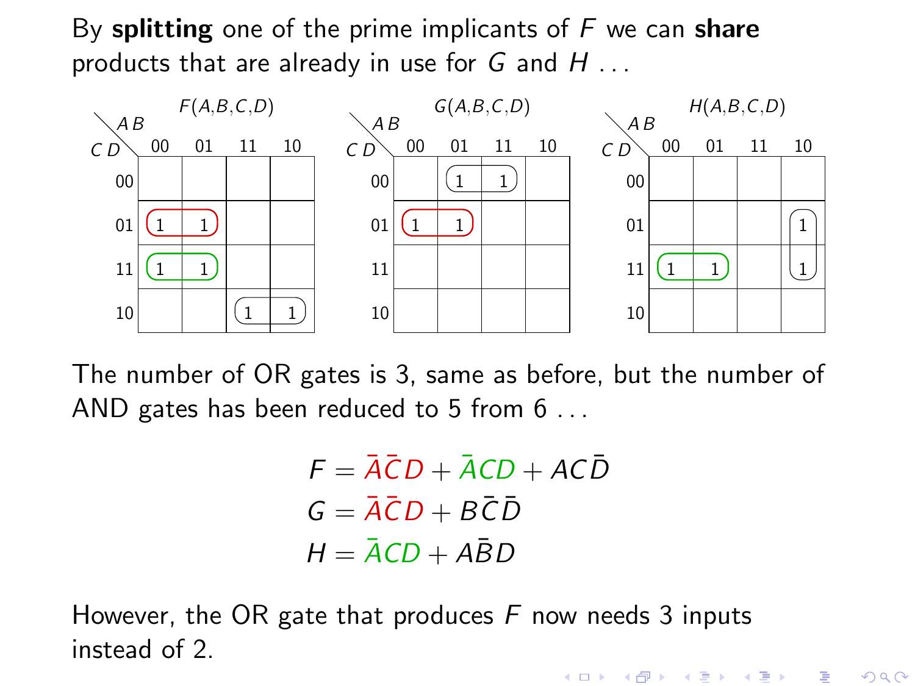By **splitting** one of the prime implicants of $F$ we can **share** products that are already in use for $G$ and $H$ . . .

$F(A,B,C,D)$

| CD \ AB | 00 | 01 | 11 | 10 |
|---|---|---|---|---|
| 00 | | | | |
| 01 | 1 | 1 | | |
| 11 | 1 | 1 | | |
| 10 | | | 1 | 1 |

$G(A,B,C,D)$

| CD \ AB | 00 | 01 | 11 | 10 |
|---|---|---|---|---|
| 00 | | 1 | 1 | |
| 01 | 1 | 1 | | |
| 11 | | | | |
| 10 | | | | |

$H(A,B,C,D)$

| CD \ AB | 00 | 01 | 11 | 10 |
|---|---|---|---|---|
| 00 | | | | |
| 01 | | | | 1 |
| 11 | 1 | 1 | | 1 |
| 10 | | | | |

The number of OR gates is 3, same as before, but the number of AND gates has been reduced to 5 from 6 . . .

$$F = \bar{A}\bar{C}D + \bar{A}CD + AC\bar{D}$$
$$G = \bar{A}\bar{C}D + B\bar{C}\bar{D}$$
$$H = \bar{A}CD + A\bar{B}D$$

However, the OR gate that produces $F$ now needs 3 inputs instead of 2.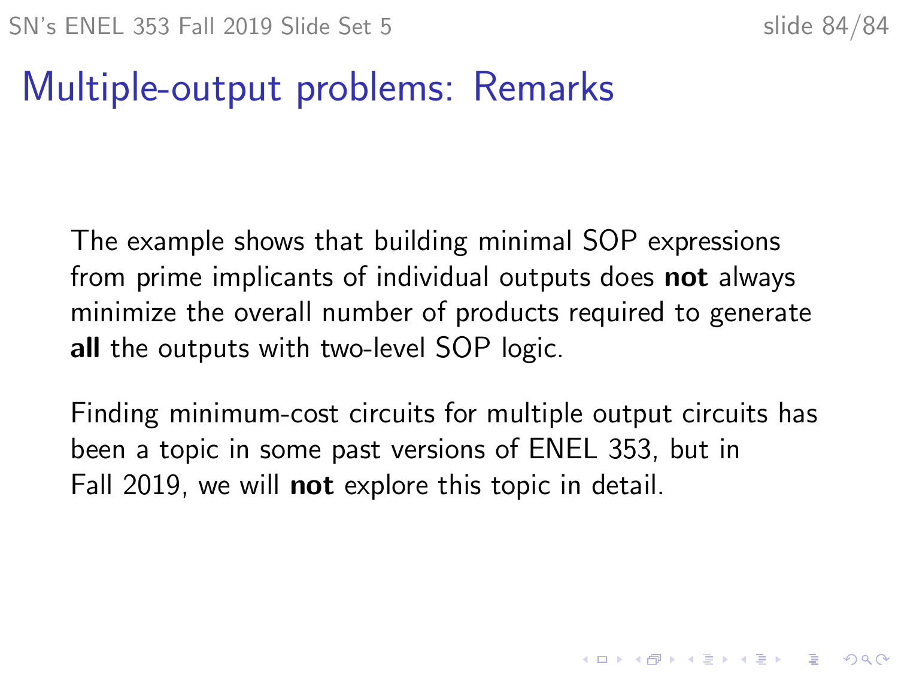# Multiple-output problems: Remarks

The example shows that building minimal SOP expressions from prime implicants of individual outputs does **not** always minimize the overall number of products required to generate **all** the outputs with two-level SOP logic.

Finding minimum-cost circuits for multiple output circuits has been a topic in some past versions of ENEL 353, but in Fall 2019, we will **not** explore this topic in detail.